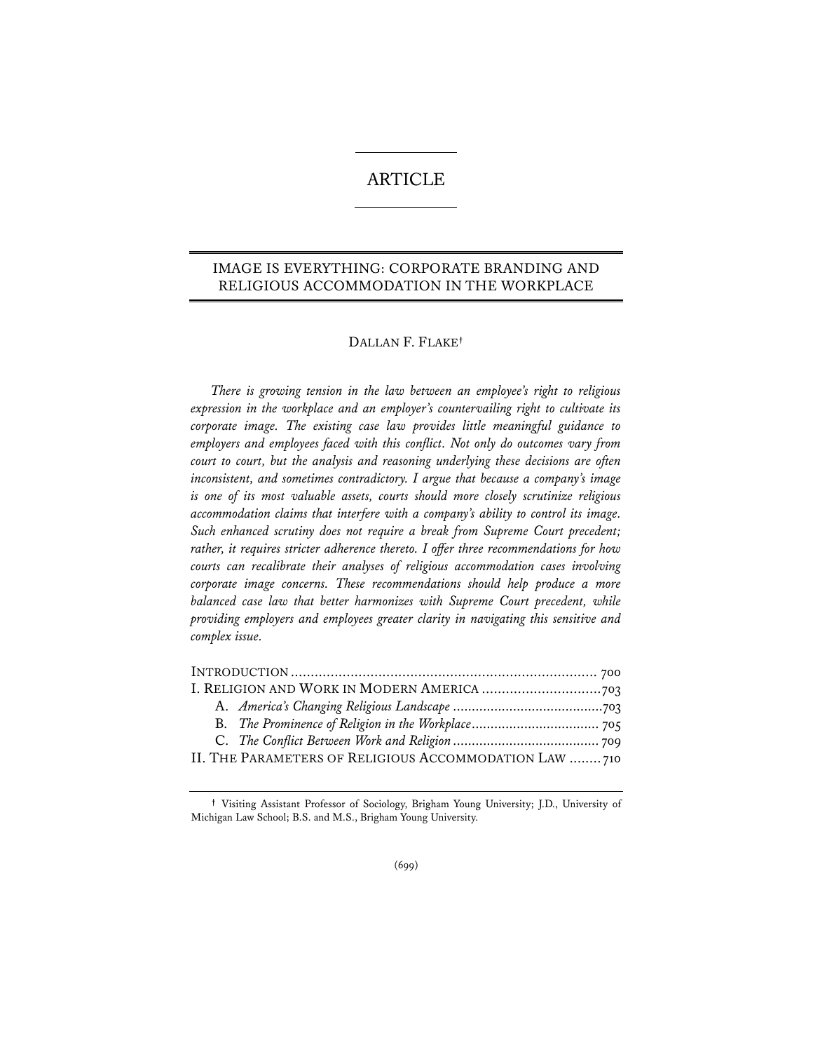# ARTICLE

## IMAGE IS EVERYTHING: CORPORATE BRANDING AND RELIGIOUS ACCOMMODATION IN THE WORKPLACE

DALLAN F. FLAKE[†]

*There is growing tension in the law between an employee's right to religious expression in the workplace and an employer's countervailing right to cultivate its corporate image. The existing case law provides little meaningful guidance to employers and employees faced with this conflict. Not only do outcomes vary from court to court, but the analysis and reasoning underlying these decisions are often inconsistent, and sometimes contradictory. I argue that because a company's image is one of its most valuable assets, courts should more closely scrutinize religious accommodation claims that interfere with a company's ability to control its image. Such enhanced scrutiny does not require a break from Supreme Court precedent; rather, it requires stricter adherence thereto. I offer three recommendations for how courts can recalibrate their analyses of religious accommodation cases involving corporate image concerns. These recommendations should help produce a more balanced case law that better harmonizes with Supreme Court precedent, while providing employers and employees greater clarity in navigating this sensitive and complex issue.*

INTRODUCTION ............................................................................ 700
I. RELIGION AND WORK IN MODERN AMERICA ..............................703
  A. *America's Changing Religious Landscape* .......................................703
  B. *The Prominence of Religion in the Workplace* .................................. 705
  C. *The Conflict Between Work and Religion* ....................................... 709
II. THE PARAMETERS OF RELIGIOUS ACCOMMODATION LAW ........ 710

[†] Visiting Assistant Professor of Sociology, Brigham Young University; J.D., University of Michigan Law School; B.S. and M.S., Brigham Young University.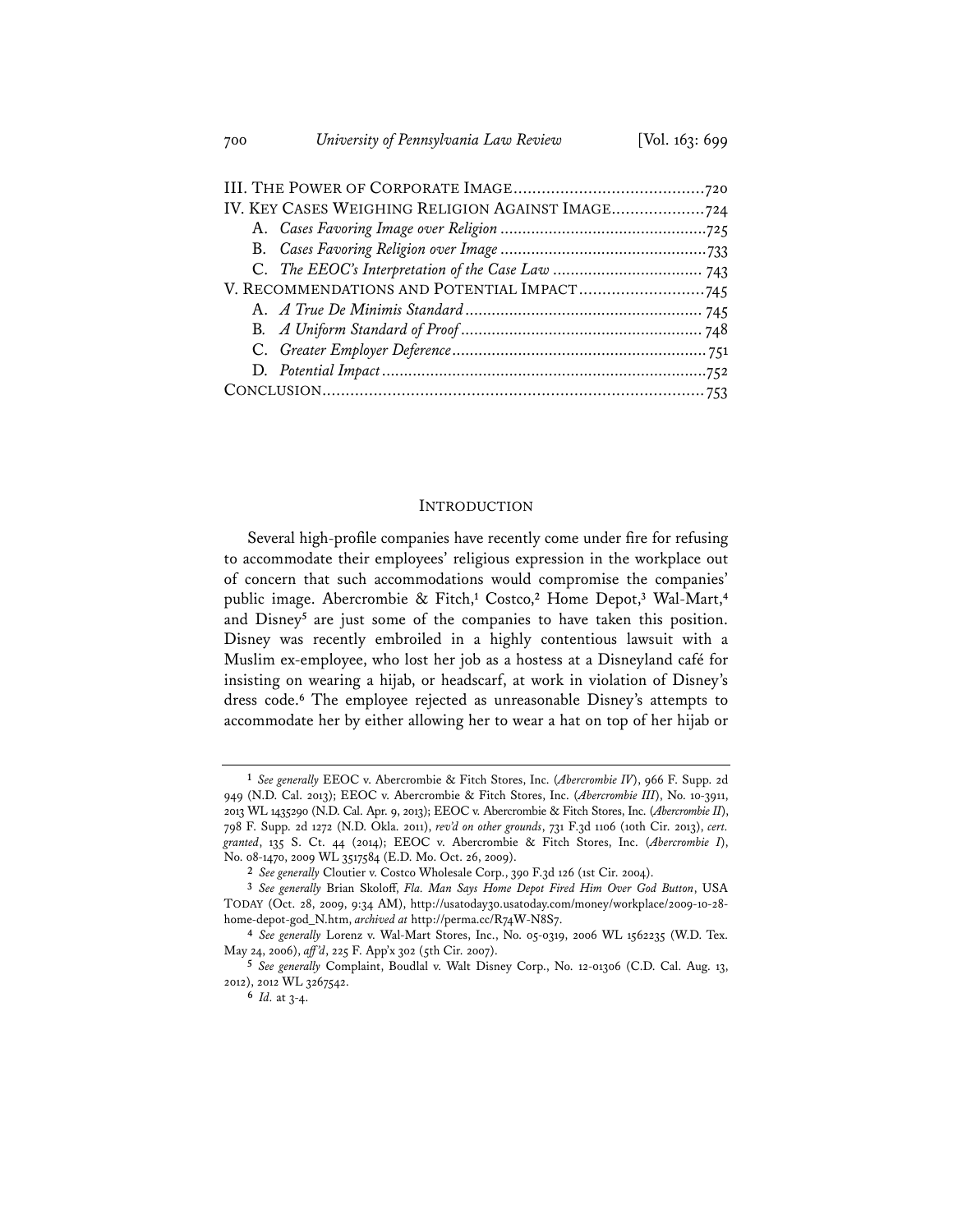III. THE POWER OF CORPORATE IMAGE ......................................... 720
IV. KEY CASES WEIGHING RELIGION AGAINST IMAGE .................... 724
  A. *Cases Favoring Image over Religion* ............................................. 725
  B. *Cases Favoring Religion over Image* ............................................. 733
  C. *The EEOC's Interpretation of the Case Law* ................................ 743
V. RECOMMENDATIONS AND POTENTIAL IMPACT ........................... 745
  A. *A True De Minimis Standard* ..................................................... 745
  B. *A Uniform Standard of Proof* ....................................................... 748
  C. *Greater Employer Deference* ......................................................... 751
  D. *Potential Impact* .......................................................................... 752
CONCLUSION .................................................................................. 753

## INTRODUCTION

Several high-profile companies have recently come under fire for refusing to accommodate their employees' religious expression in the workplace out of concern that such accommodations would compromise the companies' public image. Abercrombie & Fitch,[1] Costco,[2] Home Depot,[3] Wal-Mart,[4] and Disney[5] are just some of the companies to have taken this position. Disney was recently embroiled in a highly contentious lawsuit with a Muslim ex-employee, who lost her job as a hostess at a Disneyland café for insisting on wearing a hijab, or headscarf, at work in violation of Disney's dress code.[6] The employee rejected as unreasonable Disney's attempts to accommodate her by either allowing her to wear a hat on top of her hijab or

---

[1] *See generally* EEOC v. Abercrombie & Fitch Stores, Inc. (*Abercrombie IV*), 966 F. Supp. 2d 949 (N.D. Cal. 2013); EEOC v. Abercrombie & Fitch Stores, Inc. (*Abercrombie III*), No. 10-3911, 2013 WL 1435290 (N.D. Cal. Apr. 9, 2013); EEOC v. Abercrombie & Fitch Stores, Inc. (*Abercrombie II*), 798 F. Supp. 2d 1272 (N.D. Okla. 2011), *rev'd on other grounds*, 731 F.3d 1106 (10th Cir. 2013), *cert. granted*, 135 S. Ct. 44 (2014); EEOC v. Abercrombie & Fitch Stores, Inc. (*Abercrombie I*), No. 08-1470, 2009 WL 3517584 (E.D. Mo. Oct. 26, 2009).

[2] *See generally* Cloutier v. Costco Wholesale Corp., 390 F.3d 126 (1st Cir. 2004).

[3] *See generally* Brian Skoloff, *Fla. Man Says Home Depot Fired Him Over God Button*, USA TODAY (Oct. 28, 2009, 9:34 AM), http://usatoday30.usatoday.com/money/workplace/2009-10-28-home-depot-god_N.htm, *archived at* http://perma.cc/R74W-N8S7.

[4] *See generally* Lorenz v. Wal-Mart Stores, Inc., No. 05-0319, 2006 WL 1562235 (W.D. Tex. May 24, 2006), *aff'd*, 225 F. App'x 302 (5th Cir. 2007).

[5] *See generally* Complaint, Boudlal v. Walt Disney Corp., No. 12-01306 (C.D. Cal. Aug. 13, 2012), 2012 WL 3267542.

[6] *Id.* at 3-4.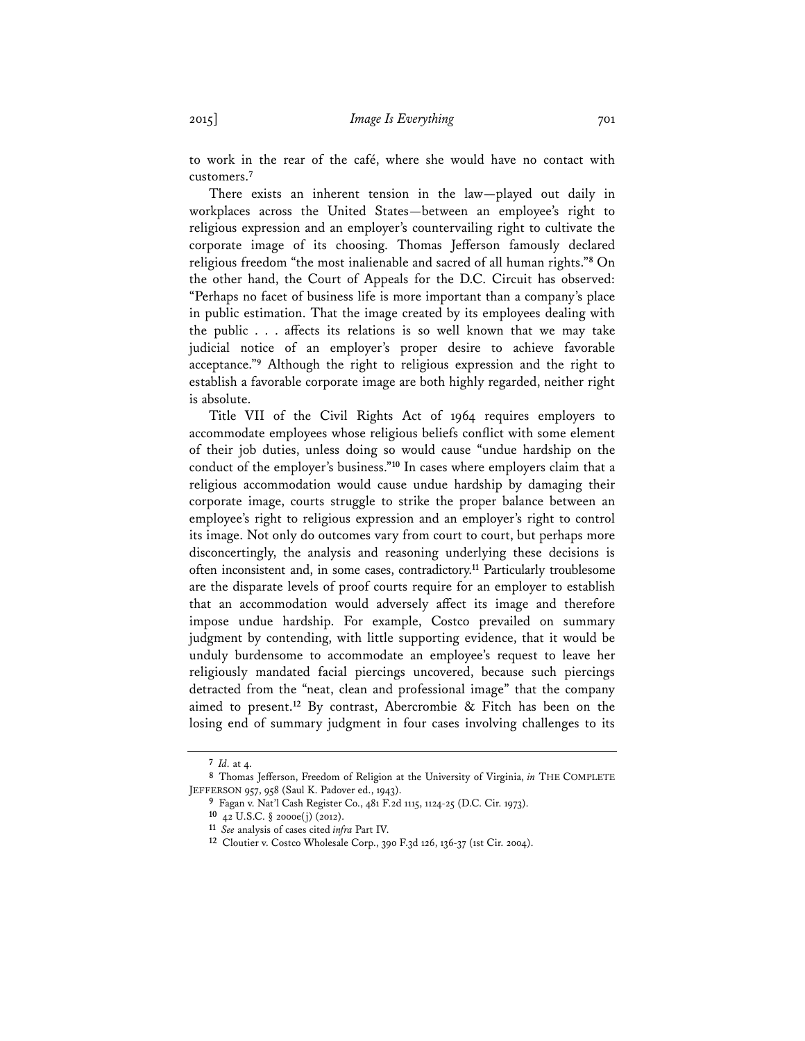to work in the rear of the café, where she would have no contact with customers.[7]

There exists an inherent tension in the law—played out daily in workplaces across the United States—between an employee's right to religious expression and an employer's countervailing right to cultivate the corporate image of its choosing. Thomas Jefferson famously declared religious freedom "the most inalienable and sacred of all human rights."[8] On the other hand, the Court of Appeals for the D.C. Circuit has observed: "Perhaps no facet of business life is more important than a company's place in public estimation. That the image created by its employees dealing with the public . . . affects its relations is so well known that we may take judicial notice of an employer's proper desire to achieve favorable acceptance."[9] Although the right to religious expression and the right to establish a favorable corporate image are both highly regarded, neither right is absolute.

Title VII of the Civil Rights Act of 1964 requires employers to accommodate employees whose religious beliefs conflict with some element of their job duties, unless doing so would cause "undue hardship on the conduct of the employer's business."[10] In cases where employers claim that a religious accommodation would cause undue hardship by damaging their corporate image, courts struggle to strike the proper balance between an employee's right to religious expression and an employer's right to control its image. Not only do outcomes vary from court to court, but perhaps more disconcertingly, the analysis and reasoning underlying these decisions is often inconsistent and, in some cases, contradictory.[11] Particularly troublesome are the disparate levels of proof courts require for an employer to establish that an accommodation would adversely affect its image and therefore impose undue hardship. For example, Costco prevailed on summary judgment by contending, with little supporting evidence, that it would be unduly burdensome to accommodate an employee's request to leave her religiously mandated facial piercings uncovered, because such piercings detracted from the "neat, clean and professional image" that the company aimed to present.[12] By contrast, Abercrombie & Fitch has been on the losing end of summary judgment in four cases involving challenges to its

---

[7] *Id.* at 4.

[8] Thomas Jefferson, Freedom of Religion at the University of Virginia, *in* THE COMPLETE JEFFERSON 957, 958 (Saul K. Padover ed., 1943).

[9] Fagan v. Nat'l Cash Register Co., 481 F.2d 1115, 1124-25 (D.C. Cir. 1973).

[10] 42 U.S.C. § 2000e(j) (2012).

[11] *See* analysis of cases cited *infra* Part IV.

[12] Cloutier v. Costco Wholesale Corp., 390 F.3d 126, 136-37 (1st Cir. 2004).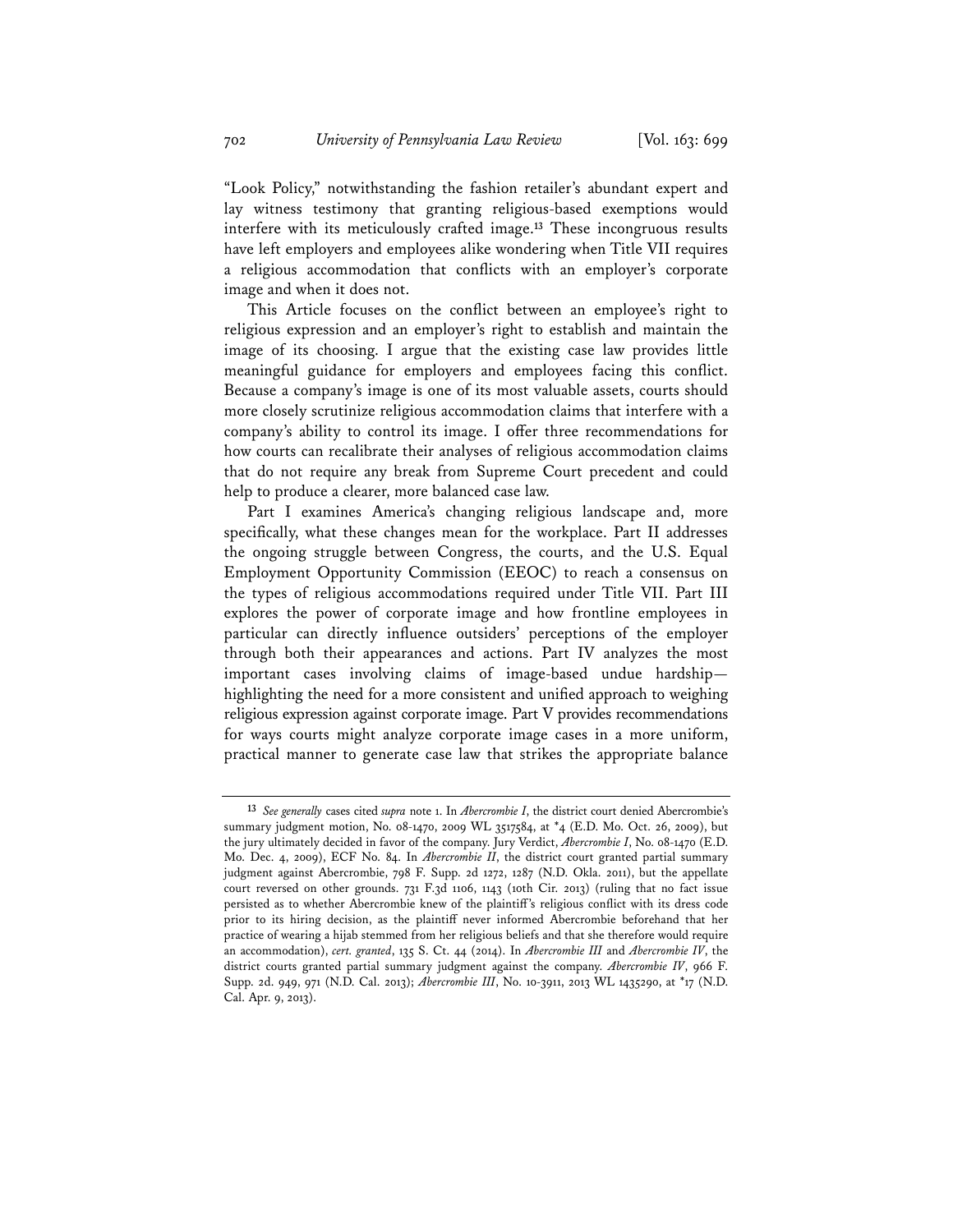"Look Policy," notwithstanding the fashion retailer's abundant expert and lay witness testimony that granting religious-based exemptions would interfere with its meticulously crafted image.[13] These incongruous results have left employers and employees alike wondering when Title VII requires a religious accommodation that conflicts with an employer's corporate image and when it does not.

This Article focuses on the conflict between an employee's right to religious expression and an employer's right to establish and maintain the image of its choosing. I argue that the existing case law provides little meaningful guidance for employers and employees facing this conflict. Because a company's image is one of its most valuable assets, courts should more closely scrutinize religious accommodation claims that interfere with a company's ability to control its image. I offer three recommendations for how courts can recalibrate their analyses of religious accommodation claims that do not require any break from Supreme Court precedent and could help to produce a clearer, more balanced case law.

Part I examines America's changing religious landscape and, more specifically, what these changes mean for the workplace. Part II addresses the ongoing struggle between Congress, the courts, and the U.S. Equal Employment Opportunity Commission (EEOC) to reach a consensus on the types of religious accommodations required under Title VII. Part III explores the power of corporate image and how frontline employees in particular can directly influence outsiders' perceptions of the employer through both their appearances and actions. Part IV analyzes the most important cases involving claims of image-based undue hardship—highlighting the need for a more consistent and unified approach to weighing religious expression against corporate image. Part V provides recommendations for ways courts might analyze corporate image cases in a more uniform, practical manner to generate case law that strikes the appropriate balance

---

[13] *See generally* cases cited *supra* note 1. In *Abercrombie I*, the district court denied Abercrombie's summary judgment motion, No. 08-1470, 2009 WL 3517584, at *4 (E.D. Mo. Oct. 26, 2009), but the jury ultimately decided in favor of the company. Jury Verdict, *Abercrombie I*, No. 08-1470 (E.D. Mo. Dec. 4, 2009), ECF No. 84. In *Abercrombie II*, the district court granted partial summary judgment against Abercrombie, 798 F. Supp. 2d 1272, 1287 (N.D. Okla. 2011), but the appellate court reversed on other grounds. 731 F.3d 1106, 1143 (10th Cir. 2013) (ruling that no fact issue persisted as to whether Abercrombie knew of the plaintiff's religious conflict with its dress code prior to its hiring decision, as the plaintiff never informed Abercrombie beforehand that her practice of wearing a hijab stemmed from her religious beliefs and that she therefore would require an accommodation), *cert. granted*, 135 S. Ct. 44 (2014). In *Abercrombie III* and *Abercrombie IV*, the district courts granted partial summary judgment against the company. *Abercrombie IV*, 966 F. Supp. 2d. 949, 971 (N.D. Cal. 2013); *Abercrombie III*, No. 10-3911, 2013 WL 1435290, at *17 (N.D. Cal. Apr. 9, 2013).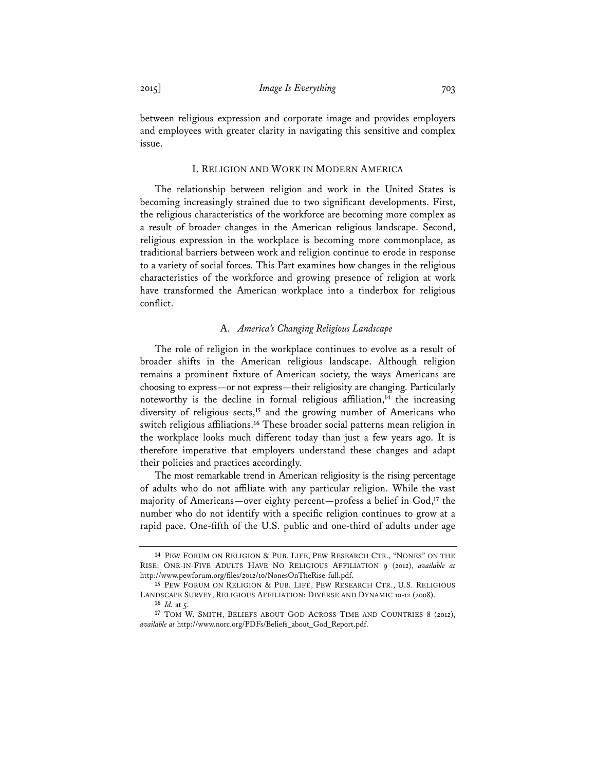between religious expression and corporate image and provides employers and employees with greater clarity in navigating this sensitive and complex issue.

## I. Religion and Work in Modern America

The relationship between religion and work in the United States is becoming increasingly strained due to two significant developments. First, the religious characteristics of the workforce are becoming more complex as a result of broader changes in the American religious landscape. Second, religious expression in the workplace is becoming more commonplace, as traditional barriers between work and religion continue to erode in response to a variety of social forces. This Part examines how changes in the religious characteristics of the workforce and growing presence of religion at work have transformed the American workplace into a tinderbox for religious conflict.

### A. *America's Changing Religious Landscape*

The role of religion in the workplace continues to evolve as a result of broader shifts in the American religious landscape. Although religion remains a prominent fixture of American society, the ways Americans are choosing to express—or not express—their religiosity are changing. Particularly noteworthy is the decline in formal religious affiliation,[14] the increasing diversity of religious sects,[15] and the growing number of Americans who switch religious affiliations.[16] These broader social patterns mean religion in the workplace looks much different today than just a few years ago. It is therefore imperative that employers understand these changes and adapt their policies and practices accordingly.

The most remarkable trend in American religiosity is the rising percentage of adults who do not affiliate with any particular religion. While the vast majority of Americans—over eighty percent—profess a belief in God,[17] the number who do not identify with a specific religion continues to grow at a rapid pace. One-fifth of the U.S. public and one-third of adults under age

---

[14] Pew Forum on Religion & Pub. Life, Pew Research Ctr., "Nones" on the Rise: One-in-Five Adults Have No Religious Affiliation 9 (2012), *available at* http://www.pewforum.org/files/2012/10/NonesOnTheRise-full.pdf.

[15] Pew Forum on Religion & Pub. Life, Pew Research Ctr., U.S. Religious Landscape Survey, Religious Affiliation: Diverse and Dynamic 10-12 (2008).

[16] *Id.* at 5.

[17] Tom W. Smith, Beliefs about God Across Time and Countries 8 (2012), *available at* http://www.norc.org/PDFs/Beliefs_about_God_Report.pdf.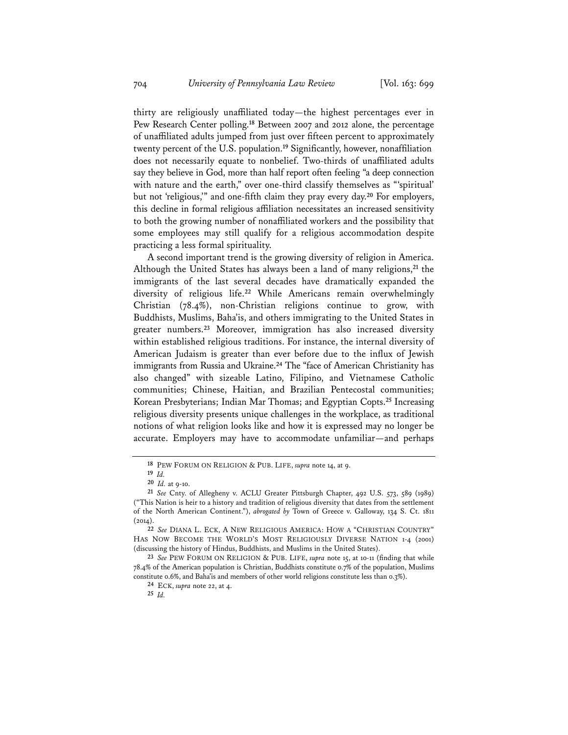thirty are religiously unaffiliated today—the highest percentages ever in Pew Research Center polling.[18] Between 2007 and 2012 alone, the percentage of unaffiliated adults jumped from just over fifteen percent to approximately twenty percent of the U.S. population.[19] Significantly, however, nonaffiliation does not necessarily equate to nonbelief. Two-thirds of unaffiliated adults say they believe in God, more than half report often feeling "a deep connection with nature and the earth," over one-third classify themselves as "'spiritual' but not 'religious,'" and one-fifth claim they pray every day.[20] For employers, this decline in formal religious affiliation necessitates an increased sensitivity to both the growing number of nonaffiliated workers and the possibility that some employees may still qualify for a religious accommodation despite practicing a less formal spirituality.

A second important trend is the growing diversity of religion in America. Although the United States has always been a land of many religions,[21] the immigrants of the last several decades have dramatically expanded the diversity of religious life.[22] While Americans remain overwhelmingly Christian (78.4%), non-Christian religions continue to grow, with Buddhists, Muslims, Baha'is, and others immigrating to the United States in greater numbers.[23] Moreover, immigration has also increased diversity within established religious traditions. For instance, the internal diversity of American Judaism is greater than ever before due to the influx of Jewish immigrants from Russia and Ukraine.[24] The "face of American Christianity has also changed" with sizeable Latino, Filipino, and Vietnamese Catholic communities; Chinese, Haitian, and Brazilian Pentecostal communities; Korean Presbyterians; Indian Mar Thomas; and Egyptian Copts.[25] Increasing religious diversity presents unique challenges in the workplace, as traditional notions of what religion looks like and how it is expressed may no longer be accurate. Employers may have to accommodate unfamiliar—and perhaps

---

[18] PEW FORUM ON RELIGION & PUB. LIFE, *supra* note 14, at 9.

[19] *Id.*

[20] *Id.* at 9-10.

[21] *See* Cnty. of Allegheny v. ACLU Greater Pittsburgh Chapter, 492 U.S. 573, 589 (1989) ("This Nation is heir to a history and tradition of religious diversity that dates from the settlement of the North American Continent."), *abrogated by* Town of Greece v. Galloway, 134 S. Ct. 1811 (2014).

[22] *See* DIANA L. ECK, A NEW RELIGIOUS AMERICA: HOW A "CHRISTIAN COUNTRY" HAS NOW BECOME THE WORLD'S MOST RELIGIOUSLY DIVERSE NATION 1-4 (2001) (discussing the history of Hindus, Buddhists, and Muslims in the United States).

[23] *See* PEW FORUM ON RELIGION & PUB. LIFE, *supra* note 15, at 10-11 (finding that while 78.4% of the American population is Christian, Buddhists constitute 0.7% of the population, Muslims constitute 0.6%, and Baha'is and members of other world religions constitute less than 0.3%).

[24] ECK, *supra* note 22, at 4.

[25] *Id.*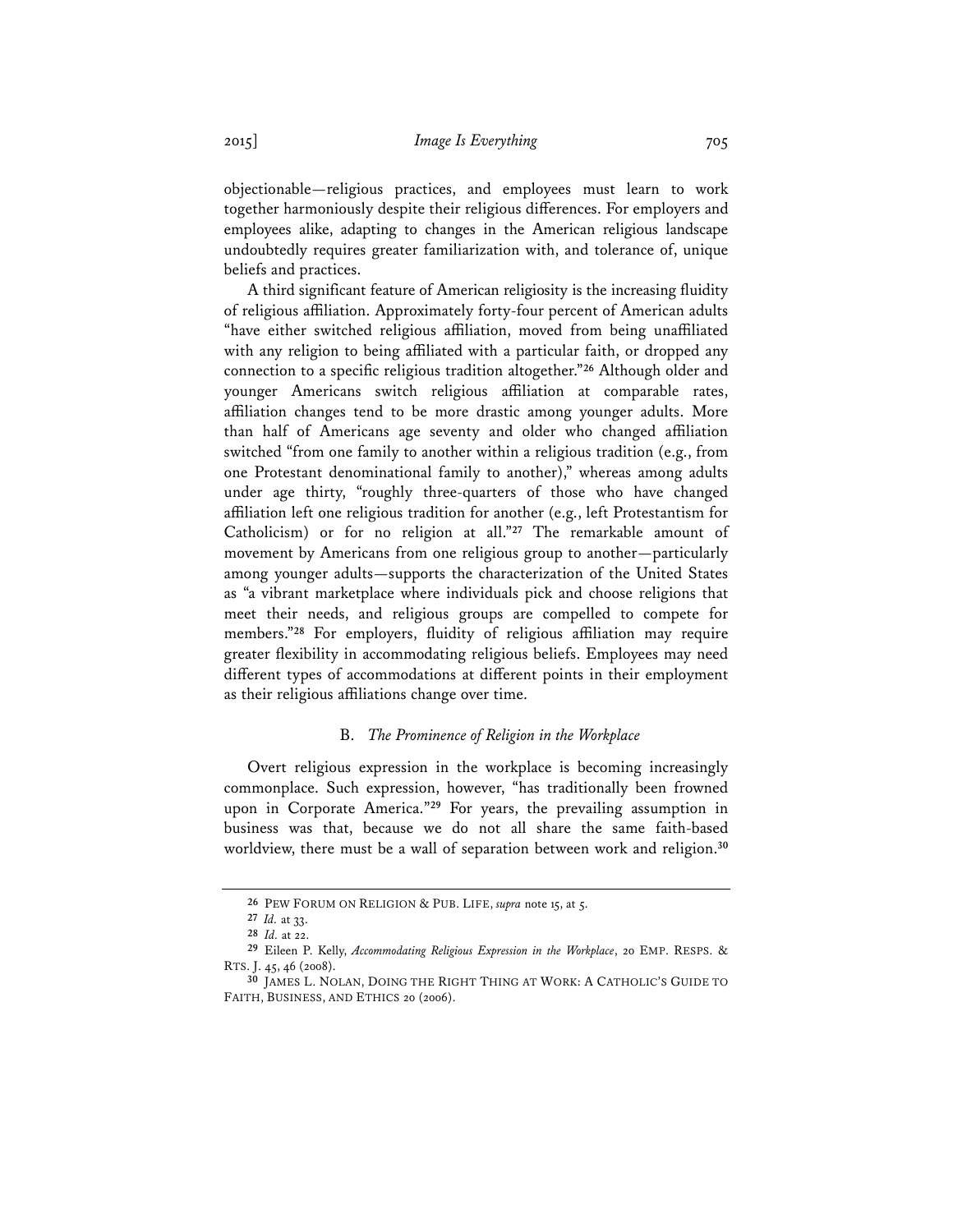objectionable—religious practices, and employees must learn to work together harmoniously despite their religious differences. For employers and employees alike, adapting to changes in the American religious landscape undoubtedly requires greater familiarization with, and tolerance of, unique beliefs and practices.

A third significant feature of American religiosity is the increasing fluidity of religious affiliation. Approximately forty-four percent of American adults "have either switched religious affiliation, moved from being unaffiliated with any religion to being affiliated with a particular faith, or dropped any connection to a specific religious tradition altogether."[26] Although older and younger Americans switch religious affiliation at comparable rates, affiliation changes tend to be more drastic among younger adults. More than half of Americans age seventy and older who changed affiliation switched "from one family to another within a religious tradition (e.g., from one Protestant denominational family to another)," whereas among adults under age thirty, "roughly three-quarters of those who have changed affiliation left one religious tradition for another (e.g., left Protestantism for Catholicism) or for no religion at all."[27] The remarkable amount of movement by Americans from one religious group to another—particularly among younger adults—supports the characterization of the United States as "a vibrant marketplace where individuals pick and choose religions that meet their needs, and religious groups are compelled to compete for members."[28] For employers, fluidity of religious affiliation may require greater flexibility in accommodating religious beliefs. Employees may need different types of accommodations at different points in their employment as their religious affiliations change over time.

### B. *The Prominence of Religion in the Workplace*

Overt religious expression in the workplace is becoming increasingly commonplace. Such expression, however, "has traditionally been frowned upon in Corporate America."[29] For years, the prevailing assumption in business was that, because we do not all share the same faith-based worldview, there must be a wall of separation between work and religion.[30]

---

[26] PEW FORUM ON RELIGION & PUB. LIFE, *supra* note 15, at 5.

[27] *Id.* at 33.

[28] *Id.* at 22.

[29] Eileen P. Kelly, *Accommodating Religious Expression in the Workplace*, 20 EMP. RESPS. & RTS. J. 45, 46 (2008).

[30] JAMES L. NOLAN, DOING THE RIGHT THING AT WORK: A CATHOLIC'S GUIDE TO FAITH, BUSINESS, AND ETHICS 20 (2006).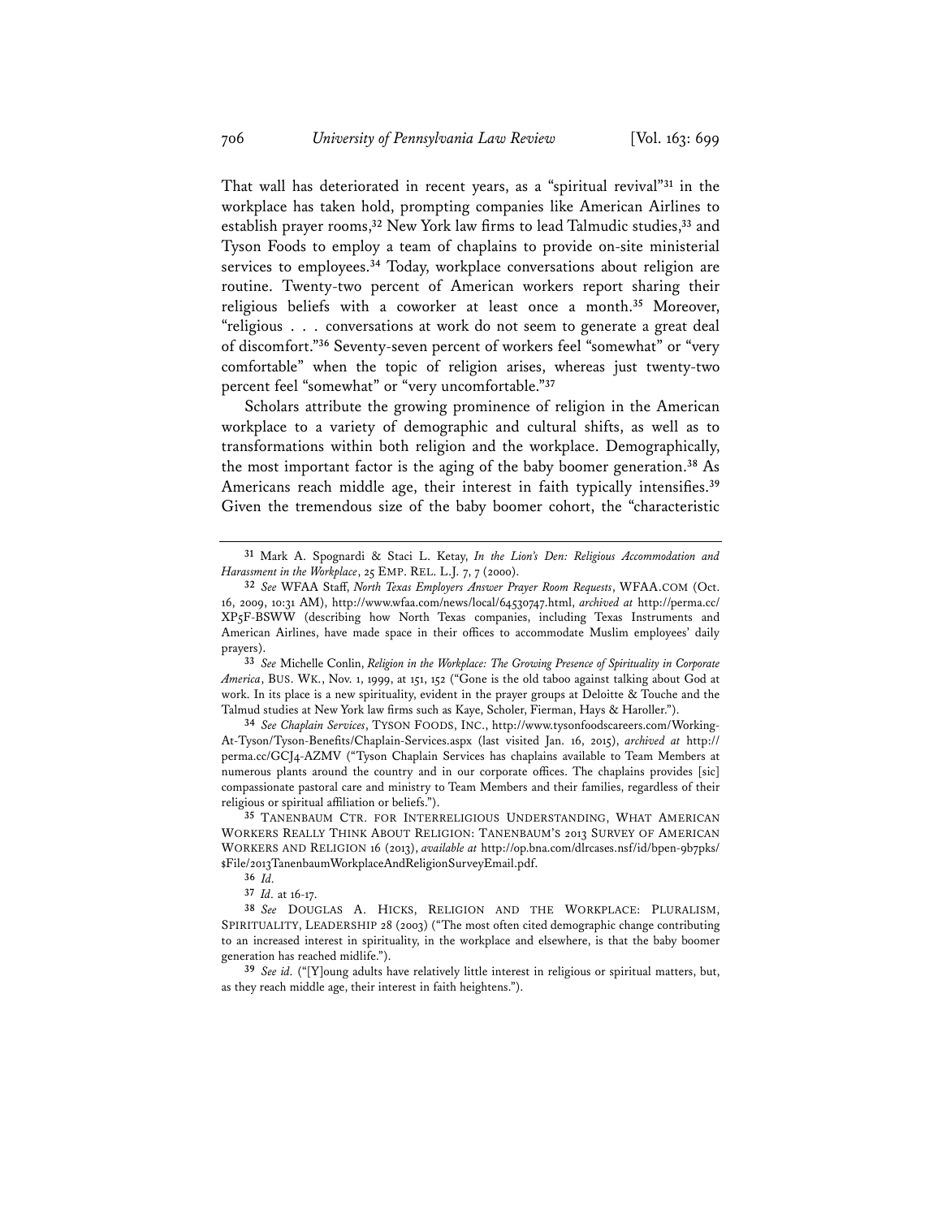That wall has deteriorated in recent years, as a "spiritual revival"[31] in the workplace has taken hold, prompting companies like American Airlines to establish prayer rooms,[32] New York law firms to lead Talmudic studies,[33] and Tyson Foods to employ a team of chaplains to provide on-site ministerial services to employees.[34] Today, workplace conversations about religion are routine. Twenty-two percent of American workers report sharing their religious beliefs with a coworker at least once a month.[35] Moreover, "religious . . . conversations at work do not seem to generate a great deal of discomfort."[36] Seventy-seven percent of workers feel "somewhat" or "very comfortable" when the topic of religion arises, whereas just twenty-two percent feel "somewhat" or "very uncomfortable."[37]

Scholars attribute the growing prominence of religion in the American workplace to a variety of demographic and cultural shifts, as well as to transformations within both religion and the workplace. Demographically, the most important factor is the aging of the baby boomer generation.[38] As Americans reach middle age, their interest in faith typically intensifies.[39] Given the tremendous size of the baby boomer cohort, the "characteristic

---

[31] Mark A. Spognardi & Staci L. Ketay, *In the Lion's Den: Religious Accommodation and Harassment in the Workplace*, 25 EMP. REL. L.J. 7, 7 (2000).

[32] *See* WFAA Staff, *North Texas Employers Answer Prayer Room Requests*, WFAA.COM (Oct. 16, 2009, 10:31 AM), http://www.wfaa.com/news/local/64530747.html, *archived at* http://perma.cc/XP5F-BSWW (describing how North Texas companies, including Texas Instruments and American Airlines, have made space in their offices to accommodate Muslim employees' daily prayers).

[33] *See* Michelle Conlin, *Religion in the Workplace: The Growing Presence of Spirituality in Corporate America*, BUS. WK., Nov. 1, 1999, at 151, 152 ("Gone is the old taboo against talking about God at work. In its place is a new spirituality, evident in the prayer groups at Deloitte & Touche and the Talmud studies at New York law firms such as Kaye, Scholer, Fierman, Hays & Haroller.").

[34] *See Chaplain Services*, TYSON FOODS, INC., http://www.tysonfoodscareers.com/Working-At-Tyson/Tyson-Benefits/Chaplain-Services.aspx (last visited Jan. 16, 2015), *archived at* http://perma.cc/GCJ4-AZMV ("Tyson Chaplain Services has chaplains available to Team Members at numerous plants around the country and in our corporate offices. The chaplains provides [sic] compassionate pastoral care and ministry to Team Members and their families, regardless of their religious or spiritual affiliation or beliefs.").

[35] TANENBAUM CTR. FOR INTERRELIGIOUS UNDERSTANDING, WHAT AMERICAN WORKERS REALLY THINK ABOUT RELIGION: TANENBAUM'S 2013 SURVEY OF AMERICAN WORKERS AND RELIGION 16 (2013), *available at* http://op.bna.com/dlrcases.nsf/id/bpen-9b7pks/$File/2013TanenbaumWorkplaceAndReligionSurveyEmail.pdf.

[36] *Id.*

[37] *Id.* at 16-17.

[38] *See* DOUGLAS A. HICKS, RELIGION AND THE WORKPLACE: PLURALISM, SPIRITUALITY, LEADERSHIP 28 (2003) ("The most often cited demographic change contributing to an increased interest in spirituality, in the workplace and elsewhere, is that the baby boomer generation has reached midlife.").

[39] *See id.* ("[Y]oung adults have relatively little interest in religious or spiritual matters, but, as they reach middle age, their interest in faith heightens.").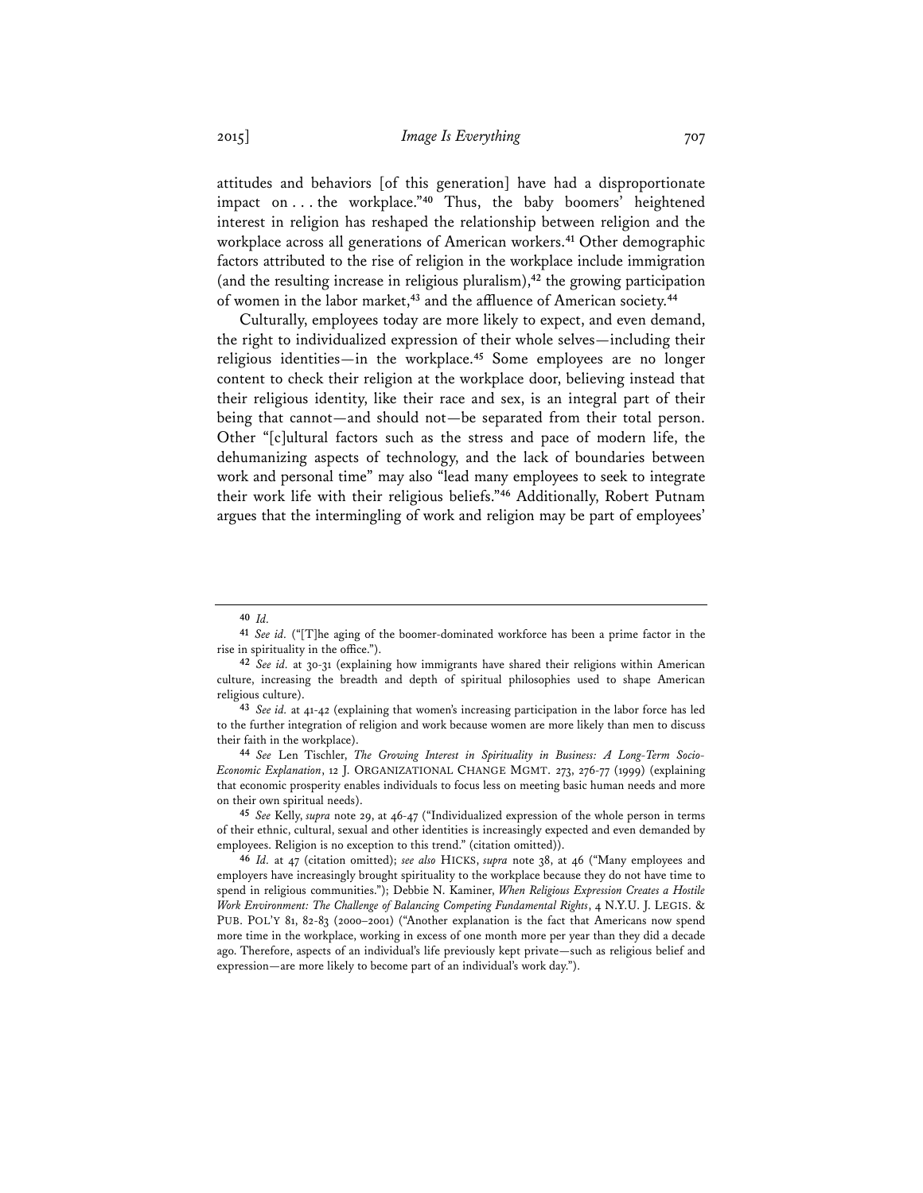attitudes and behaviors [of this generation] have had a disproportionate impact on . . . the workplace."[40] Thus, the baby boomers' heightened interest in religion has reshaped the relationship between religion and the workplace across all generations of American workers.[41] Other demographic factors attributed to the rise of religion in the workplace include immigration (and the resulting increase in religious pluralism),[42] the growing participation of women in the labor market,[43] and the affluence of American society.[44]

Culturally, employees today are more likely to expect, and even demand, the right to individualized expression of their whole selves—including their religious identities—in the workplace.[45] Some employees are no longer content to check their religion at the workplace door, believing instead that their religious identity, like their race and sex, is an integral part of their being that cannot—and should not—be separated from their total person. Other "[c]ultural factors such as the stress and pace of modern life, the dehumanizing aspects of technology, and the lack of boundaries between work and personal time" may also "lead many employees to seek to integrate their work life with their religious beliefs."[46] Additionally, Robert Putnam argues that the intermingling of work and religion may be part of employees'

---

[40] *Id.*

[41] *See id.* ("[T]he aging of the boomer-dominated workforce has been a prime factor in the rise in spirituality in the office.").

[42] *See id.* at 30-31 (explaining how immigrants have shared their religions within American culture, increasing the breadth and depth of spiritual philosophies used to shape American religious culture).

[43] *See id.* at 41-42 (explaining that women's increasing participation in the labor force has led to the further integration of religion and work because women are more likely than men to discuss their faith in the workplace).

[44] *See* Len Tischler, *The Growing Interest in Spirituality in Business: A Long-Term Socio-Economic Explanation*, 12 J. ORGANIZATIONAL CHANGE MGMT. 273, 276-77 (1999) (explaining that economic prosperity enables individuals to focus less on meeting basic human needs and more on their own spiritual needs).

[45] *See* Kelly, *supra* note 29, at 46-47 ("Individualized expression of the whole person in terms of their ethnic, cultural, sexual and other identities is increasingly expected and even demanded by employees. Religion is no exception to this trend." (citation omitted)).

[46] *Id.* at 47 (citation omitted); *see also* HICKS, *supra* note 38, at 46 ("Many employees and employers have increasingly brought spirituality to the workplace because they do not have time to spend in religious communities."); Debbie N. Kaminer, *When Religious Expression Creates a Hostile Work Environment: The Challenge of Balancing Competing Fundamental Rights*, 4 N.Y.U. J. LEGIS. & PUB. POL'Y 81, 82-83 (2000–2001) ("Another explanation is the fact that Americans now spend more time in the workplace, working in excess of one month more per year than they did a decade ago. Therefore, aspects of an individual's life previously kept private—such as religious belief and expression—are more likely to become part of an individual's work day.").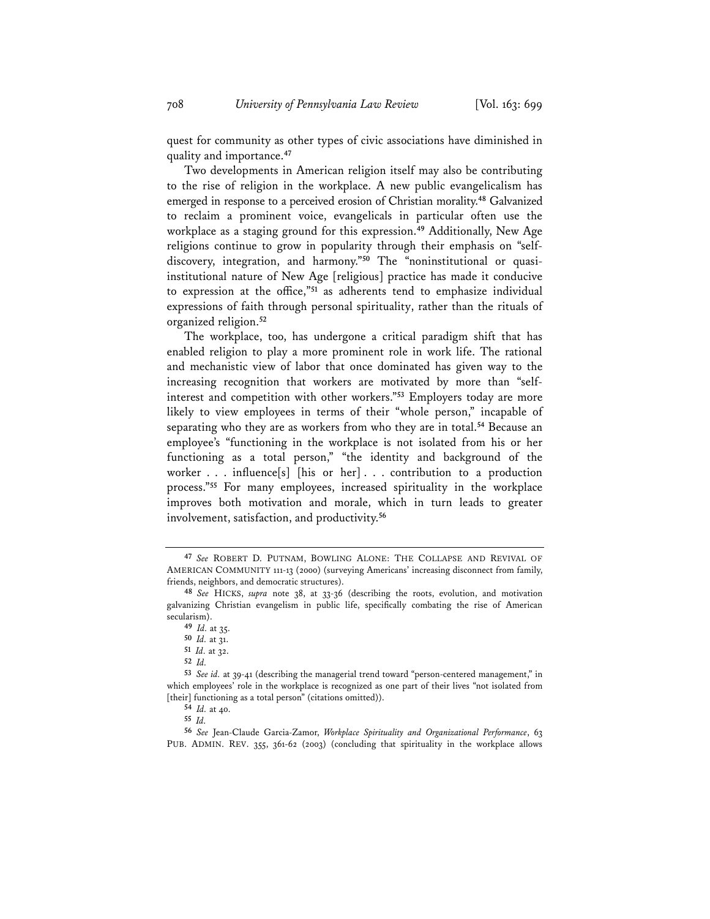quest for community as other types of civic associations have diminished in quality and importance.[47]

Two developments in American religion itself may also be contributing to the rise of religion in the workplace. A new public evangelicalism has emerged in response to a perceived erosion of Christian morality.[48] Galvanized to reclaim a prominent voice, evangelicals in particular often use the workplace as a staging ground for this expression.[49] Additionally, New Age religions continue to grow in popularity through their emphasis on "self-discovery, integration, and harmony."[50] The "noninstitutional or quasi-institutional nature of New Age [religious] practice has made it conducive to expression at the office,"[51] as adherents tend to emphasize individual expressions of faith through personal spirituality, rather than the rituals of organized religion.[52]

The workplace, too, has undergone a critical paradigm shift that has enabled religion to play a more prominent role in work life. The rational and mechanistic view of labor that once dominated has given way to the increasing recognition that workers are motivated by more than "self-interest and competition with other workers."[53] Employers today are more likely to view employees in terms of their "whole person," incapable of separating who they are as workers from who they are in total.[54] Because an employee's "functioning in the workplace is not isolated from his or her functioning as a total person," "the identity and background of the worker . . . influence[s] [his or her] . . . contribution to a production process."[55] For many employees, increased spirituality in the workplace improves both motivation and morale, which in turn leads to greater involvement, satisfaction, and productivity.[56]

---

[47] *See* ROBERT D. PUTNAM, BOWLING ALONE: THE COLLAPSE AND REVIVAL OF AMERICAN COMMUNITY 111-13 (2000) (surveying Americans' increasing disconnect from family, friends, neighbors, and democratic structures).

[48] *See* HICKS, *supra* note 38, at 33-36 (describing the roots, evolution, and motivation galvanizing Christian evangelism in public life, specifically combating the rise of American secularism).

[49] *Id.* at 35.

[50] *Id.* at 31.

[51] *Id.* at 32.

[52] *Id.*

[53] *See id.* at 39-41 (describing the managerial trend toward "person-centered management," in which employees' role in the workplace is recognized as one part of their lives "not isolated from [their] functioning as a total person" (citations omitted)).

[54] *Id.* at 40.

[55] *Id.*

[56] *See* Jean-Claude Garcia-Zamor, *Workplace Spirituality and Organizational Performance*, 63 PUB. ADMIN. REV. 355, 361-62 (2003) (concluding that spirituality in the workplace allows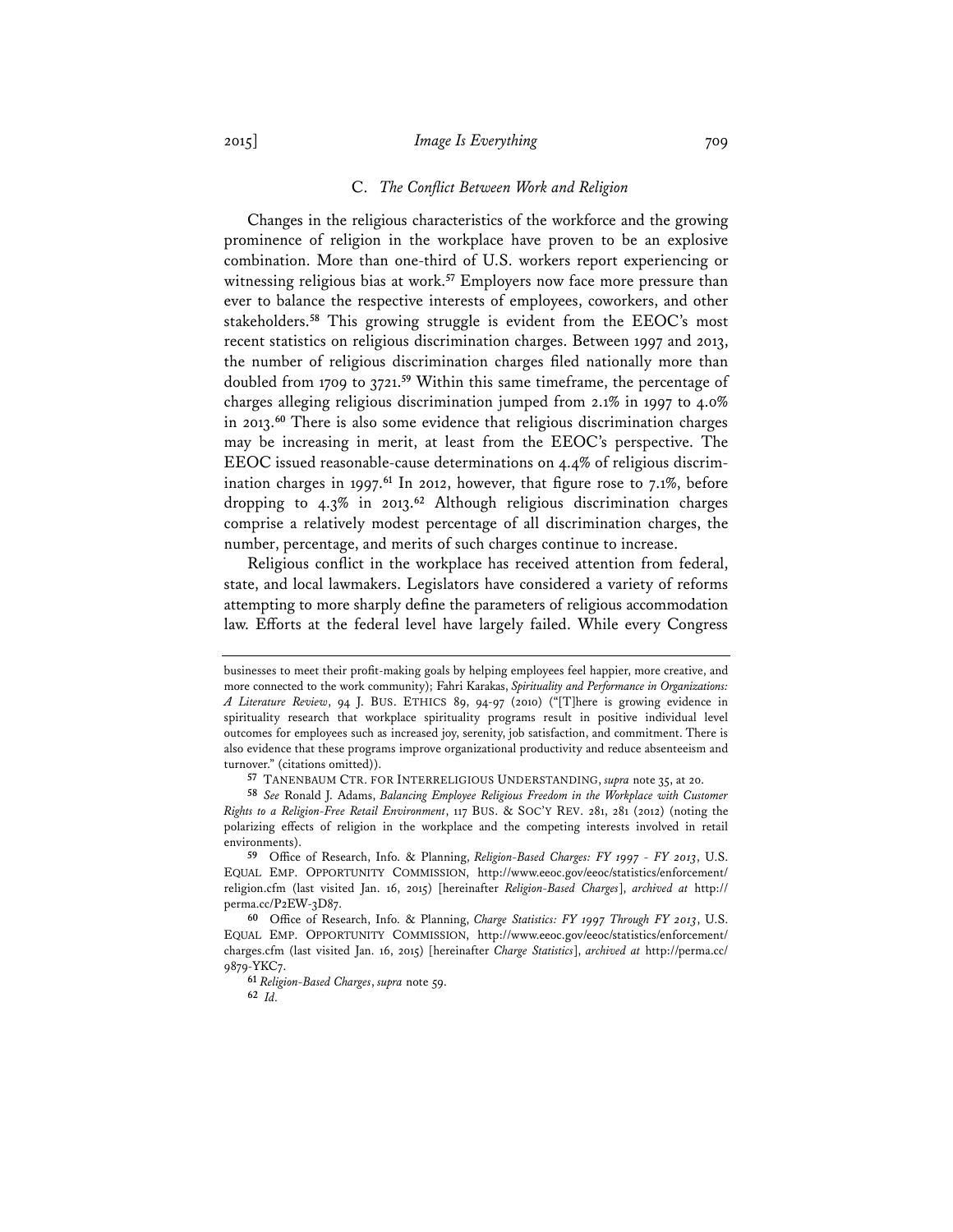### C. *The Conflict Between Work and Religion*

Changes in the religious characteristics of the workforce and the growing prominence of religion in the workplace have proven to be an explosive combination. More than one-third of U.S. workers report experiencing or witnessing religious bias at work.[57] Employers now face more pressure than ever to balance the respective interests of employees, coworkers, and other stakeholders.[58] This growing struggle is evident from the EEOC's most recent statistics on religious discrimination charges. Between 1997 and 2013, the number of religious discrimination charges filed nationally more than doubled from 1709 to 3721.[59] Within this same timeframe, the percentage of charges alleging religious discrimination jumped from 2.1% in 1997 to 4.0% in 2013.[60] There is also some evidence that religious discrimination charges may be increasing in merit, at least from the EEOC's perspective. The EEOC issued reasonable-cause determinations on 4.4% of religious discrimination charges in 1997.[61] In 2012, however, that figure rose to 7.1%, before dropping to 4.3% in 2013.[62] Although religious discrimination charges comprise a relatively modest percentage of all discrimination charges, the number, percentage, and merits of such charges continue to increase.

Religious conflict in the workplace has received attention from federal, state, and local lawmakers. Legislators have considered a variety of reforms attempting to more sharply define the parameters of religious accommodation law. Efforts at the federal level have largely failed. While every Congress

---

businesses to meet their profit-making goals by helping employees feel happier, more creative, and more connected to the work community); Fahri Karakas, *Spirituality and Performance in Organizations: A Literature Review*, 94 J. BUS. ETHICS 89, 94-97 (2010) ("[T]here is growing evidence in spirituality research that workplace spirituality programs result in positive individual level outcomes for employees such as increased joy, serenity, job satisfaction, and commitment. There is also evidence that these programs improve organizational productivity and reduce absenteeism and turnover." (citations omitted)).

[57] TANENBAUM CTR. FOR INTERRELIGIOUS UNDERSTANDING, *supra* note 35, at 20.

[58] *See* Ronald J. Adams, *Balancing Employee Religious Freedom in the Workplace with Customer Rights to a Religion-Free Retail Environment*, 117 BUS. & SOC'Y REV. 281, 281 (2012) (noting the polarizing effects of religion in the workplace and the competing interests involved in retail environments).

[59] Office of Research, Info. & Planning, *Religion-Based Charges: FY 1997 - FY 2013*, U.S. EQUAL EMP. OPPORTUNITY COMMISSION, http://www.eeoc.gov/eeoc/statistics/enforcement/religion.cfm (last visited Jan. 16, 2015) [hereinafter *Religion-Based Charges*], *archived at* http://perma.cc/P2EW-3D87.

[60] Office of Research, Info. & Planning, *Charge Statistics: FY 1997 Through FY 2013*, U.S. EQUAL EMP. OPPORTUNITY COMMISSION, http://www.eeoc.gov/eeoc/statistics/enforcement/charges.cfm (last visited Jan. 16, 2015) [hereinafter *Charge Statistics*], *archived at* http://perma.cc/9879-YKC7.

[61] *Religion-Based Charges*, *supra* note 59.

[62] *Id.*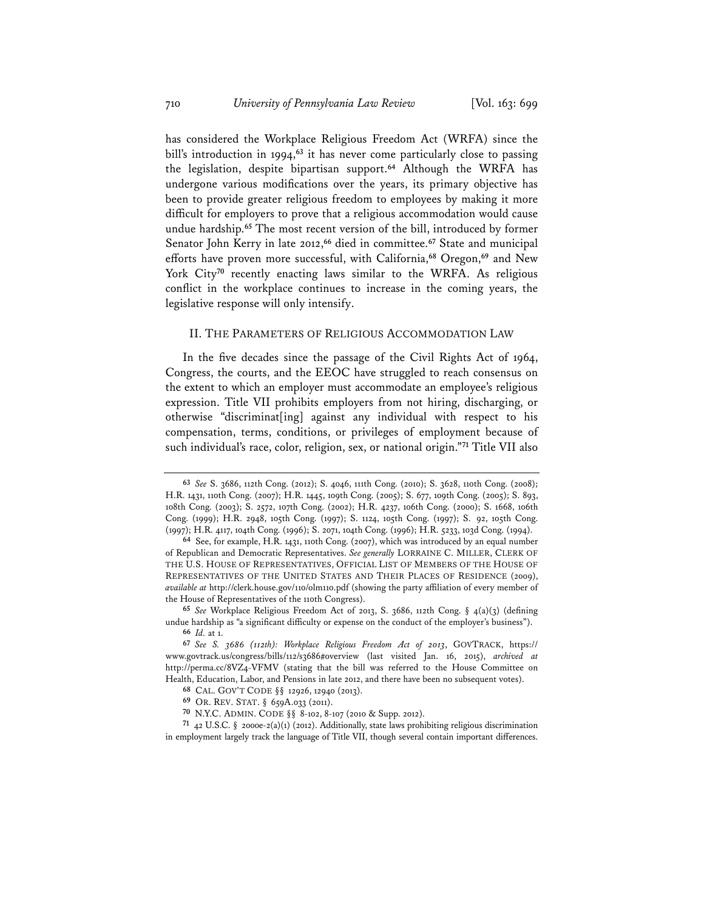has considered the Workplace Religious Freedom Act (WRFA) since the bill's introduction in 1994,[63] it has never come particularly close to passing the legislation, despite bipartisan support.[64] Although the WRFA has undergone various modifications over the years, its primary objective has been to provide greater religious freedom to employees by making it more difficult for employers to prove that a religious accommodation would cause undue hardship.[65] The most recent version of the bill, introduced by former Senator John Kerry in late 2012,[66] died in committee.[67] State and municipal efforts have proven more successful, with California,[68] Oregon,[69] and New York City[70] recently enacting laws similar to the WRFA. As religious conflict in the workplace continues to increase in the coming years, the legislative response will only intensify.

## II. The Parameters of Religious Accommodation Law

In the five decades since the passage of the Civil Rights Act of 1964, Congress, the courts, and the EEOC have struggled to reach consensus on the extent to which an employer must accommodate an employee's religious expression. Title VII prohibits employers from not hiring, discharging, or otherwise "discriminat[ing] against any individual with respect to his compensation, terms, conditions, or privileges of employment because of such individual's race, color, religion, sex, or national origin."[71] Title VII also

---

[63] *See* S. 3686, 112th Cong. (2012); S. 4046, 111th Cong. (2010); S. 3628, 110th Cong. (2008); H.R. 1431, 110th Cong. (2007); H.R. 1445, 109th Cong. (2005); S. 677, 109th Cong. (2005); S. 893, 108th Cong. (2003); S. 2572, 107th Cong. (2002); H.R. 4237, 106th Cong. (2000); S. 1668, 106th Cong. (1999); H.R. 2948, 105th Cong. (1997); S. 1124, 105th Cong. (1997); S. 92, 105th Cong. (1997); H.R. 4117, 104th Cong. (1996); S. 2071, 104th Cong. (1996); H.R. 5233, 103d Cong. (1994).

[64] See, for example, H.R. 1431, 110th Cong. (2007), which was introduced by an equal number of Republican and Democratic Representatives. *See generally* LORRAINE C. MILLER, CLERK OF THE U.S. HOUSE OF REPRESENTATIVES, OFFICIAL LIST OF MEMBERS OF THE HOUSE OF REPRESENTATIVES OF THE UNITED STATES AND THEIR PLACES OF RESIDENCE (2009), *available at* http://clerk.house.gov/110/olm110.pdf (showing the party affiliation of every member of the House of Representatives of the 110th Congress).

[65] *See* Workplace Religious Freedom Act of 2013, S. 3686, 112th Cong. § 4(a)(3) (defining undue hardship as "a significant difficulty or expense on the conduct of the employer's business").

[66] *Id.* at 1.

[67] *See S. 3686 (112th): Workplace Religious Freedom Act of 2013*, GOVTRACK, https://www.govtrack.us/congress/bills/112/s3686#overview (last visited Jan. 16, 2015), *archived at* http://perma.cc/8VZ4-VFMV (stating that the bill was referred to the House Committee on Health, Education, Labor, and Pensions in late 2012, and there have been no subsequent votes).

[68] CAL. GOV'T CODE §§ 12926, 12940 (2013).

[69] OR. REV. STAT. § 659A.033 (2011).

[70] N.Y.C. ADMIN. CODE §§ 8-102, 8-107 (2010 & Supp. 2012).

[71] 42 U.S.C. § 2000e-2(a)(1) (2012). Additionally, state laws prohibiting religious discrimination in employment largely track the language of Title VII, though several contain important differences.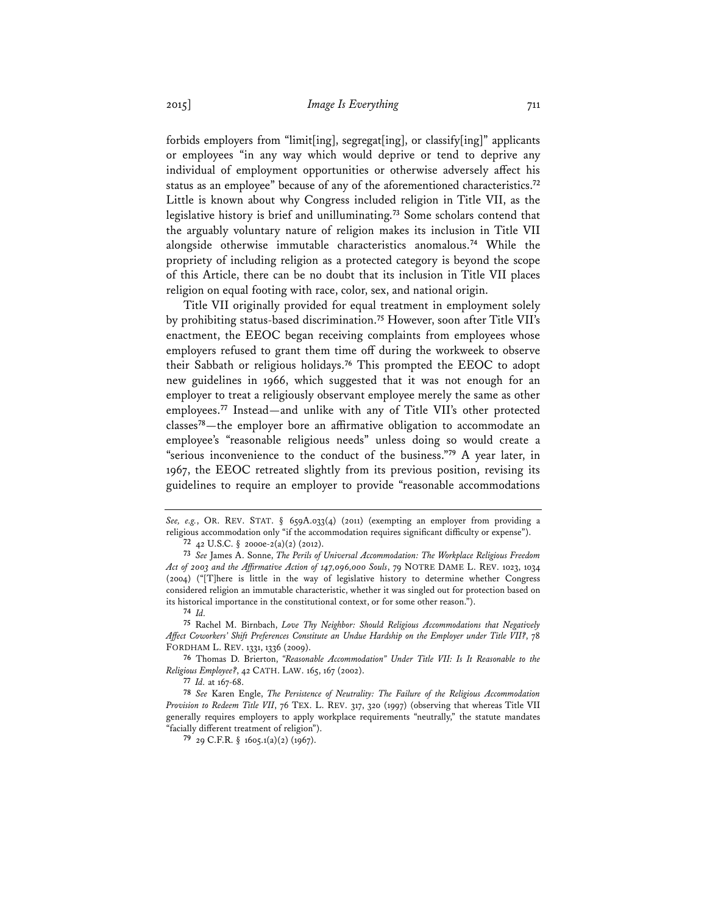forbids employers from "limit[ing], segregat[ing], or classify[ing]" applicants or employees "in any way which would deprive or tend to deprive any individual of employment opportunities or otherwise adversely affect his status as an employee" because of any of the aforementioned characteristics.[72] Little is known about why Congress included religion in Title VII, as the legislative history is brief and unilluminating.[73] Some scholars contend that the arguably voluntary nature of religion makes its inclusion in Title VII alongside otherwise immutable characteristics anomalous.[74] While the propriety of including religion as a protected category is beyond the scope of this Article, there can be no doubt that its inclusion in Title VII places religion on equal footing with race, color, sex, and national origin.

Title VII originally provided for equal treatment in employment solely by prohibiting status-based discrimination.[75] However, soon after Title VII's enactment, the EEOC began receiving complaints from employees whose employers refused to grant them time off during the workweek to observe their Sabbath or religious holidays.[76] This prompted the EEOC to adopt new guidelines in 1966, which suggested that it was not enough for an employer to treat a religiously observant employee merely the same as other employees.[77] Instead—and unlike with any of Title VII's other protected classes[78]—the employer bore an affirmative obligation to accommodate an employee's "reasonable religious needs" unless doing so would create a "serious inconvenience to the conduct of the business."[79] A year later, in 1967, the EEOC retreated slightly from its previous position, revising its guidelines to require an employer to provide "reasonable accommodations

---

*See, e.g.*, OR. REV. STAT. § 659A.033(4) (2011) (exempting an employer from providing a religious accommodation only "if the accommodation requires significant difficulty or expense").

[72] 42 U.S.C. § 2000e-2(a)(2) (2012).

[73] *See* James A. Sonne, *The Perils of Universal Accommodation: The Workplace Religious Freedom Act of 2003 and the Affirmative Action of 147,096,000 Souls*, 79 NOTRE DAME L. REV. 1023, 1034 (2004) ("[T]here is little in the way of legislative history to determine whether Congress considered religion an immutable characteristic, whether it was singled out for protection based on its historical importance in the constitutional context, or for some other reason.").

[74] *Id.*

[75] Rachel M. Birnbach, *Love Thy Neighbor: Should Religious Accommodations that Negatively Affect Coworkers' Shift Preferences Constitute an Undue Hardship on the Employer under Title VII?*, 78 FORDHAM L. REV. 1331, 1336 (2009).

[76] Thomas D. Brierton, *"Reasonable Accommodation" Under Title VII: Is It Reasonable to the Religious Employee?*, 42 CATH. LAW. 165, 167 (2002).

[77] *Id.* at 167-68.

[78] *See* Karen Engle, *The Persistence of Neutrality: The Failure of the Religious Accommodation Provision to Redeem Title VII*, 76 TEX. L. REV. 317, 320 (1997) (observing that whereas Title VII generally requires employers to apply workplace requirements "neutrally," the statute mandates "facially different treatment of religion").

[79] 29 C.F.R. § 1605.1(a)(2) (1967).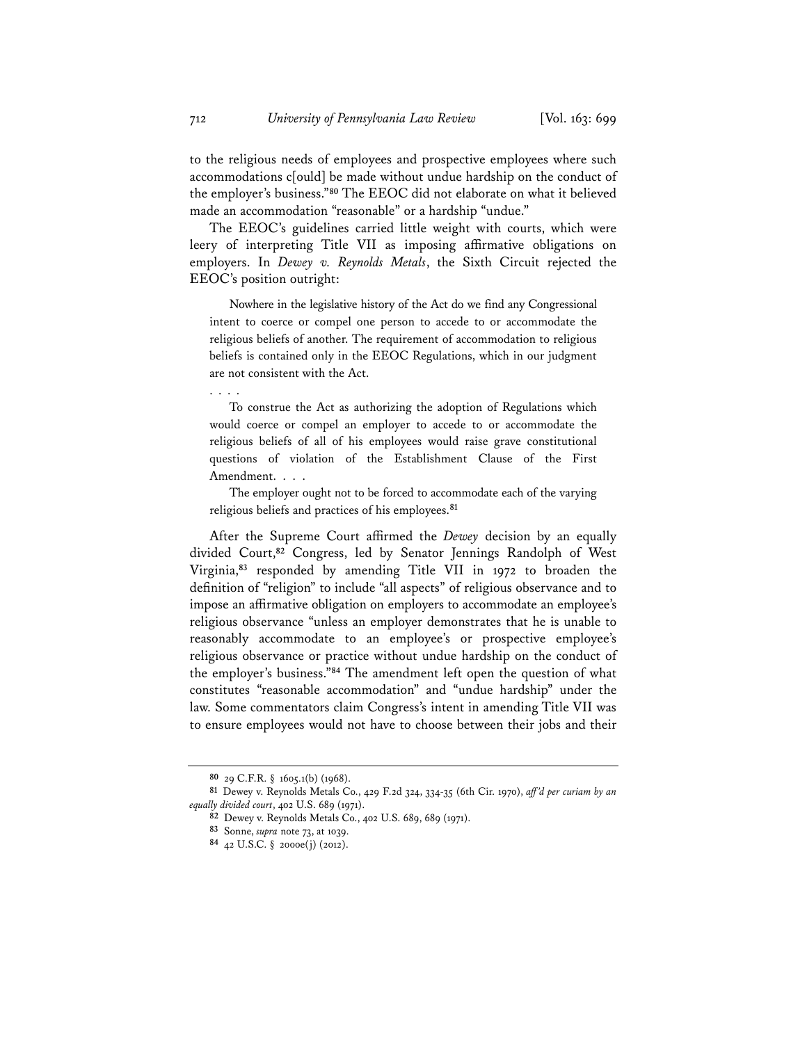to the religious needs of employees and prospective employees where such accommodations c[ould] be made without undue hardship on the conduct of the employer's business."[80] The EEOC did not elaborate on what it believed made an accommodation "reasonable" or a hardship "undue."

The EEOC's guidelines carried little weight with courts, which were leery of interpreting Title VII as imposing affirmative obligations on employers. In *Dewey v. Reynolds Metals*, the Sixth Circuit rejected the EEOC's position outright:

> Nowhere in the legislative history of the Act do we find any Congressional intent to coerce or compel one person to accede to or accommodate the religious beliefs of another. The requirement of accommodation to religious beliefs is contained only in the EEOC Regulations, which in our judgment are not consistent with the Act.
>
> . . . .
>
> To construe the Act as authorizing the adoption of Regulations which would coerce or compel an employer to accede to or accommodate the religious beliefs of all of his employees would raise grave constitutional questions of violation of the Establishment Clause of the First Amendment. . . .
>
> The employer ought not to be forced to accommodate each of the varying religious beliefs and practices of his employees.[81]

After the Supreme Court affirmed the *Dewey* decision by an equally divided Court,[82] Congress, led by Senator Jennings Randolph of West Virginia,[83] responded by amending Title VII in 1972 to broaden the definition of "religion" to include "all aspects" of religious observance and to impose an affirmative obligation on employers to accommodate an employee's religious observance "unless an employer demonstrates that he is unable to reasonably accommodate to an employee's or prospective employee's religious observance or practice without undue hardship on the conduct of the employer's business."[84] The amendment left open the question of what constitutes "reasonable accommodation" and "undue hardship" under the law. Some commentators claim Congress's intent in amending Title VII was to ensure employees would not have to choose between their jobs and their

---

[80] 29 C.F.R. § 1605.1(b) (1968).

[81] Dewey v. Reynolds Metals Co., 429 F.2d 324, 334-35 (6th Cir. 1970), *aff'd per curiam by an equally divided court*, 402 U.S. 689 (1971).

[82] Dewey v. Reynolds Metals Co., 402 U.S. 689, 689 (1971).

[83] Sonne, *supra* note 73, at 1039.

[84] 42 U.S.C. § 2000e(j) (2012).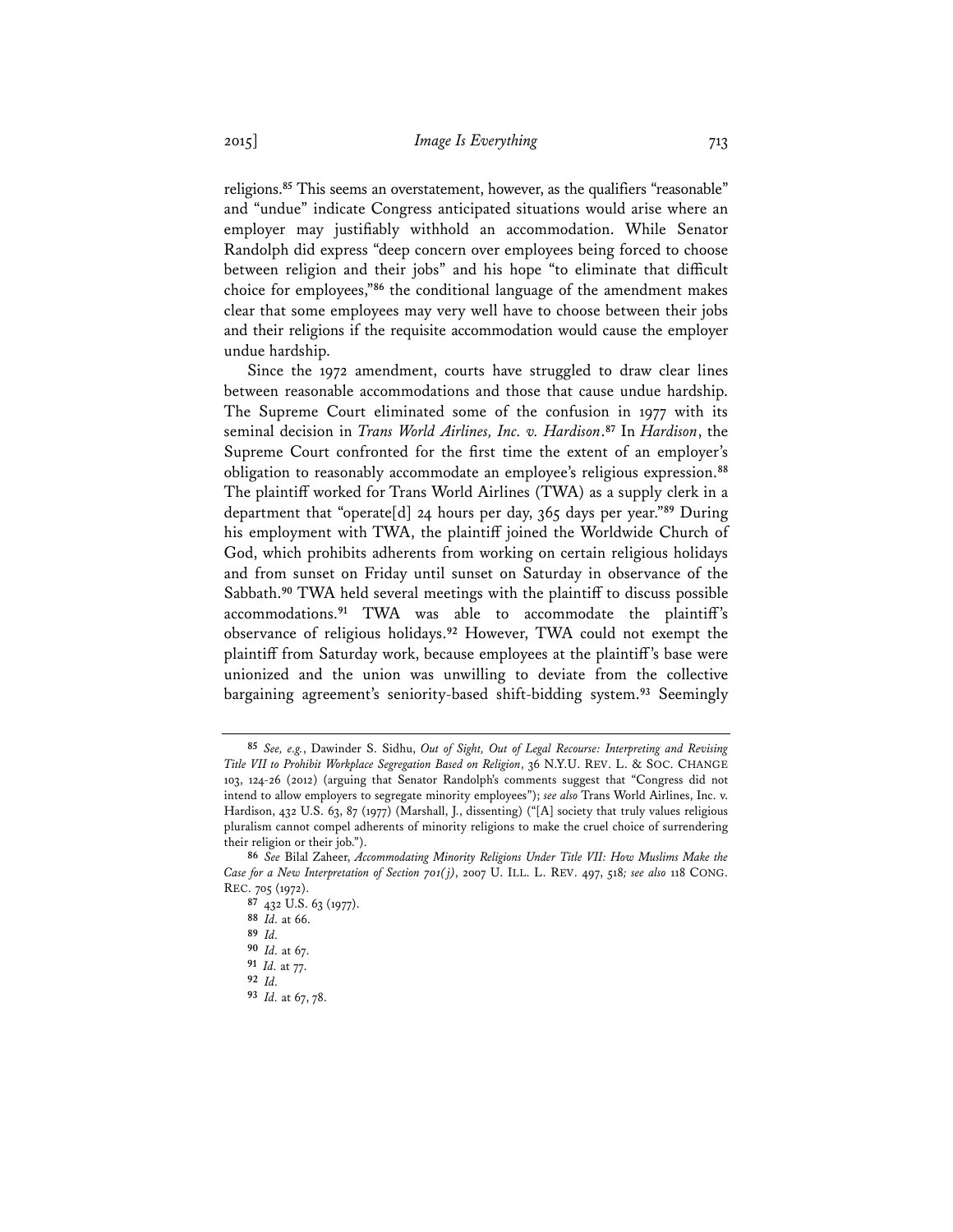religions.[85] This seems an overstatement, however, as the qualifiers "reasonable" and "undue" indicate Congress anticipated situations would arise where an employer may justifiably withhold an accommodation. While Senator Randolph did express "deep concern over employees being forced to choose between religion and their jobs" and his hope "to eliminate that difficult choice for employees,"[86] the conditional language of the amendment makes clear that some employees may very well have to choose between their jobs and their religions if the requisite accommodation would cause the employer undue hardship.

Since the 1972 amendment, courts have struggled to draw clear lines between reasonable accommodations and those that cause undue hardship. The Supreme Court eliminated some of the confusion in 1977 with its seminal decision in *Trans World Airlines, Inc. v. Hardison*.[87] In *Hardison*, the Supreme Court confronted for the first time the extent of an employer's obligation to reasonably accommodate an employee's religious expression.[88] The plaintiff worked for Trans World Airlines (TWA) as a supply clerk in a department that "operate[d] 24 hours per day, 365 days per year."[89] During his employment with TWA, the plaintiff joined the Worldwide Church of God, which prohibits adherents from working on certain religious holidays and from sunset on Friday until sunset on Saturday in observance of the Sabbath.[90] TWA held several meetings with the plaintiff to discuss possible accommodations.[91] TWA was able to accommodate the plaintiff's observance of religious holidays.[92] However, TWA could not exempt the plaintiff from Saturday work, because employees at the plaintiff's base were unionized and the union was unwilling to deviate from the collective bargaining agreement's seniority-based shift-bidding system.[93] Seemingly

---

[85] *See, e.g.*, Dawinder S. Sidhu, *Out of Sight, Out of Legal Recourse: Interpreting and Revising Title VII to Prohibit Workplace Segregation Based on Religion*, 36 N.Y.U. REV. L. & SOC. CHANGE 103, 124-26 (2012) (arguing that Senator Randolph's comments suggest that "Congress did not intend to allow employers to segregate minority employees"); *see also* Trans World Airlines, Inc. v. Hardison, 432 U.S. 63, 87 (1977) (Marshall, J., dissenting) ("[A] society that truly values religious pluralism cannot compel adherents of minority religions to make the cruel choice of surrendering their religion or their job.").

[86] *See* Bilal Zaheer, *Accommodating Minority Religions Under Title VII: How Muslims Make the Case for a New Interpretation of Section 701(j)*, 2007 U. ILL. L. REV. 497, 518*; see also* 118 CONG. REC. 705 (1972).

[87] 432 U.S. 63 (1977).

[88] *Id.* at 66.

[89] *Id.*

[90] *Id.* at 67.

[91] *Id.* at 77.

[92] *Id.*

[93] *Id.* at 67, 78.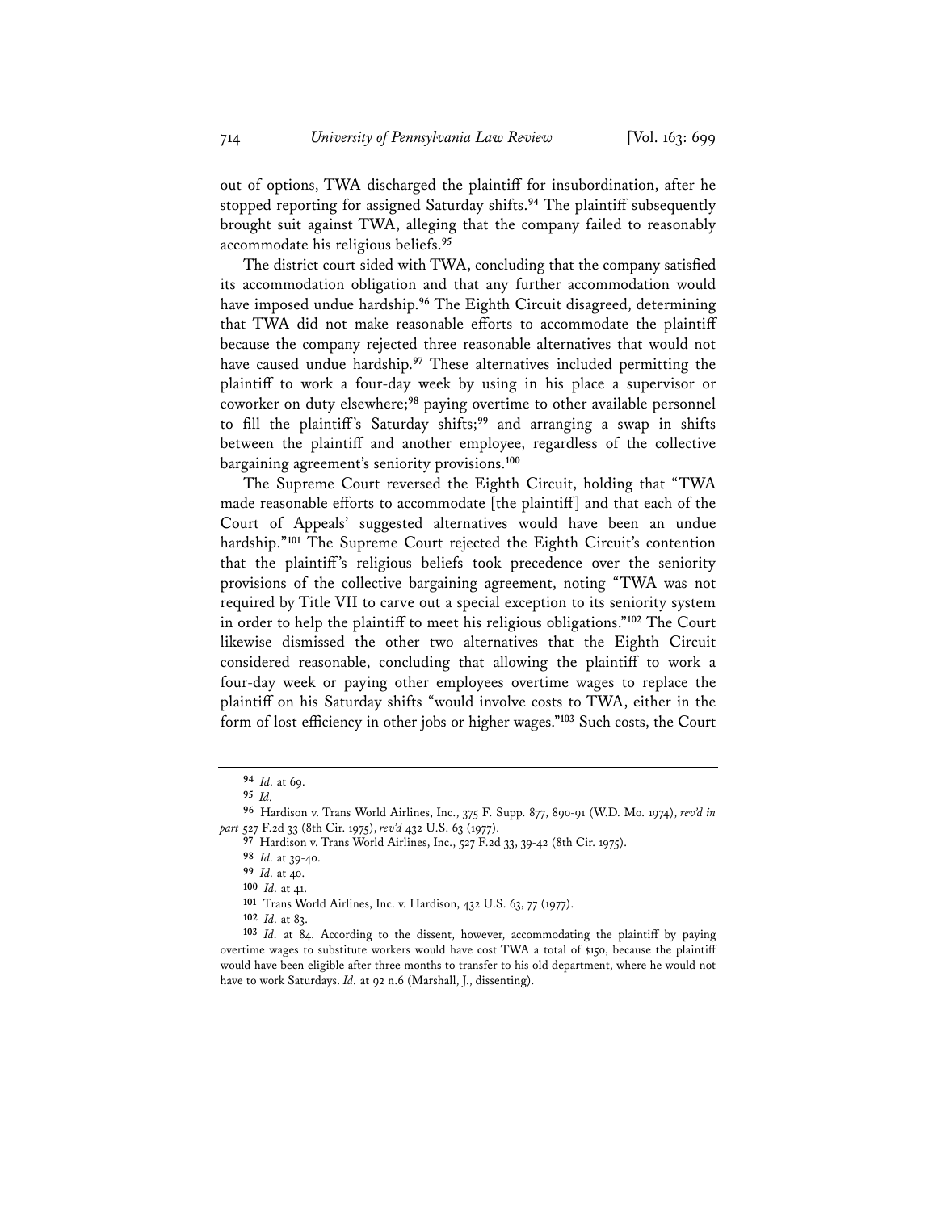out of options, TWA discharged the plaintiff for insubordination, after he stopped reporting for assigned Saturday shifts.[94] The plaintiff subsequently brought suit against TWA, alleging that the company failed to reasonably accommodate his religious beliefs.[95]

The district court sided with TWA, concluding that the company satisfied its accommodation obligation and that any further accommodation would have imposed undue hardship.[96] The Eighth Circuit disagreed, determining that TWA did not make reasonable efforts to accommodate the plaintiff because the company rejected three reasonable alternatives that would not have caused undue hardship.[97] These alternatives included permitting the plaintiff to work a four-day week by using in his place a supervisor or coworker on duty elsewhere;[98] paying overtime to other available personnel to fill the plaintiff's Saturday shifts;[99] and arranging a swap in shifts between the plaintiff and another employee, regardless of the collective bargaining agreement's seniority provisions.[100]

The Supreme Court reversed the Eighth Circuit, holding that "TWA made reasonable efforts to accommodate [the plaintiff] and that each of the Court of Appeals' suggested alternatives would have been an undue hardship."[101] The Supreme Court rejected the Eighth Circuit's contention that the plaintiff's religious beliefs took precedence over the seniority provisions of the collective bargaining agreement, noting "TWA was not required by Title VII to carve out a special exception to its seniority system in order to help the plaintiff to meet his religious obligations."[102] The Court likewise dismissed the other two alternatives that the Eighth Circuit considered reasonable, concluding that allowing the plaintiff to work a four-day week or paying other employees overtime wages to replace the plaintiff on his Saturday shifts "would involve costs to TWA, either in the form of lost efficiency in other jobs or higher wages."[103] Such costs, the Court

---

[94] *Id.* at 69.

[95] *Id.*

[96] Hardison v. Trans World Airlines, Inc., 375 F. Supp. 877, 890-91 (W.D. Mo. 1974), *rev'd in part* 527 F.2d 33 (8th Cir. 1975), *rev'd* 432 U.S. 63 (1977).

[97] Hardison v. Trans World Airlines, Inc., 527 F.2d 33, 39-42 (8th Cir. 1975).

[98] *Id.* at 39-40.

[99] *Id.* at 40.

[100] *Id.* at 41.

[101] Trans World Airlines, Inc. v. Hardison, 432 U.S. 63, 77 (1977).

[102] *Id.* at 83.

[103] *Id.* at 84. According to the dissent, however, accommodating the plaintiff by paying overtime wages to substitute workers would have cost TWA a total of $150, because the plaintiff would have been eligible after three months to transfer to his old department, where he would not have to work Saturdays. *Id.* at 92 n.6 (Marshall, J., dissenting).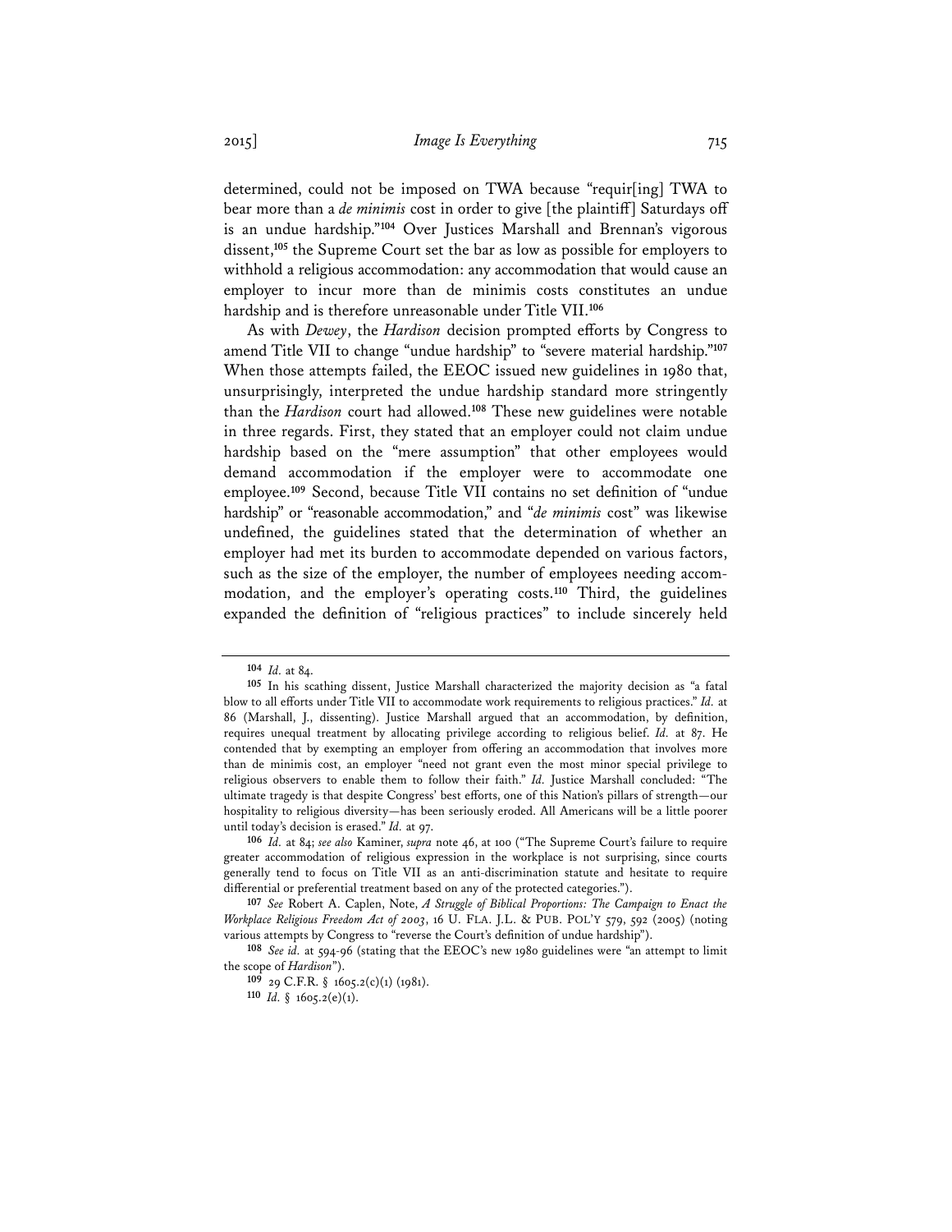determined, could not be imposed on TWA because "requir[ing] TWA to bear more than a *de minimis* cost in order to give [the plaintiff] Saturdays off is an undue hardship."[104] Over Justices Marshall and Brennan's vigorous dissent,[105] the Supreme Court set the bar as low as possible for employers to withhold a religious accommodation: any accommodation that would cause an employer to incur more than de minimis costs constitutes an undue hardship and is therefore unreasonable under Title VII.[106]

As with *Dewey*, the *Hardison* decision prompted efforts by Congress to amend Title VII to change "undue hardship" to "severe material hardship."[107] When those attempts failed, the EEOC issued new guidelines in 1980 that, unsurprisingly, interpreted the undue hardship standard more stringently than the *Hardison* court had allowed.[108] These new guidelines were notable in three regards. First, they stated that an employer could not claim undue hardship based on the "mere assumption" that other employees would demand accommodation if the employer were to accommodate one employee.[109] Second, because Title VII contains no set definition of "undue hardship" or "reasonable accommodation," and "*de minimis* cost" was likewise undefined, the guidelines stated that the determination of whether an employer had met its burden to accommodate depended on various factors, such as the size of the employer, the number of employees needing accommodation, and the employer's operating costs.[110] Third, the guidelines expanded the definition of "religious practices" to include sincerely held

---

[104] *Id.* at 84.

[105] In his scathing dissent, Justice Marshall characterized the majority decision as "a fatal blow to all efforts under Title VII to accommodate work requirements to religious practices." *Id.* at 86 (Marshall, J., dissenting). Justice Marshall argued that an accommodation, by definition, requires unequal treatment by allocating privilege according to religious belief. *Id.* at 87. He contended that by exempting an employer from offering an accommodation that involves more than de minimis cost, an employer "need not grant even the most minor special privilege to religious observers to enable them to follow their faith." *Id.* Justice Marshall concluded: "The ultimate tragedy is that despite Congress' best efforts, one of this Nation's pillars of strength—our hospitality to religious diversity—has been seriously eroded. All Americans will be a little poorer until today's decision is erased." *Id.* at 97.

[106] *Id.* at 84; *see also* Kaminer, *supra* note 46, at 100 ("The Supreme Court's failure to require greater accommodation of religious expression in the workplace is not surprising, since courts generally tend to focus on Title VII as an anti-discrimination statute and hesitate to require differential or preferential treatment based on any of the protected categories.").

[107] *See* Robert A. Caplen, Note, *A Struggle of Biblical Proportions: The Campaign to Enact the Workplace Religious Freedom Act of 2003*, 16 U. FLA. J.L. & PUB. POL'Y 579, 592 (2005) (noting various attempts by Congress to "reverse the Court's definition of undue hardship").

[108] *See id.* at 594-96 (stating that the EEOC's new 1980 guidelines were "an attempt to limit the scope of *Hardison*").

[109] 29 C.F.R. § 1605.2(c)(1) (1981).

[110] *Id.* § 1605.2(e)(1).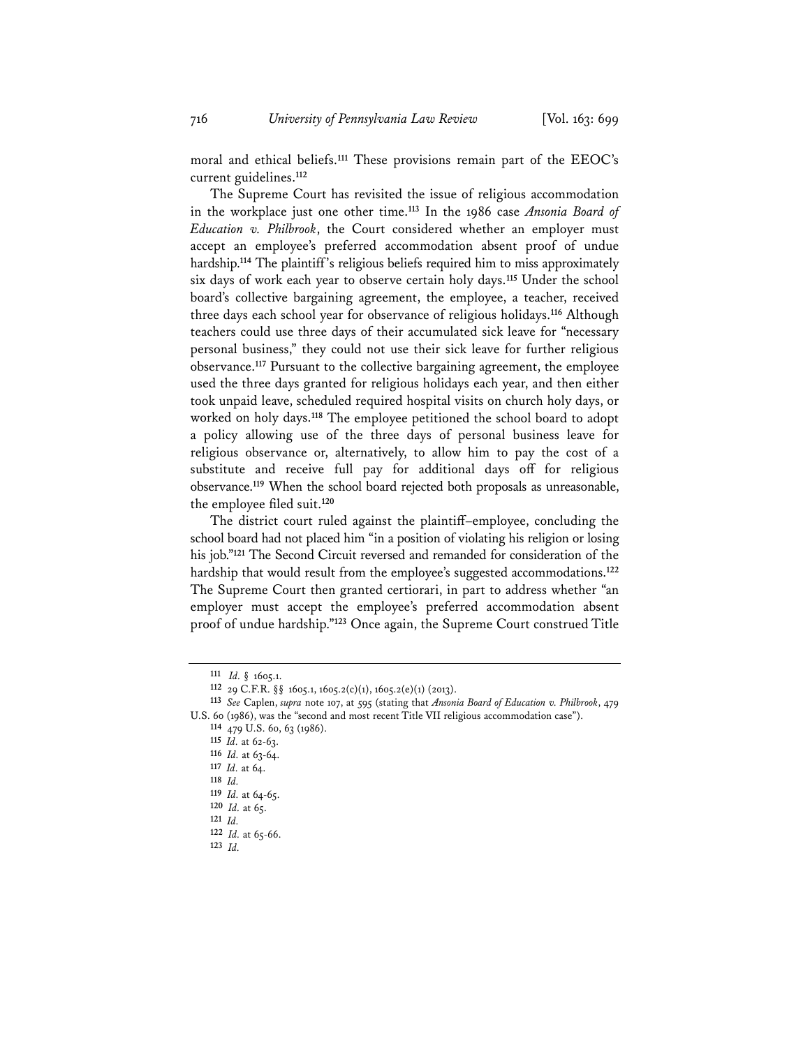moral and ethical beliefs.[111] These provisions remain part of the EEOC's current guidelines.[112]

The Supreme Court has revisited the issue of religious accommodation in the workplace just one other time.[113] In the 1986 case *Ansonia Board of Education v. Philbrook*, the Court considered whether an employer must accept an employee's preferred accommodation absent proof of undue hardship.[114] The plaintiff's religious beliefs required him to miss approximately six days of work each year to observe certain holy days.[115] Under the school board's collective bargaining agreement, the employee, a teacher, received three days each school year for observance of religious holidays.[116] Although teachers could use three days of their accumulated sick leave for "necessary personal business," they could not use their sick leave for further religious observance.[117] Pursuant to the collective bargaining agreement, the employee used the three days granted for religious holidays each year, and then either took unpaid leave, scheduled required hospital visits on church holy days, or worked on holy days.[118] The employee petitioned the school board to adopt a policy allowing use of the three days of personal business leave for religious observance or, alternatively, to allow him to pay the cost of a substitute and receive full pay for additional days off for religious observance.[119] When the school board rejected both proposals as unreasonable, the employee filed suit.[120]

The district court ruled against the plaintiff–employee, concluding the school board had not placed him "in a position of violating his religion or losing his job."[121] The Second Circuit reversed and remanded for consideration of the hardship that would result from the employee's suggested accommodations.[122] The Supreme Court then granted certiorari, in part to address whether "an employer must accept the employee's preferred accommodation absent proof of undue hardship."[123] Once again, the Supreme Court construed Title

---

[111] *Id.* § 1605.1.

[112] 29 C.F.R. §§ 1605.1, 1605.2(c)(1), 1605.2(e)(1) (2013).

[113] *See* Caplen, *supra* note 107, at 595 (stating that *Ansonia Board of Education v. Philbrook*, 479 U.S. 60 (1986), was the "second and most recent Title VII religious accommodation case").

[114] 479 U.S. 60, 63 (1986).

[115] *Id.* at 62-63.

[116] *Id.* at 63-64.

[117] *Id.* at 64.

[118] *Id.*

[119] *Id.* at 64-65.

[120] *Id.* at 65.

[121] *Id.*

[122] *Id.* at 65-66.

[123] *Id.*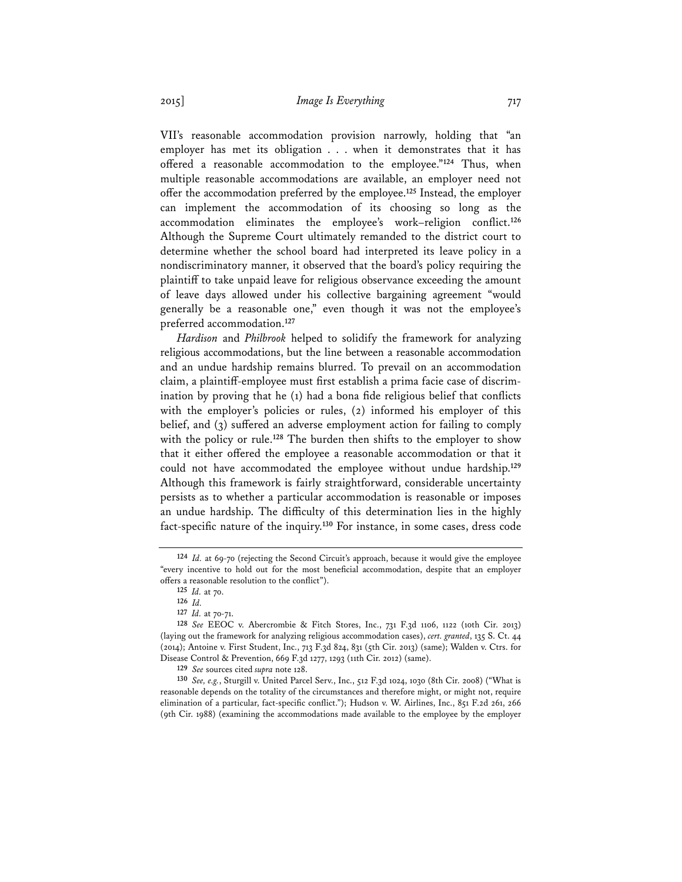VII's reasonable accommodation provision narrowly, holding that "an employer has met its obligation . . . when it demonstrates that it has offered a reasonable accommodation to the employee."[124] Thus, when multiple reasonable accommodations are available, an employer need not offer the accommodation preferred by the employee.[125] Instead, the employer can implement the accommodation of its choosing so long as the accommodation eliminates the employee's work–religion conflict.[126] Although the Supreme Court ultimately remanded to the district court to determine whether the school board had interpreted its leave policy in a nondiscriminatory manner, it observed that the board's policy requiring the plaintiff to take unpaid leave for religious observance exceeding the amount of leave days allowed under his collective bargaining agreement "would generally be a reasonable one," even though it was not the employee's preferred accommodation.[127]

*Hardison* and *Philbrook* helped to solidify the framework for analyzing religious accommodations, but the line between a reasonable accommodation and an undue hardship remains blurred. To prevail on an accommodation claim, a plaintiff-employee must first establish a prima facie case of discrimination by proving that he (1) had a bona fide religious belief that conflicts with the employer's policies or rules, (2) informed his employer of this belief, and (3) suffered an adverse employment action for failing to comply with the policy or rule.[128] The burden then shifts to the employer to show that it either offered the employee a reasonable accommodation or that it could not have accommodated the employee without undue hardship.[129] Although this framework is fairly straightforward, considerable uncertainty persists as to whether a particular accommodation is reasonable or imposes an undue hardship. The difficulty of this determination lies in the highly fact-specific nature of the inquiry.[130] For instance, in some cases, dress code

---

124 *Id.* at 69-70 (rejecting the Second Circuit's approach, because it would give the employee "every incentive to hold out for the most beneficial accommodation, despite that an employer offers a reasonable resolution to the conflict").

125 *Id.* at 70.

126 *Id.*

127 *Id.* at 70-71.

128 *See* EEOC v. Abercrombie & Fitch Stores, Inc., 731 F.3d 1106, 1122 (10th Cir. 2013) (laying out the framework for analyzing religious accommodation cases), *cert. granted*, 135 S. Ct. 44 (2014); Antoine v. First Student, Inc., 713 F.3d 824, 831 (5th Cir. 2013) (same); Walden v. Ctrs. for Disease Control & Prevention, 669 F.3d 1277, 1293 (11th Cir. 2012) (same).

129 *See* sources cited *supra* note 128.

130 *See, e.g.*, Sturgill v. United Parcel Serv., Inc., 512 F.3d 1024, 1030 (8th Cir. 2008) ("What is reasonable depends on the totality of the circumstances and therefore might, or might not, require elimination of a particular, fact-specific conflict."); Hudson v. W. Airlines, Inc., 851 F.2d 261, 266 (9th Cir. 1988) (examining the accommodations made available to the employee by the employer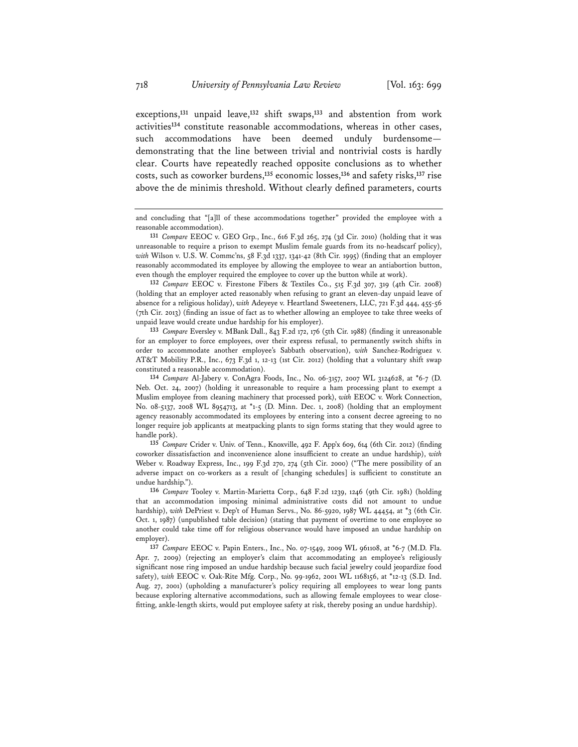exceptions,[131] unpaid leave,[132] shift swaps,[133] and abstention from work activities[134] constitute reasonable accommodations, whereas in other cases, such accommodations have been deemed unduly burdensome—demonstrating that the line between trivial and nontrivial costs is hardly clear. Courts have repeatedly reached opposite conclusions as to whether costs, such as coworker burdens,[135] economic losses,[136] and safety risks,[137] rise above the de minimis threshold. Without clearly defined parameters, courts

---

and concluding that "[a]ll of these accommodations together" provided the employee with a reasonable accommodation).

131 *Compare* EEOC v. GEO Grp., Inc., 616 F.3d 265, 274 (3d Cir. 2010) (holding that it was unreasonable to require a prison to exempt Muslim female guards from its no-headscarf policy), *with* Wilson v. U.S. W. Commc'ns, 58 F.3d 1337, 1341-42 (8th Cir. 1995) (finding that an employer reasonably accommodated its employee by allowing the employee to wear an antiabortion button, even though the employer required the employee to cover up the button while at work).

132 *Compare* EEOC v. Firestone Fibers & Textiles Co., 515 F.3d 307, 319 (4th Cir. 2008) (holding that an employer acted reasonably when refusing to grant an eleven-day unpaid leave of absence for a religious holiday), *with* Adeyeye v. Heartland Sweeteners, LLC, 721 F.3d 444, 455-56 (7th Cir. 2013) (finding an issue of fact as to whether allowing an employee to take three weeks of unpaid leave would create undue hardship for his employer).

133 *Compare* Eversley v. MBank Dall., 843 F.2d 172, 176 (5th Cir. 1988) (finding it unreasonable for an employer to force employees, over their express refusal, to permanently switch shifts in order to accommodate another employee's Sabbath observation), *with* Sanchez-Rodriguez v. AT&T Mobility P.R., Inc., 673 F.3d 1, 12-13 (1st Cir. 2012) (holding that a voluntary shift swap constituted a reasonable accommodation).

134 *Compare* Al-Jabery v. ConAgra Foods, Inc., No. 06-3157, 2007 WL 3124628, at *6-7 (D. Neb. Oct. 24, 2007) (holding it unreasonable to require a ham processing plant to exempt a Muslim employee from cleaning machinery that processed pork), *with* EEOC v. Work Connection, No. 08-5137, 2008 WL 8954713, at *1-5 (D. Minn. Dec. 1, 2008) (holding that an employment agency reasonably accommodated its employees by entering into a consent decree agreeing to no longer require job applicants at meatpacking plants to sign forms stating that they would agree to handle pork).

135 *Compare* Crider v. Univ. of Tenn., Knoxville, 492 F. App'x 609, 614 (6th Cir. 2012) (finding coworker dissatisfaction and inconvenience alone insufficient to create an undue hardship), *with* Weber v. Roadway Express, Inc., 199 F.3d 270, 274 (5th Cir. 2000) ("The mere possibility of an adverse impact on co-workers as a result of [changing schedules] is sufficient to constitute an undue hardship.").

136 *Compare* Tooley v. Martin-Marietta Corp., 648 F.2d 1239, 1246 (9th Cir. 1981) (holding that an accommodation imposing minimal administrative costs did not amount to undue hardship), *with* DePriest v. Dep't of Human Servs., No. 86-5920, 1987 WL 44454, at *3 (6th Cir. Oct. 1, 1987) (unpublished table decision) (stating that payment of overtime to one employee so another could take time off for religious observance would have imposed an undue hardship on employer).

137 *Compare* EEOC v. Papin Enters., Inc., No. 07-1549, 2009 WL 961108, at *6-7 (M.D. Fla. Apr. 7, 2009) (rejecting an employer's claim that accommodating an employee's religiously significant nose ring imposed an undue hardship because such facial jewelry could jeopardize food safety), *with* EEOC v. Oak-Rite Mfg. Corp., No. 99-1962, 2001 WL 1168156, at *12-13 (S.D. Ind. Aug. 27, 2001) (upholding a manufacturer's policy requiring all employees to wear long pants because exploring alternative accommodations, such as allowing female employees to wear close-fitting, ankle-length skirts, would put employee safety at risk, thereby posing an undue hardship).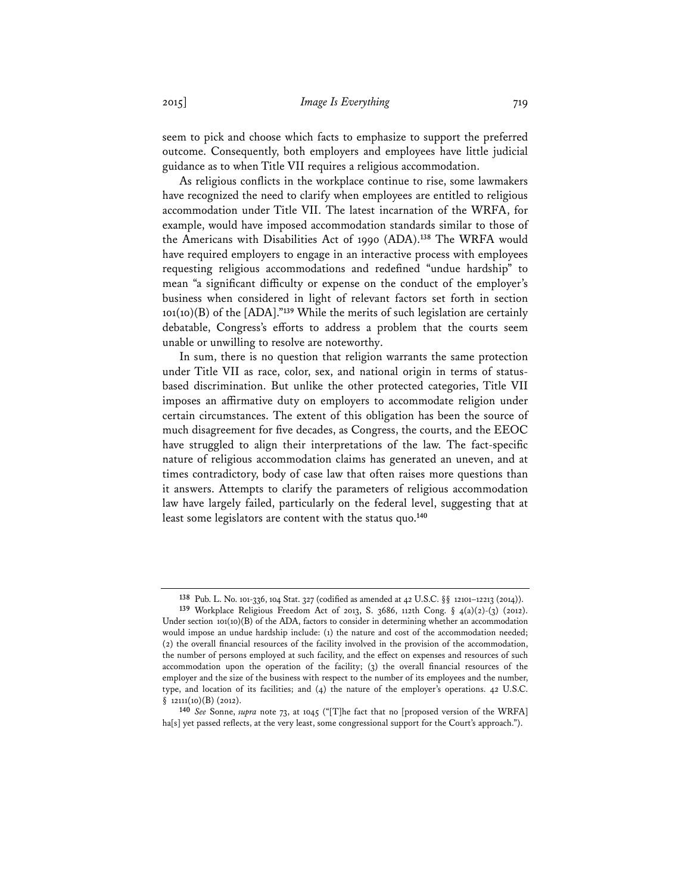seem to pick and choose which facts to emphasize to support the preferred outcome. Consequently, both employers and employees have little judicial guidance as to when Title VII requires a religious accommodation.

As religious conflicts in the workplace continue to rise, some lawmakers have recognized the need to clarify when employees are entitled to religious accommodation under Title VII. The latest incarnation of the WRFA, for example, would have imposed accommodation standards similar to those of the Americans with Disabilities Act of 1990 (ADA).[138] The WRFA would have required employers to engage in an interactive process with employees requesting religious accommodations and redefined "undue hardship" to mean "a significant difficulty or expense on the conduct of the employer's business when considered in light of relevant factors set forth in section 101(10)(B) of the [ADA]."[139] While the merits of such legislation are certainly debatable, Congress's efforts to address a problem that the courts seem unable or unwilling to resolve are noteworthy.

In sum, there is no question that religion warrants the same protection under Title VII as race, color, sex, and national origin in terms of status-based discrimination. But unlike the other protected categories, Title VII imposes an affirmative duty on employers to accommodate religion under certain circumstances. The extent of this obligation has been the source of much disagreement for five decades, as Congress, the courts, and the EEOC have struggled to align their interpretations of the law. The fact-specific nature of religious accommodation claims has generated an uneven, and at times contradictory, body of case law that often raises more questions than it answers. Attempts to clarify the parameters of religious accommodation law have largely failed, particularly on the federal level, suggesting that at least some legislators are content with the status quo.[140]

---

[138] Pub. L. No. 101-336, 104 Stat. 327 (codified as amended at 42 U.S.C. §§ 12101–12213 (2014)).

[139] Workplace Religious Freedom Act of 2013, S. 3686, 112th Cong. § 4(a)(2)-(3) (2012). Under section 101(10)(B) of the ADA, factors to consider in determining whether an accommodation would impose an undue hardship include: (1) the nature and cost of the accommodation needed; (2) the overall financial resources of the facility involved in the provision of the accommodation, the number of persons employed at such facility, and the effect on expenses and resources of such accommodation upon the operation of the facility; (3) the overall financial resources of the employer and the size of the business with respect to the number of its employees and the number, type, and location of its facilities; and (4) the nature of the employer's operations. 42 U.S.C. § 12111(10)(B) (2012).

[140] *See* Sonne, *supra* note 73, at 1045 ("[T]he fact that no [proposed version of the WRFA] ha[s] yet passed reflects, at the very least, some congressional support for the Court's approach.").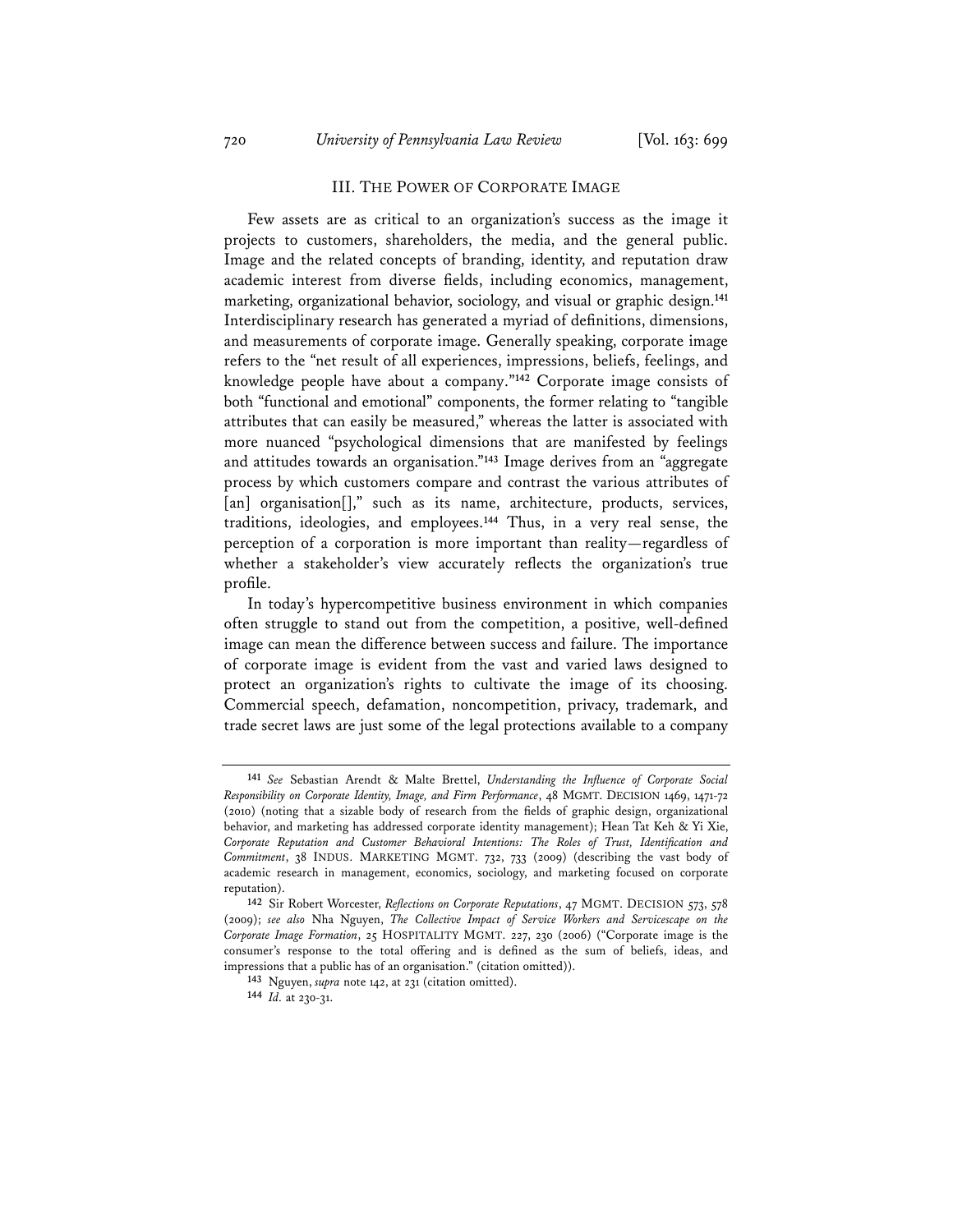## III. THE POWER OF CORPORATE IMAGE

Few assets are as critical to an organization's success as the image it projects to customers, shareholders, the media, and the general public. Image and the related concepts of branding, identity, and reputation draw academic interest from diverse fields, including economics, management, marketing, organizational behavior, sociology, and visual or graphic design.[141] Interdisciplinary research has generated a myriad of definitions, dimensions, and measurements of corporate image. Generally speaking, corporate image refers to the "net result of all experiences, impressions, beliefs, feelings, and knowledge people have about a company."[142] Corporate image consists of both "functional and emotional" components, the former relating to "tangible attributes that can easily be measured," whereas the latter is associated with more nuanced "psychological dimensions that are manifested by feelings and attitudes towards an organisation."[143] Image derives from an "aggregate process by which customers compare and contrast the various attributes of [an] organisation[]," such as its name, architecture, products, services, traditions, ideologies, and employees.[144] Thus, in a very real sense, the perception of a corporation is more important than reality—regardless of whether a stakeholder's view accurately reflects the organization's true profile.

In today's hypercompetitive business environment in which companies often struggle to stand out from the competition, a positive, well-defined image can mean the difference between success and failure. The importance of corporate image is evident from the vast and varied laws designed to protect an organization's rights to cultivate the image of its choosing. Commercial speech, defamation, noncompetition, privacy, trademark, and trade secret laws are just some of the legal protections available to a company

---

[141] *See* Sebastian Arendt & Malte Brettel, *Understanding the Influence of Corporate Social Responsibility on Corporate Identity, Image, and Firm Performance*, 48 MGMT. DECISION 1469, 1471-72 (2010) (noting that a sizable body of research from the fields of graphic design, organizational behavior, and marketing has addressed corporate identity management); Hean Tat Keh & Yi Xie, *Corporate Reputation and Customer Behavioral Intentions: The Roles of Trust, Identification and Commitment*, 38 INDUS. MARKETING MGMT. 732, 733 (2009) (describing the vast body of academic research in management, economics, sociology, and marketing focused on corporate reputation).

[142] Sir Robert Worcester, *Reflections on Corporate Reputations*, 47 MGMT. DECISION 573, 578 (2009); *see also* Nha Nguyen, *The Collective Impact of Service Workers and Servicescape on the Corporate Image Formation*, 25 HOSPITALITY MGMT. 227, 230 (2006) ("Corporate image is the consumer's response to the total offering and is defined as the sum of beliefs, ideas, and impressions that a public has of an organisation." (citation omitted)).

[143] Nguyen, *supra* note 142, at 231 (citation omitted).

[144] *Id.* at 230-31.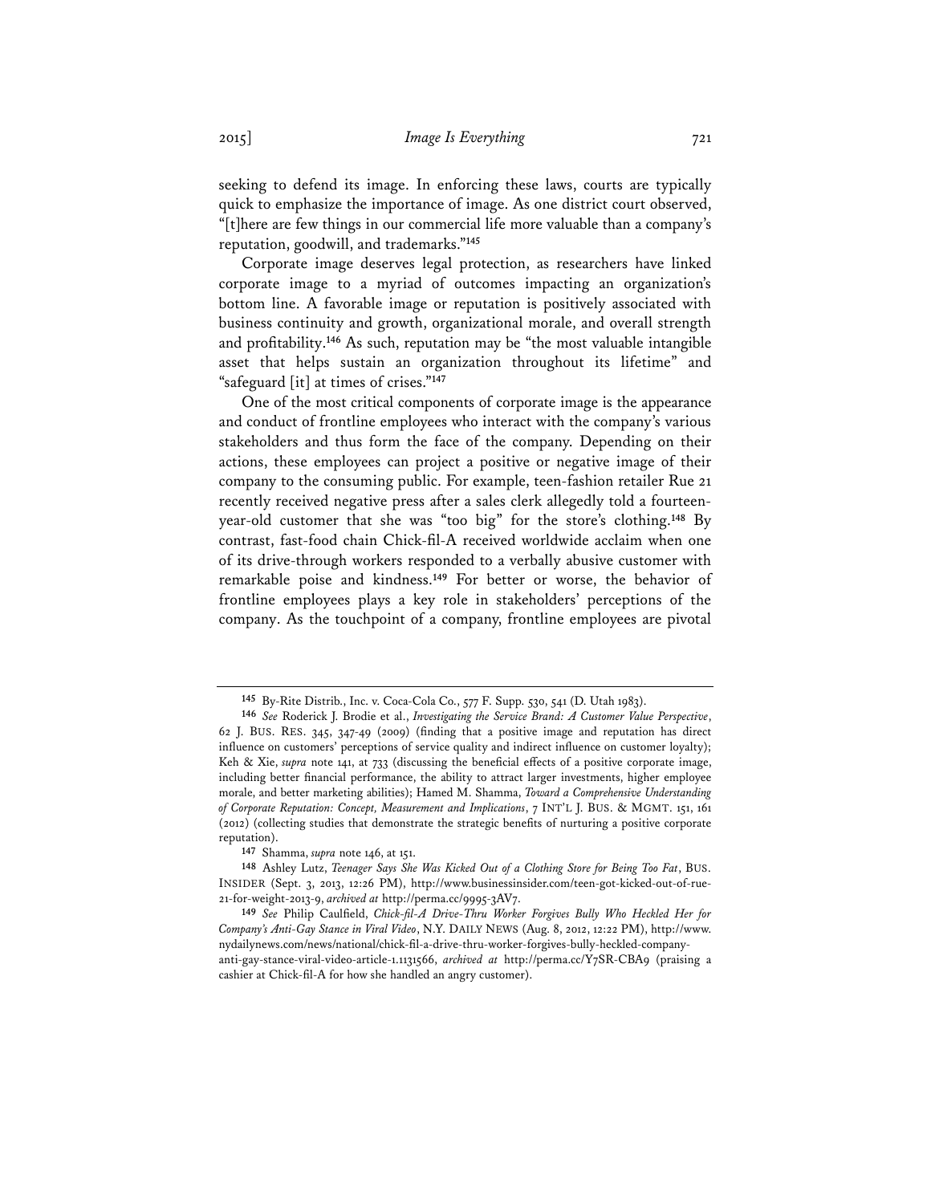seeking to defend its image. In enforcing these laws, courts are typically quick to emphasize the importance of image. As one district court observed, "[t]here are few things in our commercial life more valuable than a company's reputation, goodwill, and trademarks."[145]

Corporate image deserves legal protection, as researchers have linked corporate image to a myriad of outcomes impacting an organization's bottom line. A favorable image or reputation is positively associated with business continuity and growth, organizational morale, and overall strength and profitability.[146] As such, reputation may be "the most valuable intangible asset that helps sustain an organization throughout its lifetime" and "safeguard [it] at times of crises."[147]

One of the most critical components of corporate image is the appearance and conduct of frontline employees who interact with the company's various stakeholders and thus form the face of the company. Depending on their actions, these employees can project a positive or negative image of their company to the consuming public. For example, teen-fashion retailer Rue 21 recently received negative press after a sales clerk allegedly told a fourteen-year-old customer that she was "too big" for the store's clothing.[148] By contrast, fast-food chain Chick-fil-A received worldwide acclaim when one of its drive-through workers responded to a verbally abusive customer with remarkable poise and kindness.[149] For better or worse, the behavior of frontline employees plays a key role in stakeholders' perceptions of the company. As the touchpoint of a company, frontline employees are pivotal

---

[145] By-Rite Distrib., Inc. v. Coca-Cola Co., 577 F. Supp. 530, 541 (D. Utah 1983).

[146] *See* Roderick J. Brodie et al., *Investigating the Service Brand: A Customer Value Perspective*, 62 J. BUS. RES. 345, 347-49 (2009) (finding that a positive image and reputation has direct influence on customers' perceptions of service quality and indirect influence on customer loyalty); Keh & Xie, *supra* note 141, at 733 (discussing the beneficial effects of a positive corporate image, including better financial performance, the ability to attract larger investments, higher employee morale, and better marketing abilities); Hamed M. Shamma, *Toward a Comprehensive Understanding of Corporate Reputation: Concept, Measurement and Implications*, 7 INT'L J. BUS. & MGMT. 151, 161 (2012) (collecting studies that demonstrate the strategic benefits of nurturing a positive corporate reputation).

[147] Shamma, *supra* note 146, at 151.

[148] Ashley Lutz, *Teenager Says She Was Kicked Out of a Clothing Store for Being Too Fat*, BUS. INSIDER (Sept. 3, 2013, 12:26 PM), http://www.businessinsider.com/teen-got-kicked-out-of-rue-21-for-weight-2013-9, *archived at* http://perma.cc/9995-3AV7.

[149] *See* Philip Caulfield, *Chick-fil-A Drive-Thru Worker Forgives Bully Who Heckled Her for Company's Anti-Gay Stance in Viral Video*, N.Y. DAILY NEWS (Aug. 8, 2012, 12:22 PM), http://www.nydailynews.com/news/national/chick-fil-a-drive-thru-worker-forgives-bully-heckled-company-anti-gay-stance-viral-video-article-1.1131566, *archived at* http://perma.cc/Y7SR-CBA9 (praising a cashier at Chick-fil-A for how she handled an angry customer).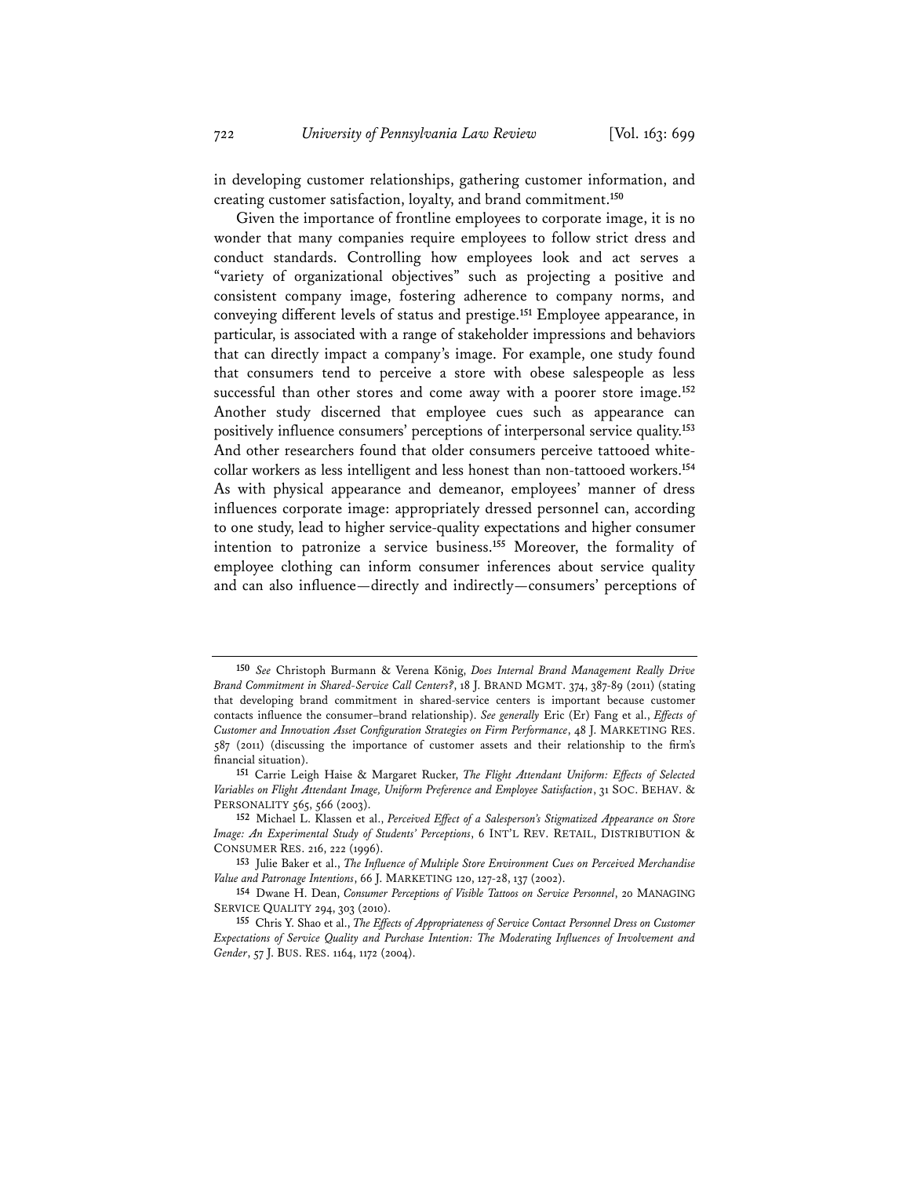in developing customer relationships, gathering customer information, and creating customer satisfaction, loyalty, and brand commitment.[150]

Given the importance of frontline employees to corporate image, it is no wonder that many companies require employees to follow strict dress and conduct standards. Controlling how employees look and act serves a "variety of organizational objectives" such as projecting a positive and consistent company image, fostering adherence to company norms, and conveying different levels of status and prestige.[151] Employee appearance, in particular, is associated with a range of stakeholder impressions and behaviors that can directly impact a company's image. For example, one study found that consumers tend to perceive a store with obese salespeople as less successful than other stores and come away with a poorer store image.[152] Another study discerned that employee cues such as appearance can positively influence consumers' perceptions of interpersonal service quality.[153] And other researchers found that older consumers perceive tattooed white-collar workers as less intelligent and less honest than non-tattooed workers.[154] As with physical appearance and demeanor, employees' manner of dress influences corporate image: appropriately dressed personnel can, according to one study, lead to higher service-quality expectations and higher consumer intention to patronize a service business.[155] Moreover, the formality of employee clothing can inform consumer inferences about service quality and can also influence—directly and indirectly—consumers' perceptions of

---

[150] *See* Christoph Burmann & Verena König, *Does Internal Brand Management Really Drive Brand Commitment in Shared-Service Call Centers?*, 18 J. BRAND MGMT. 374, 387-89 (2011) (stating that developing brand commitment in shared-service centers is important because customer contacts influence the consumer–brand relationship). *See generally* Eric (Er) Fang et al., *Effects of Customer and Innovation Asset Configuration Strategies on Firm Performance*, 48 J. MARKETING RES. 587 (2011) (discussing the importance of customer assets and their relationship to the firm's financial situation).

[151] Carrie Leigh Haise & Margaret Rucker, *The Flight Attendant Uniform: Effects of Selected Variables on Flight Attendant Image, Uniform Preference and Employee Satisfaction*, 31 SOC. BEHAV. & PERSONALITY 565, 566 (2003).

[152] Michael L. Klassen et al., *Perceived Effect of a Salesperson's Stigmatized Appearance on Store Image: An Experimental Study of Students' Perceptions*, 6 INT'L REV. RETAIL, DISTRIBUTION & CONSUMER RES. 216, 222 (1996).

[153] Julie Baker et al., *The Influence of Multiple Store Environment Cues on Perceived Merchandise Value and Patronage Intentions*, 66 J. MARKETING 120, 127-28, 137 (2002).

[154] Dwane H. Dean, *Consumer Perceptions of Visible Tattoos on Service Personnel*, 20 MANAGING SERVICE QUALITY 294, 303 (2010).

[155] Chris Y. Shao et al., *The Effects of Appropriateness of Service Contact Personnel Dress on Customer Expectations of Service Quality and Purchase Intention: The Moderating Influences of Involvement and Gender*, 57 J. BUS. RES. 1164, 1172 (2004).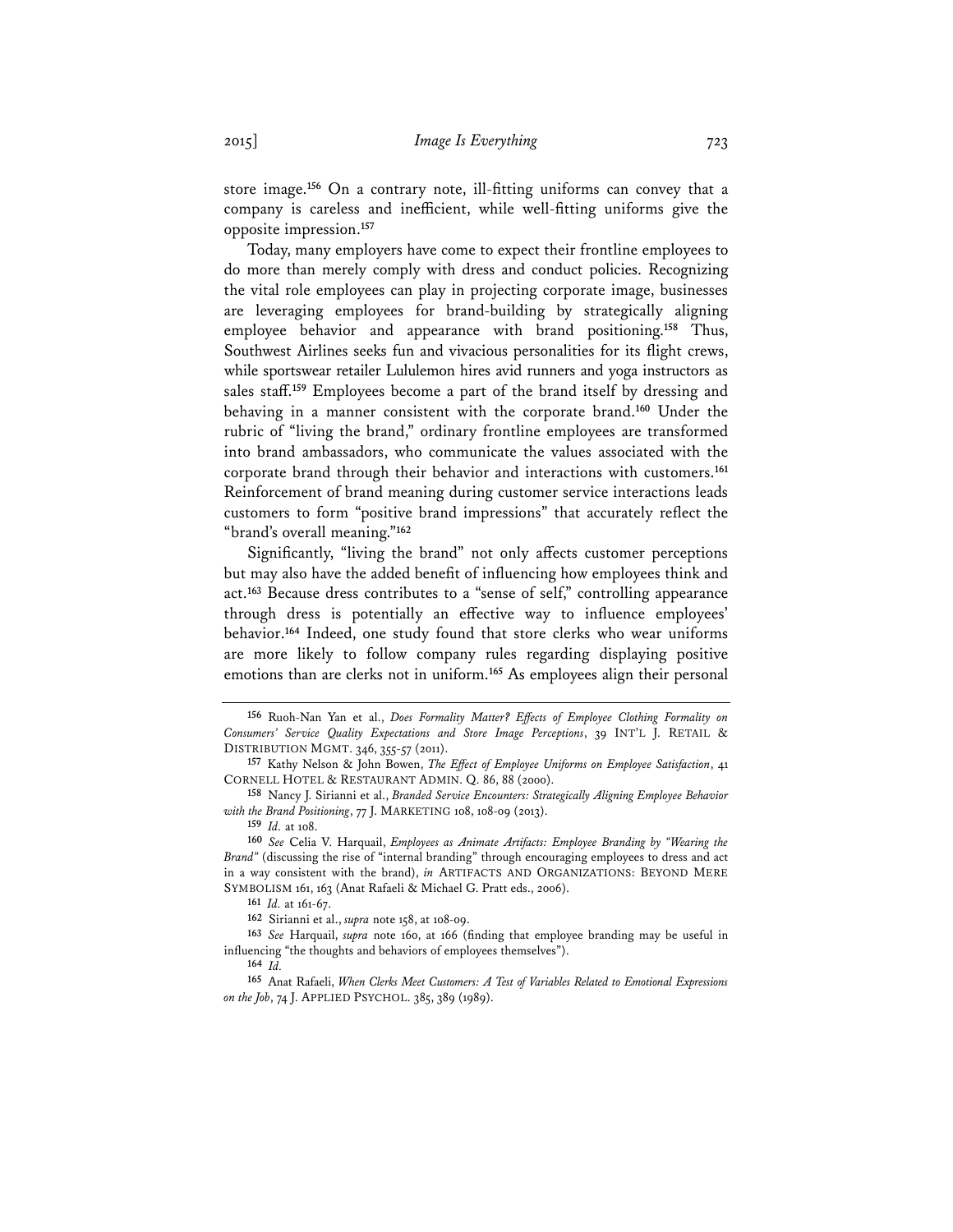store image.[156] On a contrary note, ill-fitting uniforms can convey that a company is careless and inefficient, while well-fitting uniforms give the opposite impression.[157]

Today, many employers have come to expect their frontline employees to do more than merely comply with dress and conduct policies. Recognizing the vital role employees can play in projecting corporate image, businesses are leveraging employees for brand-building by strategically aligning employee behavior and appearance with brand positioning.[158] Thus, Southwest Airlines seeks fun and vivacious personalities for its flight crews, while sportswear retailer Lululemon hires avid runners and yoga instructors as sales staff.[159] Employees become a part of the brand itself by dressing and behaving in a manner consistent with the corporate brand.[160] Under the rubric of "living the brand," ordinary frontline employees are transformed into brand ambassadors, who communicate the values associated with the corporate brand through their behavior and interactions with customers.[161] Reinforcement of brand meaning during customer service interactions leads customers to form "positive brand impressions" that accurately reflect the "brand's overall meaning."[162]

Significantly, "living the brand" not only affects customer perceptions but may also have the added benefit of influencing how employees think and act.[163] Because dress contributes to a "sense of self," controlling appearance through dress is potentially an effective way to influence employees' behavior.[164] Indeed, one study found that store clerks who wear uniforms are more likely to follow company rules regarding displaying positive emotions than are clerks not in uniform.[165] As employees align their personal

---

[156] Ruoh-Nan Yan et al., *Does Formality Matter? Effects of Employee Clothing Formality on Consumers' Service Quality Expectations and Store Image Perceptions*, 39 INT'L J. RETAIL & DISTRIBUTION MGMT. 346, 355-57 (2011).

[157] Kathy Nelson & John Bowen, *The Effect of Employee Uniforms on Employee Satisfaction*, 41 CORNELL HOTEL & RESTAURANT ADMIN. Q. 86, 88 (2000).

[158] Nancy J. Sirianni et al., *Branded Service Encounters: Strategically Aligning Employee Behavior with the Brand Positioning*, 77 J. MARKETING 108, 108-09 (2013).

[159] *Id.* at 108.

[160] *See* Celia V. Harquail, *Employees as Animate Artifacts: Employee Branding by "Wearing the Brand"* (discussing the rise of "internal branding" through encouraging employees to dress and act in a way consistent with the brand), *in* ARTIFACTS AND ORGANIZATIONS: BEYOND MERE SYMBOLISM 161, 163 (Anat Rafaeli & Michael G. Pratt eds., 2006).

[161] *Id.* at 161-67.

[162] Sirianni et al., *supra* note 158, at 108-09.

[163] *See* Harquail, *supra* note 160, at 166 (finding that employee branding may be useful in influencing "the thoughts and behaviors of employees themselves").

[164] *Id.*

[165] Anat Rafaeli, *When Clerks Meet Customers: A Test of Variables Related to Emotional Expressions on the Job*, 74 J. APPLIED PSYCHOL. 385, 389 (1989).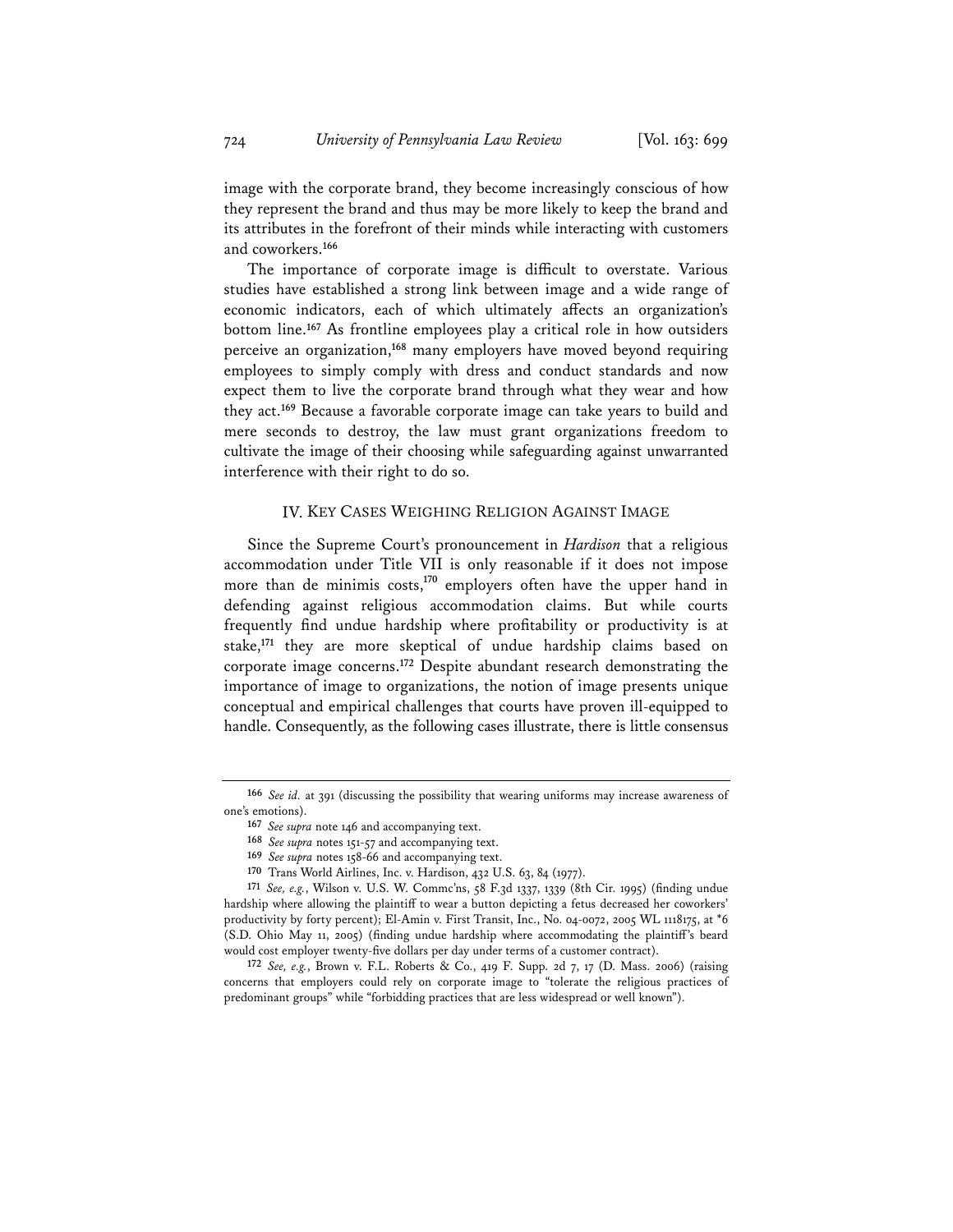image with the corporate brand, they become increasingly conscious of how they represent the brand and thus may be more likely to keep the brand and its attributes in the forefront of their minds while interacting with customers and coworkers.[166]

The importance of corporate image is difficult to overstate. Various studies have established a strong link between image and a wide range of economic indicators, each of which ultimately affects an organization's bottom line.[167] As frontline employees play a critical role in how outsiders perceive an organization,[168] many employers have moved beyond requiring employees to simply comply with dress and conduct standards and now expect them to live the corporate brand through what they wear and how they act.[169] Because a favorable corporate image can take years to build and mere seconds to destroy, the law must grant organizations freedom to cultivate the image of their choosing while safeguarding against unwarranted interference with their right to do so.

## IV. Key Cases Weighing Religion Against Image

Since the Supreme Court's pronouncement in *Hardison* that a religious accommodation under Title VII is only reasonable if it does not impose more than de minimis costs,[170] employers often have the upper hand in defending against religious accommodation claims. But while courts frequently find undue hardship where profitability or productivity is at stake,[171] they are more skeptical of undue hardship claims based on corporate image concerns.[172] Despite abundant research demonstrating the importance of image to organizations, the notion of image presents unique conceptual and empirical challenges that courts have proven ill-equipped to handle. Consequently, as the following cases illustrate, there is little consensus

---

[166] *See id.* at 391 (discussing the possibility that wearing uniforms may increase awareness of one's emotions).

[167] *See supra* note 146 and accompanying text.

[168] *See supra* notes 151-57 and accompanying text.

[169] *See supra* notes 158-66 and accompanying text.

[170] Trans World Airlines, Inc. v. Hardison, 432 U.S. 63, 84 (1977).

[171] *See, e.g.*, Wilson v. U.S. W. Commc'ns, 58 F.3d 1337, 1339 (8th Cir. 1995) (finding undue hardship where allowing the plaintiff to wear a button depicting a fetus decreased her coworkers' productivity by forty percent); El-Amin v. First Transit, Inc., No. 04-0072, 2005 WL 1118175, at *6 (S.D. Ohio May 11, 2005) (finding undue hardship where accommodating the plaintiff's beard would cost employer twenty-five dollars per day under terms of a customer contract).

[172] *See, e.g.*, Brown v. F.L. Roberts & Co., 419 F. Supp. 2d 7, 17 (D. Mass. 2006) (raising concerns that employers could rely on corporate image to "tolerate the religious practices of predominant groups" while "forbidding practices that are less widespread or well known").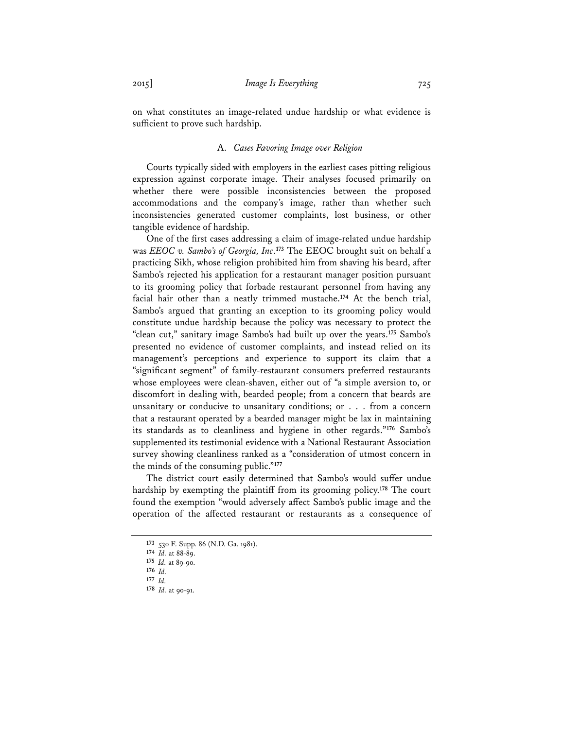on what constitutes an image-related undue hardship or what evidence is sufficient to prove such hardship.

### A. *Cases Favoring Image over Religion*

Courts typically sided with employers in the earliest cases pitting religious expression against corporate image. Their analyses focused primarily on whether there were possible inconsistencies between the proposed accommodations and the company's image, rather than whether such inconsistencies generated customer complaints, lost business, or other tangible evidence of hardship.

One of the first cases addressing a claim of image-related undue hardship was *EEOC v. Sambo's of Georgia, Inc*.[173] The EEOC brought suit on behalf a practicing Sikh, whose religion prohibited him from shaving his beard, after Sambo's rejected his application for a restaurant manager position pursuant to its grooming policy that forbade restaurant personnel from having any facial hair other than a neatly trimmed mustache.[174] At the bench trial, Sambo's argued that granting an exception to its grooming policy would constitute undue hardship because the policy was necessary to protect the "clean cut," sanitary image Sambo's had built up over the years.[175] Sambo's presented no evidence of customer complaints, and instead relied on its management's perceptions and experience to support its claim that a "significant segment" of family-restaurant consumers preferred restaurants whose employees were clean-shaven, either out of "a simple aversion to, or discomfort in dealing with, bearded people; from a concern that beards are unsanitary or conducive to unsanitary conditions; or . . . from a concern that a restaurant operated by a bearded manager might be lax in maintaining its standards as to cleanliness and hygiene in other regards."[176] Sambo's supplemented its testimonial evidence with a National Restaurant Association survey showing cleanliness ranked as a "consideration of utmost concern in the minds of the consuming public."[177]

The district court easily determined that Sambo's would suffer undue hardship by exempting the plaintiff from its grooming policy.[178] The court found the exemption "would adversely affect Sambo's public image and the operation of the affected restaurant or restaurants as a consequence of

---

[173] 530 F. Supp. 86 (N.D. Ga. 1981).

[174] *Id.* at 88-89.

[175] *Id.* at 89-90.

[176] *Id.*

[177] *Id.*

[178] *Id.* at 90-91.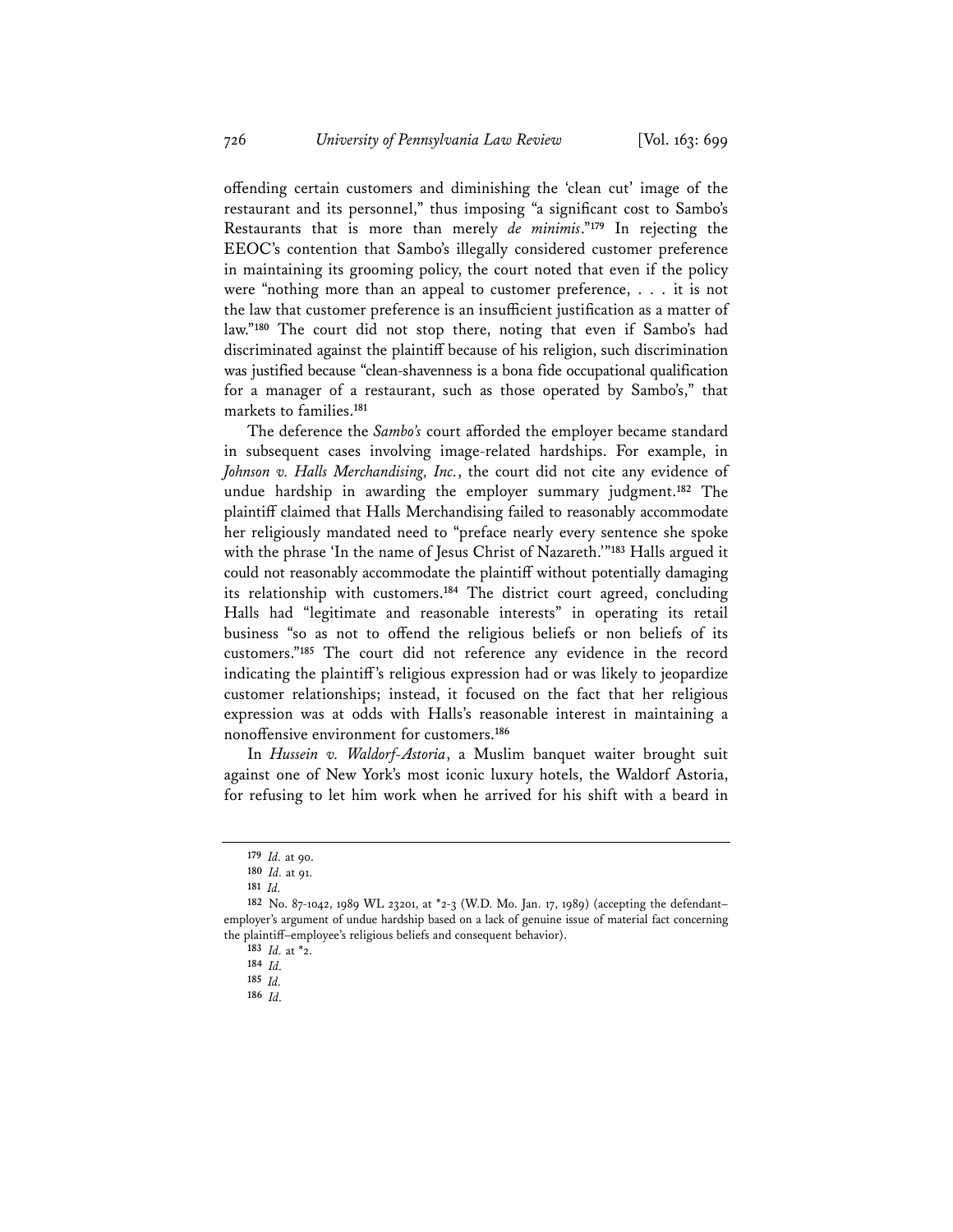offending certain customers and diminishing the 'clean cut' image of the restaurant and its personnel," thus imposing "a significant cost to Sambo's Restaurants that is more than merely *de minimis*."[179] In rejecting the EEOC's contention that Sambo's illegally considered customer preference in maintaining its grooming policy, the court noted that even if the policy were "nothing more than an appeal to customer preference, . . . it is not the law that customer preference is an insufficient justification as a matter of law."[180] The court did not stop there, noting that even if Sambo's had discriminated against the plaintiff because of his religion, such discrimination was justified because "clean-shavenness is a bona fide occupational qualification for a manager of a restaurant, such as those operated by Sambo's," that markets to families.[181]

The deference the *Sambo's* court afforded the employer became standard in subsequent cases involving image-related hardships. For example, in *Johnson v. Halls Merchandising, Inc.*, the court did not cite any evidence of undue hardship in awarding the employer summary judgment.[182] The plaintiff claimed that Halls Merchandising failed to reasonably accommodate her religiously mandated need to "preface nearly every sentence she spoke with the phrase 'In the name of Jesus Christ of Nazareth.'"[183] Halls argued it could not reasonably accommodate the plaintiff without potentially damaging its relationship with customers.[184] The district court agreed, concluding Halls had "legitimate and reasonable interests" in operating its retail business "so as not to offend the religious beliefs or non beliefs of its customers."[185] The court did not reference any evidence in the record indicating the plaintiff's religious expression had or was likely to jeopardize customer relationships; instead, it focused on the fact that her religious expression was at odds with Halls's reasonable interest in maintaining a nonoffensive environment for customers.[186]

In *Hussein v. Waldorf-Astoria*, a Muslim banquet waiter brought suit against one of New York's most iconic luxury hotels, the Waldorf Astoria, for refusing to let him work when he arrived for his shift with a beard in

---

[179] *Id.* at 90.

[180] *Id.* at 91.

[181] *Id.*

[182] No. 87-1042, 1989 WL 23201, at *2-3 (W.D. Mo. Jan. 17, 1989) (accepting the defendant–employer's argument of undue hardship based on a lack of genuine issue of material fact concerning the plaintiff–employee's religious beliefs and consequent behavior).

[183] *Id.* at *2.

[184] *Id.*

[185] *Id.*

[186] *Id.*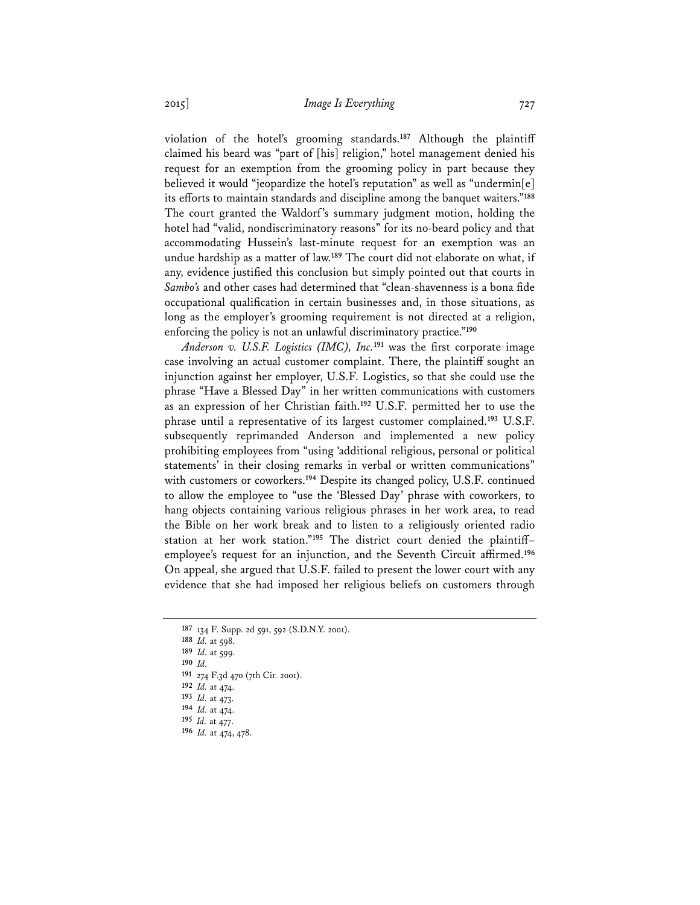violation of the hotel's grooming standards.[187] Although the plaintiff claimed his beard was "part of [his] religion," hotel management denied his request for an exemption from the grooming policy in part because they believed it would "jeopardize the hotel's reputation" as well as "undermin[e] its efforts to maintain standards and discipline among the banquet waiters."[188] The court granted the Waldorf's summary judgment motion, holding the hotel had "valid, nondiscriminatory reasons" for its no-beard policy and that accommodating Hussein's last-minute request for an exemption was an undue hardship as a matter of law.[189] The court did not elaborate on what, if any, evidence justified this conclusion but simply pointed out that courts in *Sambo's* and other cases had determined that "clean-shavenness is a bona fide occupational qualification in certain businesses and, in those situations, as long as the employer's grooming requirement is not directed at a religion, enforcing the policy is not an unlawful discriminatory practice."[190]

*Anderson v. U.S.F. Logistics (IMC), Inc.*[191] was the first corporate image case involving an actual customer complaint. There, the plaintiff sought an injunction against her employer, U.S.F. Logistics, so that she could use the phrase "Have a Blessed Day" in her written communications with customers as an expression of her Christian faith.[192] U.S.F. permitted her to use the phrase until a representative of its largest customer complained.[193] U.S.F. subsequently reprimanded Anderson and implemented a new policy prohibiting employees from "using 'additional religious, personal or political statements' in their closing remarks in verbal or written communications" with customers or coworkers.[194] Despite its changed policy, U.S.F. continued to allow the employee to "use the 'Blessed Day' phrase with coworkers, to hang objects containing various religious phrases in her work area, to read the Bible on her work break and to listen to a religiously oriented radio station at her work station."[195] The district court denied the plaintiff–employee's request for an injunction, and the Seventh Circuit affirmed.[196] On appeal, she argued that U.S.F. failed to present the lower court with any evidence that she had imposed her religious beliefs on customers through

---

187 134 F. Supp. 2d 591, 592 (S.D.N.Y. 2001).

188 *Id.* at 598.

189 *Id.* at 599.

190 *Id.*

191 274 F.3d 470 (7th Cir. 2001).

192 *Id.* at 474.

193 *Id.* at 473.

194 *Id.* at 474.

195 *Id.* at 477.

196 *Id.* at 474, 478.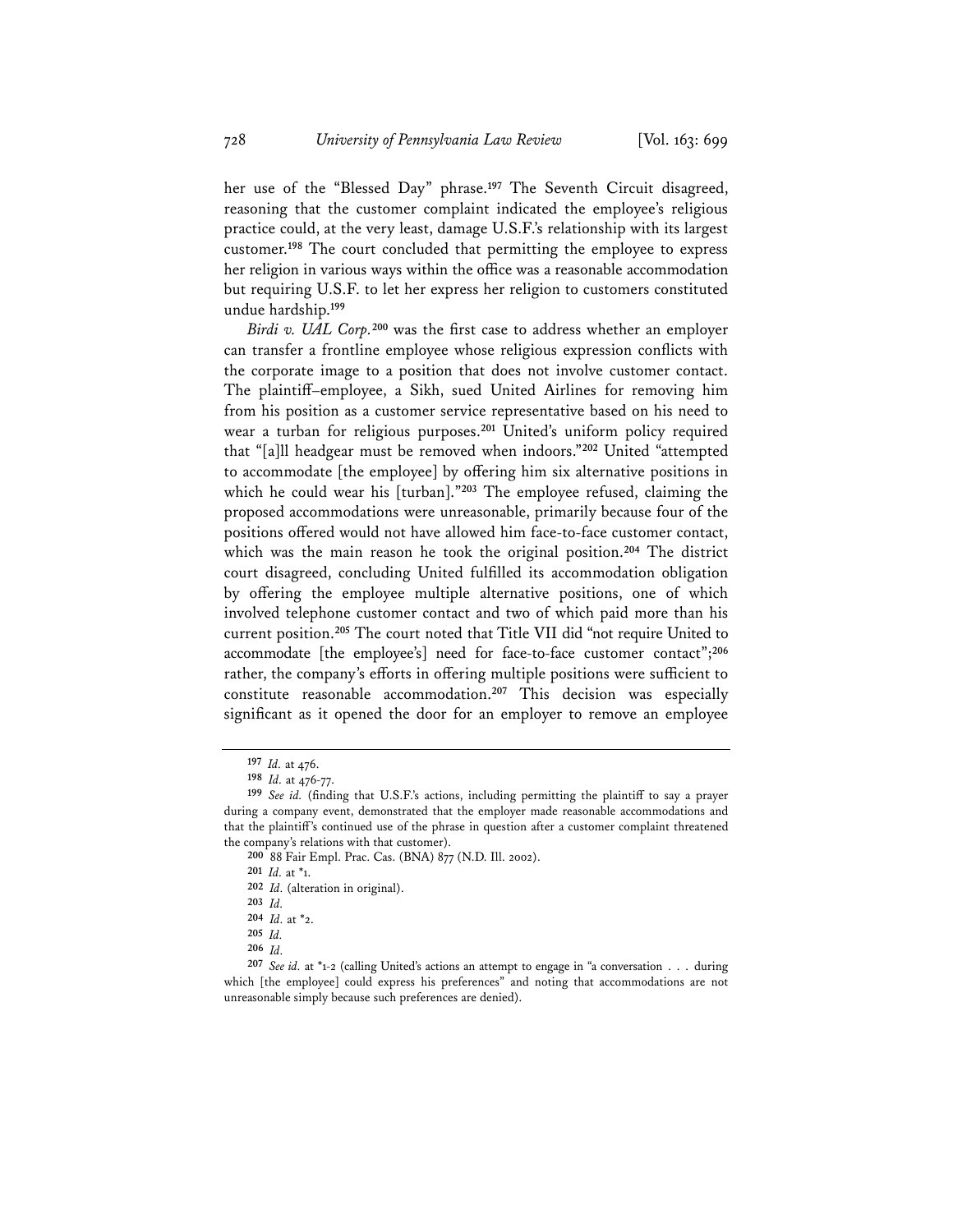her use of the "Blessed Day" phrase.[197] The Seventh Circuit disagreed, reasoning that the customer complaint indicated the employee's religious practice could, at the very least, damage U.S.F.'s relationship with its largest customer.[198] The court concluded that permitting the employee to express her religion in various ways within the office was a reasonable accommodation but requiring U.S.F. to let her express her religion to customers constituted undue hardship.[199]

*Birdi v. UAL Corp.*[200] was the first case to address whether an employer can transfer a frontline employee whose religious expression conflicts with the corporate image to a position that does not involve customer contact. The plaintiff–employee, a Sikh, sued United Airlines for removing him from his position as a customer service representative based on his need to wear a turban for religious purposes.[201] United's uniform policy required that "[a]ll headgear must be removed when indoors."[202] United "attempted to accommodate [the employee] by offering him six alternative positions in which he could wear his [turban]."[203] The employee refused, claiming the proposed accommodations were unreasonable, primarily because four of the positions offered would not have allowed him face-to-face customer contact, which was the main reason he took the original position.[204] The district court disagreed, concluding United fulfilled its accommodation obligation by offering the employee multiple alternative positions, one of which involved telephone customer contact and two of which paid more than his current position.[205] The court noted that Title VII did "not require United to accommodate [the employee's] need for face-to-face customer contact";[206] rather, the company's efforts in offering multiple positions were sufficient to constitute reasonable accommodation.[207] This decision was especially significant as it opened the door for an employer to remove an employee

---

[197] *Id.* at 476.

[198] *Id.* at 476-77.

[199] *See id.* (finding that U.S.F.'s actions, including permitting the plaintiff to say a prayer during a company event, demonstrated that the employer made reasonable accommodations and that the plaintiff's continued use of the phrase in question after a customer complaint threatened the company's relations with that customer).

[200] 88 Fair Empl. Prac. Cas. (BNA) 877 (N.D. Ill. 2002).

[201] *Id.* at *1.

[202] *Id.* (alteration in original).

[203] *Id.*

[204] *Id.* at *2.

[205] *Id.*

[206] *Id.*

[207] *See id.* at *1-2 (calling United's actions an attempt to engage in "a conversation . . . during which [the employee] could express his preferences" and noting that accommodations are not unreasonable simply because such preferences are denied).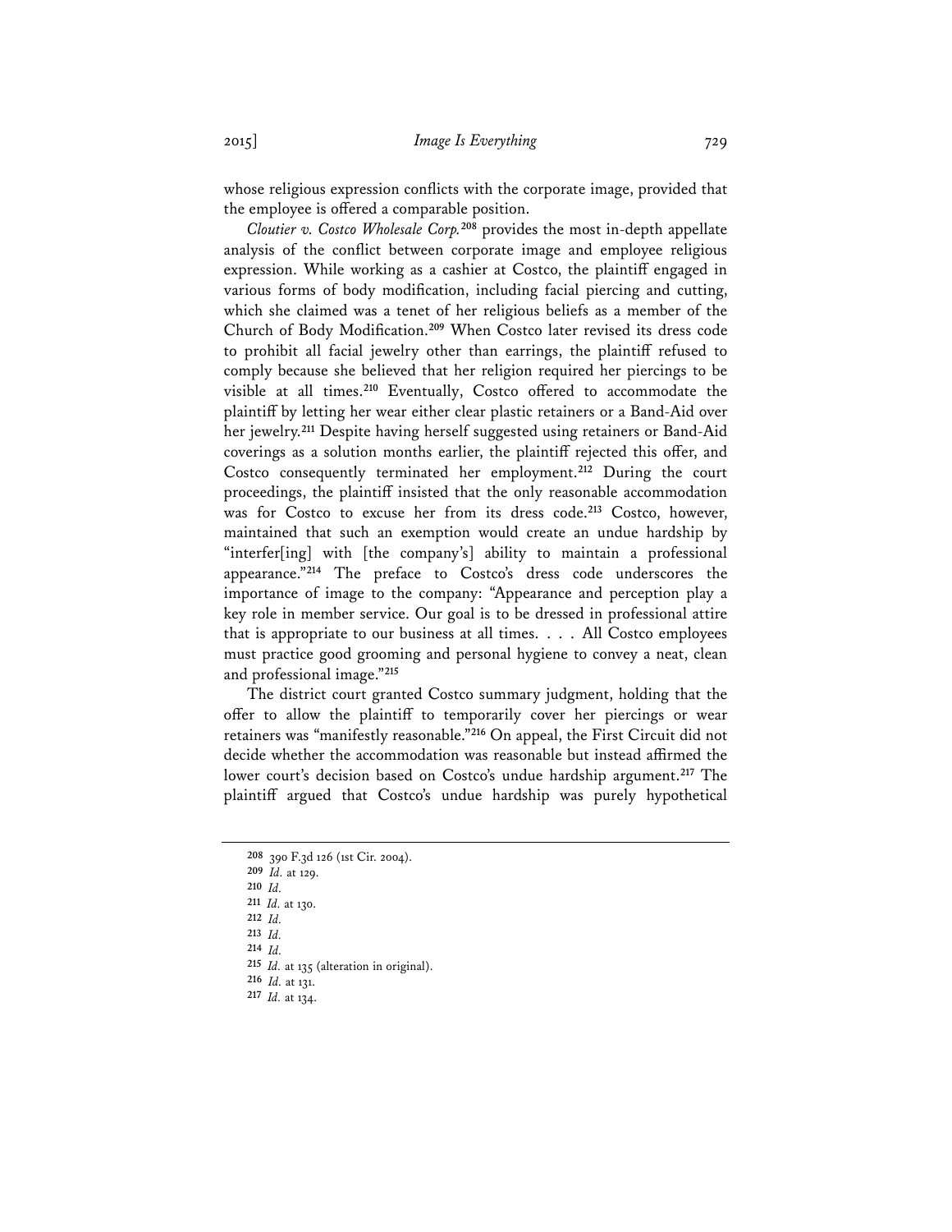whose religious expression conflicts with the corporate image, provided that the employee is offered a comparable position.

*Cloutier v. Costco Wholesale Corp.*[208] provides the most in-depth appellate analysis of the conflict between corporate image and employee religious expression. While working as a cashier at Costco, the plaintiff engaged in various forms of body modification, including facial piercing and cutting, which she claimed was a tenet of her religious beliefs as a member of the Church of Body Modification.[209] When Costco later revised its dress code to prohibit all facial jewelry other than earrings, the plaintiff refused to comply because she believed that her religion required her piercings to be visible at all times.[210] Eventually, Costco offered to accommodate the plaintiff by letting her wear either clear plastic retainers or a Band-Aid over her jewelry.[211] Despite having herself suggested using retainers or Band-Aid coverings as a solution months earlier, the plaintiff rejected this offer, and Costco consequently terminated her employment.[212] During the court proceedings, the plaintiff insisted that the only reasonable accommodation was for Costco to excuse her from its dress code.[213] Costco, however, maintained that such an exemption would create an undue hardship by "interfer[ing] with [the company's] ability to maintain a professional appearance."[214] The preface to Costco's dress code underscores the importance of image to the company: "Appearance and perception play a key role in member service. Our goal is to be dressed in professional attire that is appropriate to our business at all times. . . . All Costco employees must practice good grooming and personal hygiene to convey a neat, clean and professional image."[215]

The district court granted Costco summary judgment, holding that the offer to allow the plaintiff to temporarily cover her piercings or wear retainers was "manifestly reasonable."[216] On appeal, the First Circuit did not decide whether the accommodation was reasonable but instead affirmed the lower court's decision based on Costco's undue hardship argument.[217] The plaintiff argued that Costco's undue hardship was purely hypothetical

---

[208] 390 F.3d 126 (1st Cir. 2004).

[209] *Id.* at 129.

[210] *Id.*

[211] *Id.* at 130.

[212] *Id.*

[213] *Id.*

[214] *Id.*

[215] *Id.* at 135 (alteration in original).

[216] *Id.* at 131.

[217] *Id.* at 134.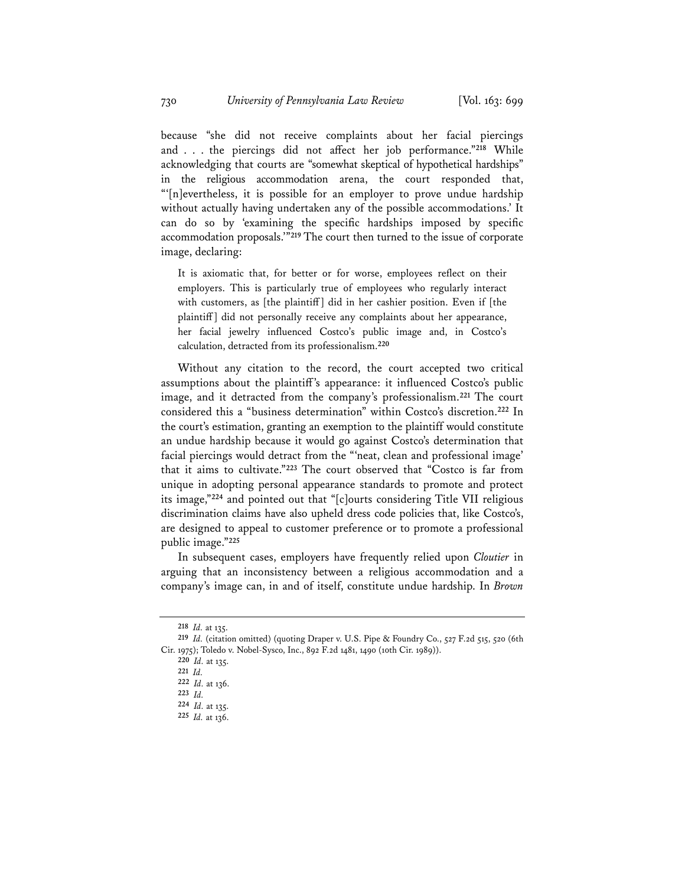because "she did not receive complaints about her facial piercings and . . . the piercings did not affect her job performance."[218] While acknowledging that courts are "somewhat skeptical of hypothetical hardships" in the religious accommodation arena, the court responded that, "'[n]evertheless, it is possible for an employer to prove undue hardship without actually having undertaken any of the possible accommodations.' It can do so by 'examining the specific hardships imposed by specific accommodation proposals.'"[219] The court then turned to the issue of corporate image, declaring:

> It is axiomatic that, for better or for worse, employees reflect on their employers. This is particularly true of employees who regularly interact with customers, as [the plaintiff] did in her cashier position. Even if [the plaintiff] did not personally receive any complaints about her appearance, her facial jewelry influenced Costco's public image and, in Costco's calculation, detracted from its professionalism.[220]

Without any citation to the record, the court accepted two critical assumptions about the plaintiff's appearance: it influenced Costco's public image, and it detracted from the company's professionalism.[221] The court considered this a "business determination" within Costco's discretion.[222] In the court's estimation, granting an exemption to the plaintiff would constitute an undue hardship because it would go against Costco's determination that facial piercings would detract from the "'neat, clean and professional image' that it aims to cultivate."[223] The court observed that "Costco is far from unique in adopting personal appearance standards to promote and protect its image,"[224] and pointed out that "[c]ourts considering Title VII religious discrimination claims have also upheld dress code policies that, like Costco's, are designed to appeal to customer preference or to promote a professional public image."[225]

In subsequent cases, employers have frequently relied upon *Cloutier* in arguing that an inconsistency between a religious accommodation and a company's image can, in and of itself, constitute undue hardship. In *Brown*

---

[218] *Id.* at 135.

[219] *Id.* (citation omitted) (quoting Draper v. U.S. Pipe & Foundry Co., 527 F.2d 515, 520 (6th Cir. 1975); Toledo v. Nobel-Sysco, Inc., 892 F.2d 1481, 1490 (10th Cir. 1989)).

[220] *Id.* at 135.

[221] *Id.*

[222] *Id.* at 136.

[223] *Id.*

[224] *Id.* at 135.

[225] *Id.* at 136.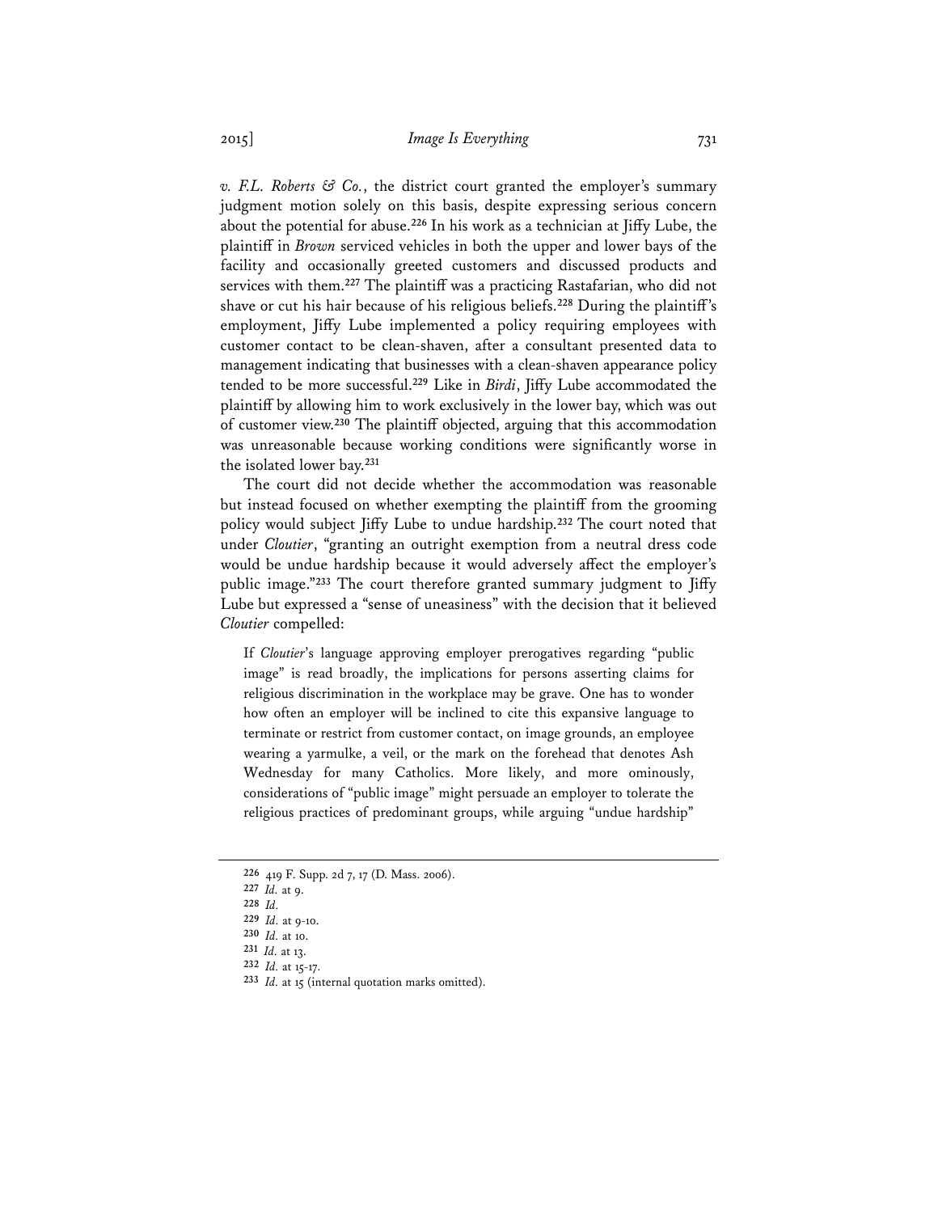*v. F.L. Roberts & Co.*, the district court granted the employer's summary judgment motion solely on this basis, despite expressing serious concern about the potential for abuse.[226] In his work as a technician at Jiffy Lube, the plaintiff in *Brown* serviced vehicles in both the upper and lower bays of the facility and occasionally greeted customers and discussed products and services with them.[227] The plaintiff was a practicing Rastafarian, who did not shave or cut his hair because of his religious beliefs.[228] During the plaintiff's employment, Jiffy Lube implemented a policy requiring employees with customer contact to be clean-shaven, after a consultant presented data to management indicating that businesses with a clean-shaven appearance policy tended to be more successful.[229] Like in *Birdi*, Jiffy Lube accommodated the plaintiff by allowing him to work exclusively in the lower bay, which was out of customer view.[230] The plaintiff objected, arguing that this accommodation was unreasonable because working conditions were significantly worse in the isolated lower bay.[231]

The court did not decide whether the accommodation was reasonable but instead focused on whether exempting the plaintiff from the grooming policy would subject Jiffy Lube to undue hardship.[232] The court noted that under *Cloutier*, "granting an outright exemption from a neutral dress code would be undue hardship because it would adversely affect the employer's public image."[233] The court therefore granted summary judgment to Jiffy Lube but expressed a "sense of uneasiness" with the decision that it believed *Cloutier* compelled:

> If *Cloutier*'s language approving employer prerogatives regarding "public image" is read broadly, the implications for persons asserting claims for religious discrimination in the workplace may be grave. One has to wonder how often an employer will be inclined to cite this expansive language to terminate or restrict from customer contact, on image grounds, an employee wearing a yarmulke, a veil, or the mark on the forehead that denotes Ash Wednesday for many Catholics. More likely, and more ominously, considerations of "public image" might persuade an employer to tolerate the religious practices of predominant groups, while arguing "undue hardship"

---

226 419 F. Supp. 2d 7, 17 (D. Mass. 2006).

227 *Id.* at 9.

228 *Id.*

229 *Id.* at 9-10.

230 *Id.* at 10.

231 *Id.* at 13.

232 *Id.* at 15-17.

233 *Id.* at 15 (internal quotation marks omitted).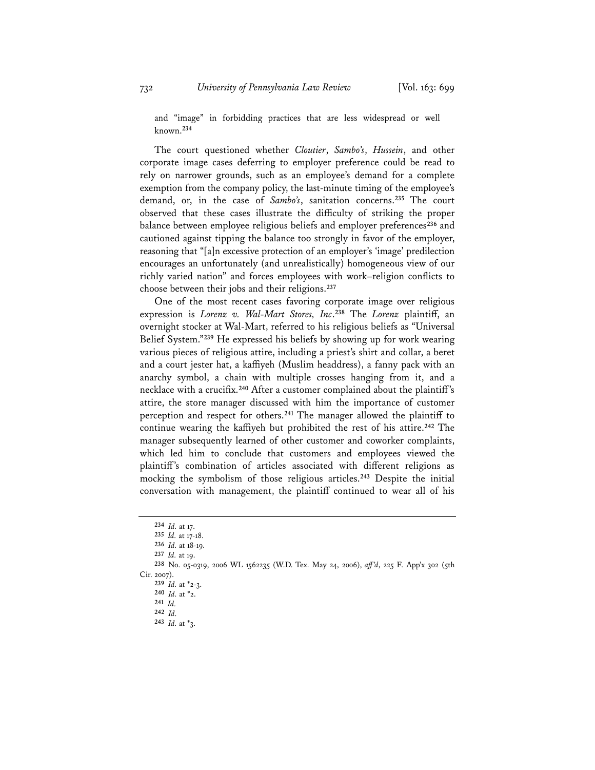and "image" in forbidding practices that are less widespread or well known.[234]

The court questioned whether *Cloutier*, *Sambo's*, *Hussein*, and other corporate image cases deferring to employer preference could be read to rely on narrower grounds, such as an employee's demand for a complete exemption from the company policy, the last-minute timing of the employee's demand, or, in the case of *Sambo's*, sanitation concerns.[235] The court observed that these cases illustrate the difficulty of striking the proper balance between employee religious beliefs and employer preferences[236] and cautioned against tipping the balance too strongly in favor of the employer, reasoning that "[a]n excessive protection of an employer's 'image' predilection encourages an unfortunately (and unrealistically) homogeneous view of our richly varied nation" and forces employees with work–religion conflicts to choose between their jobs and their religions.[237]

One of the most recent cases favoring corporate image over religious expression is *Lorenz v. Wal-Mart Stores, Inc*.[238] The *Lorenz* plaintiff, an overnight stocker at Wal-Mart, referred to his religious beliefs as "Universal Belief System."[239] He expressed his beliefs by showing up for work wearing various pieces of religious attire, including a priest's shirt and collar, a beret and a court jester hat, a kaffiyeh (Muslim headdress), a fanny pack with an anarchy symbol, a chain with multiple crosses hanging from it, and a necklace with a crucifix.[240] After a customer complained about the plaintiff's attire, the store manager discussed with him the importance of customer perception and respect for others.[241] The manager allowed the plaintiff to continue wearing the kaffiyeh but prohibited the rest of his attire.[242] The manager subsequently learned of other customer and coworker complaints, which led him to conclude that customers and employees viewed the plaintiff's combination of articles associated with different religions as mocking the symbolism of those religious articles.[243] Despite the initial conversation with management, the plaintiff continued to wear all of his

---

234 *Id.* at 17.

235 *Id.* at 17-18.

236 *Id.* at 18-19.

237 *Id.* at 19.

238 No. 05-0319, 2006 WL 1562235 (W.D. Tex. May 24, 2006), *aff'd*, 225 F. App'x 302 (5th Cir. 2007).

239 *Id.* at *2-3.

240 *Id.* at *2.

241 *Id.*

242 *Id.*

243 *Id.* at *3.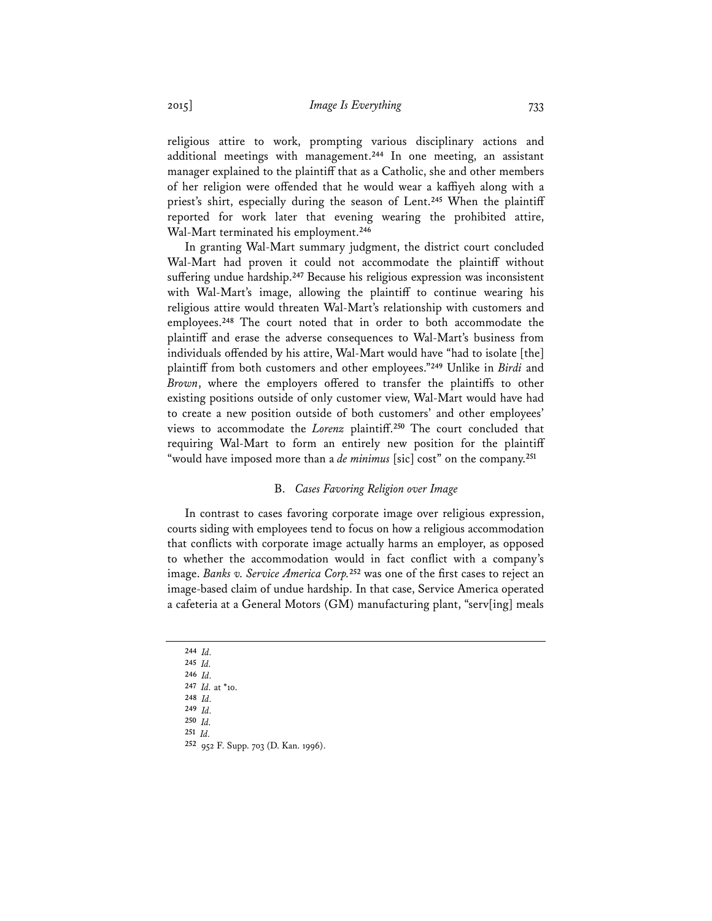religious attire to work, prompting various disciplinary actions and additional meetings with management.[244] In one meeting, an assistant manager explained to the plaintiff that as a Catholic, she and other members of her religion were offended that he would wear a kaffiyeh along with a priest's shirt, especially during the season of Lent.[245] When the plaintiff reported for work later that evening wearing the prohibited attire, Wal-Mart terminated his employment.[246]

In granting Wal-Mart summary judgment, the district court concluded Wal-Mart had proven it could not accommodate the plaintiff without suffering undue hardship.[247] Because his religious expression was inconsistent with Wal-Mart's image, allowing the plaintiff to continue wearing his religious attire would threaten Wal-Mart's relationship with customers and employees.[248] The court noted that in order to both accommodate the plaintiff and erase the adverse consequences to Wal-Mart's business from individuals offended by his attire, Wal-Mart would have "had to isolate [the] plaintiff from both customers and other employees."[249] Unlike in *Birdi* and *Brown*, where the employers offered to transfer the plaintiffs to other existing positions outside of only customer view, Wal-Mart would have had to create a new position outside of both customers' and other employees' views to accommodate the *Lorenz* plaintiff.[250] The court concluded that requiring Wal-Mart to form an entirely new position for the plaintiff "would have imposed more than a *de minimus* [sic] cost" on the company.[251]

### B. *Cases Favoring Religion over Image*

In contrast to cases favoring corporate image over religious expression, courts siding with employees tend to focus on how a religious accommodation that conflicts with corporate image actually harms an employer, as opposed to whether the accommodation would in fact conflict with a company's image. *Banks v. Service America Corp.*[252] was one of the first cases to reject an image-based claim of undue hardship. In that case, Service America operated a cafeteria at a General Motors (GM) manufacturing plant, "serv[ing] meals

---

[244] *Id.*

[245] *Id.*

[246] *Id.*

[247] *Id.* at \*10.

[248] *Id.*

[249] *Id.*

[250] *Id.*

[251] *Id.*

[252] 952 F. Supp. 703 (D. Kan. 1996).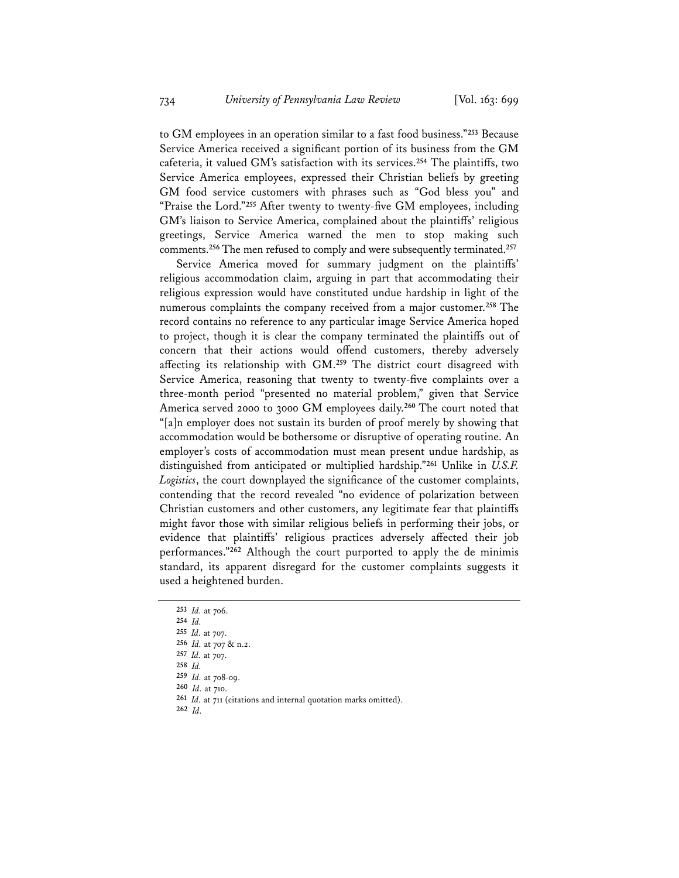to GM employees in an operation similar to a fast food business."[253] Because Service America received a significant portion of its business from the GM cafeteria, it valued GM's satisfaction with its services.[254] The plaintiffs, two Service America employees, expressed their Christian beliefs by greeting GM food service customers with phrases such as "God bless you" and "Praise the Lord."[255] After twenty to twenty-five GM employees, including GM's liaison to Service America, complained about the plaintiffs' religious greetings, Service America warned the men to stop making such comments.[256] The men refused to comply and were subsequently terminated.[257]

Service America moved for summary judgment on the plaintiffs' religious accommodation claim, arguing in part that accommodating their religious expression would have constituted undue hardship in light of the numerous complaints the company received from a major customer.[258] The record contains no reference to any particular image Service America hoped to project, though it is clear the company terminated the plaintiffs out of concern that their actions would offend customers, thereby adversely affecting its relationship with GM.[259] The district court disagreed with Service America, reasoning that twenty to twenty-five complaints over a three-month period "presented no material problem," given that Service America served 2000 to 3000 GM employees daily.[260] The court noted that "[a]n employer does not sustain its burden of proof merely by showing that accommodation would be bothersome or disruptive of operating routine. An employer's costs of accommodation must mean present undue hardship, as distinguished from anticipated or multiplied hardship."[261] Unlike in *U.S.F. Logistics*, the court downplayed the significance of the customer complaints, contending that the record revealed "no evidence of polarization between Christian customers and other customers, any legitimate fear that plaintiffs might favor those with similar religious beliefs in performing their jobs, or evidence that plaintiffs' religious practices adversely affected their job performances."[262] Although the court purported to apply the de minimis standard, its apparent disregard for the customer complaints suggests it used a heightened burden.

253 *Id.* at 706.

254 *Id.*

255 *Id.* at 707.

256 *Id.* at 707 & n.2.

257 *Id.* at 707.

258 *Id.*

259 *Id.* at 708-09.

260 *Id.* at 710.

261 *Id.* at 711 (citations and internal quotation marks omitted).

262 *Id.*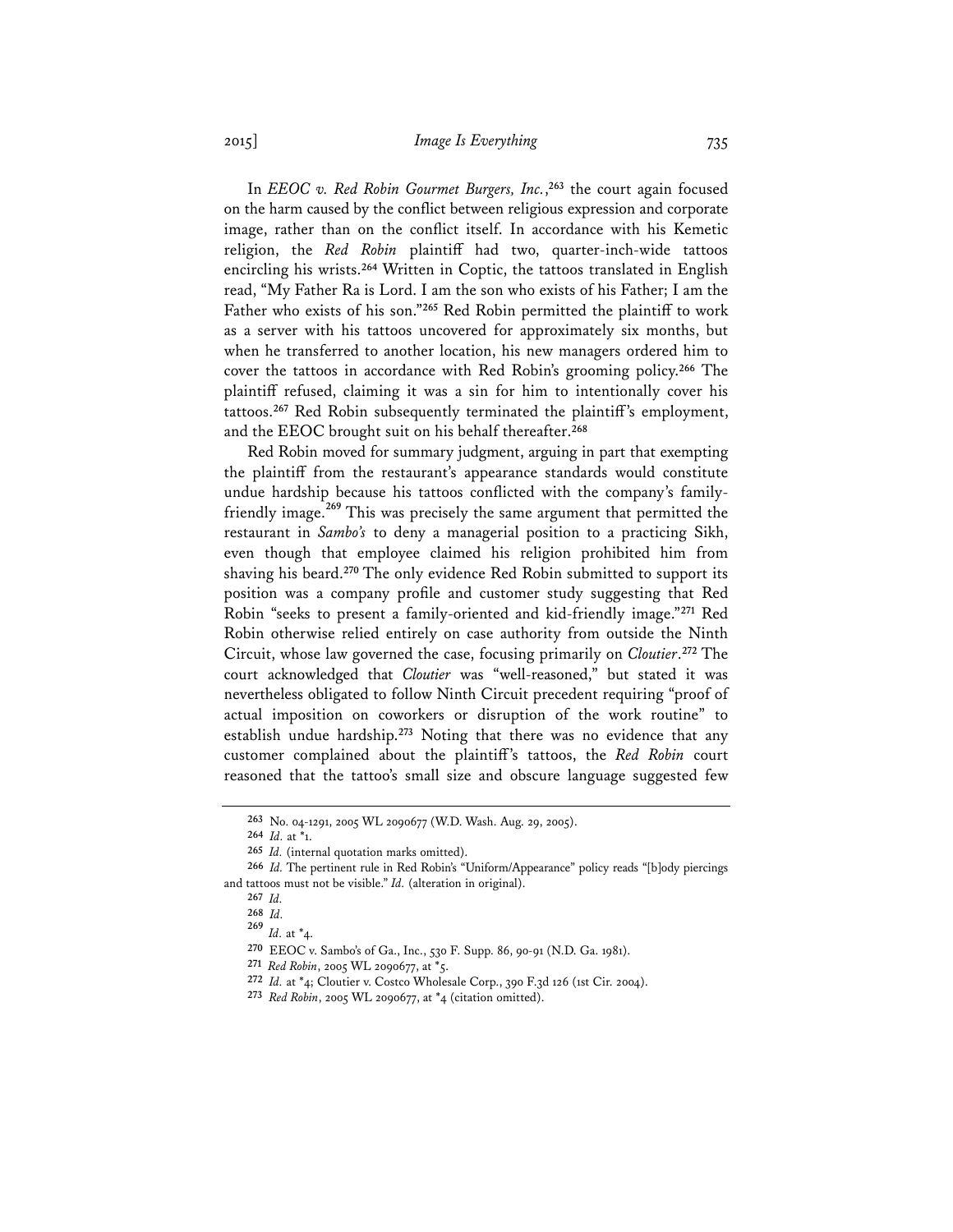In *EEOC v. Red Robin Gourmet Burgers, Inc.*,[263] the court again focused on the harm caused by the conflict between religious expression and corporate image, rather than on the conflict itself. In accordance with his Kemetic religion, the *Red Robin* plaintiff had two, quarter-inch-wide tattoos encircling his wrists.[264] Written in Coptic, the tattoos translated in English read, "My Father Ra is Lord. I am the son who exists of his Father; I am the Father who exists of his son."[265] Red Robin permitted the plaintiff to work as a server with his tattoos uncovered for approximately six months, but when he transferred to another location, his new managers ordered him to cover the tattoos in accordance with Red Robin's grooming policy.[266] The plaintiff refused, claiming it was a sin for him to intentionally cover his tattoos.[267] Red Robin subsequently terminated the plaintiff's employment, and the EEOC brought suit on his behalf thereafter.[268]

Red Robin moved for summary judgment, arguing in part that exempting the plaintiff from the restaurant's appearance standards would constitute undue hardship because his tattoos conflicted with the company's family-friendly image.[269] This was precisely the same argument that permitted the restaurant in *Sambo's* to deny a managerial position to a practicing Sikh, even though that employee claimed his religion prohibited him from shaving his beard.[270] The only evidence Red Robin submitted to support its position was a company profile and customer study suggesting that Red Robin "seeks to present a family-oriented and kid-friendly image."[271] Red Robin otherwise relied entirely on case authority from outside the Ninth Circuit, whose law governed the case, focusing primarily on *Cloutier*.[272] The court acknowledged that *Cloutier* was "well-reasoned," but stated it was nevertheless obligated to follow Ninth Circuit precedent requiring "proof of actual imposition on coworkers or disruption of the work routine" to establish undue hardship.[273] Noting that there was no evidence that any customer complained about the plaintiff's tattoos, the *Red Robin* court reasoned that the tattoo's small size and obscure language suggested few

---

[263] No. 04-1291, 2005 WL 2090677 (W.D. Wash. Aug. 29, 2005).

[264] *Id.* at *1.

[265] *Id.* (internal quotation marks omitted).

[266] *Id.* The pertinent rule in Red Robin's "Uniform/Appearance" policy reads "[b]ody piercings and tattoos must not be visible." *Id.* (alteration in original).

[267] *Id.*

[268] *Id.*

[269] *Id.* at *4.

[270] EEOC v. Sambo's of Ga., Inc., 530 F. Supp. 86, 90-91 (N.D. Ga. 1981).

[271] *Red Robin*, 2005 WL 2090677, at *5.

[272] *Id.* at *4; Cloutier v. Costco Wholesale Corp., 390 F.3d 126 (1st Cir. 2004).

[273] *Red Robin*, 2005 WL 2090677, at *4 (citation omitted).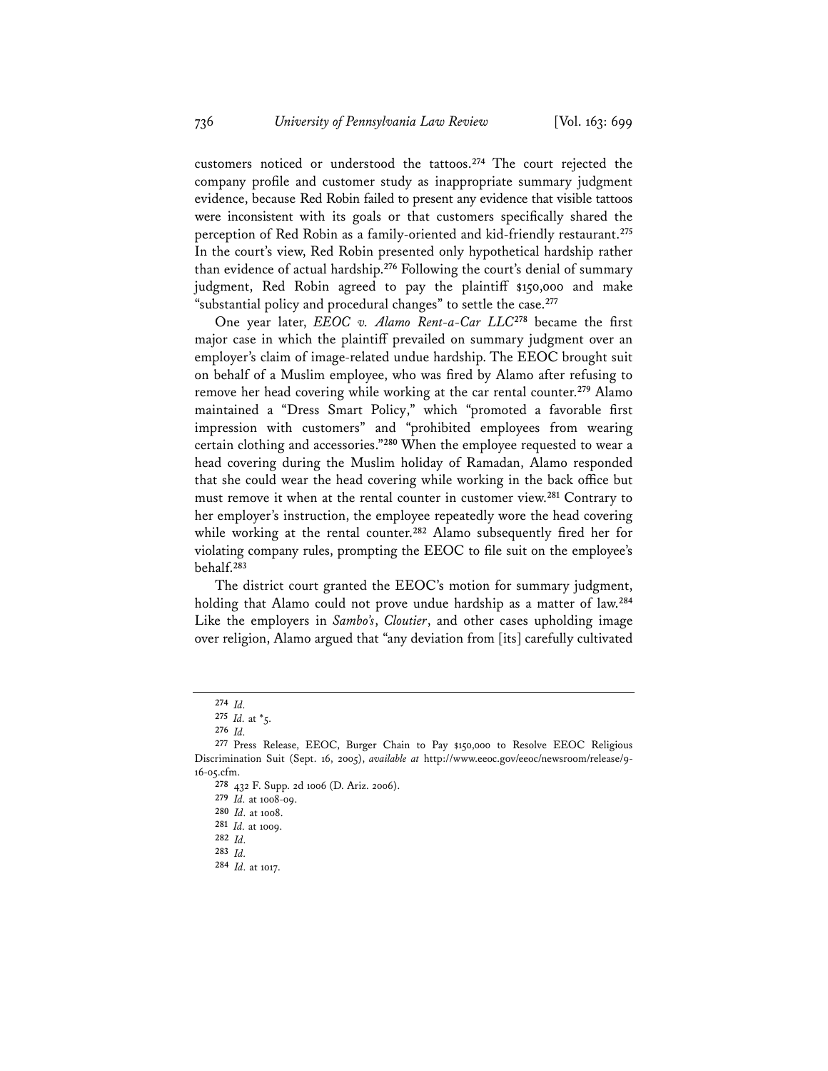customers noticed or understood the tattoos.[274] The court rejected the company profile and customer study as inappropriate summary judgment evidence, because Red Robin failed to present any evidence that visible tattoos were inconsistent with its goals or that customers specifically shared the perception of Red Robin as a family-oriented and kid-friendly restaurant.[275] In the court's view, Red Robin presented only hypothetical hardship rather than evidence of actual hardship.[276] Following the court's denial of summary judgment, Red Robin agreed to pay the plaintiff $150,000 and make "substantial policy and procedural changes" to settle the case.[277]

One year later, *EEOC v. Alamo Rent-a-Car LLC*[278] became the first major case in which the plaintiff prevailed on summary judgment over an employer's claim of image-related undue hardship. The EEOC brought suit on behalf of a Muslim employee, who was fired by Alamo after refusing to remove her head covering while working at the car rental counter.[279] Alamo maintained a "Dress Smart Policy," which "promoted a favorable first impression with customers" and "prohibited employees from wearing certain clothing and accessories."[280] When the employee requested to wear a head covering during the Muslim holiday of Ramadan, Alamo responded that she could wear the head covering while working in the back office but must remove it when at the rental counter in customer view.[281] Contrary to her employer's instruction, the employee repeatedly wore the head covering while working at the rental counter.[282] Alamo subsequently fired her for violating company rules, prompting the EEOC to file suit on the employee's behalf.[283]

The district court granted the EEOC's motion for summary judgment, holding that Alamo could not prove undue hardship as a matter of law.[284] Like the employers in *Sambo's*, *Cloutier*, and other cases upholding image over religion, Alamo argued that "any deviation from [its] carefully cultivated

---

274 *Id.*

275 *Id.* at *5.

276 *Id.*

277 Press Release, EEOC, Burger Chain to Pay $150,000 to Resolve EEOC Religious Discrimination Suit (Sept. 16, 2005), *available at* http://www.eeoc.gov/eeoc/newsroom/release/9-16-05.cfm.

278 432 F. Supp. 2d 1006 (D. Ariz. 2006).

279 *Id.* at 1008-09.

280 *Id.* at 1008.

281 *Id.* at 1009.

282 *Id.*

283 *Id.*

284 *Id.* at 1017.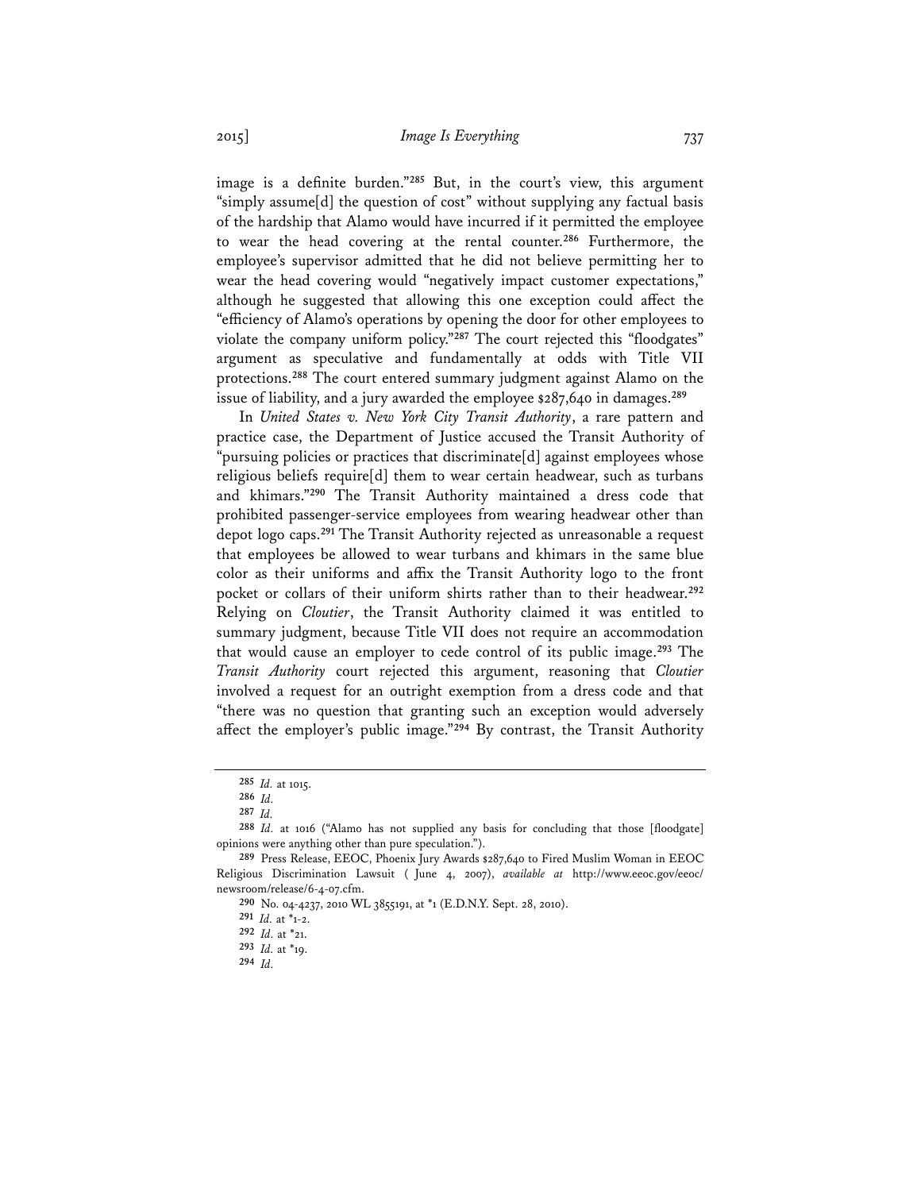image is a definite burden."[285] But, in the court's view, this argument "simply assume[d] the question of cost" without supplying any factual basis of the hardship that Alamo would have incurred if it permitted the employee to wear the head covering at the rental counter.[286] Furthermore, the employee's supervisor admitted that he did not believe permitting her to wear the head covering would "negatively impact customer expectations," although he suggested that allowing this one exception could affect the "efficiency of Alamo's operations by opening the door for other employees to violate the company uniform policy."[287] The court rejected this "floodgates" argument as speculative and fundamentally at odds with Title VII protections.[288] The court entered summary judgment against Alamo on the issue of liability, and a jury awarded the employee $287,640 in damages.[289]

In *United States v. New York City Transit Authority*, a rare pattern and practice case, the Department of Justice accused the Transit Authority of "pursuing policies or practices that discriminate[d] against employees whose religious beliefs require[d] them to wear certain headwear, such as turbans and khimars."[290] The Transit Authority maintained a dress code that prohibited passenger-service employees from wearing headwear other than depot logo caps.[291] The Transit Authority rejected as unreasonable a request that employees be allowed to wear turbans and khimars in the same blue color as their uniforms and affix the Transit Authority logo to the front pocket or collars of their uniform shirts rather than to their headwear.[292] Relying on *Cloutier*, the Transit Authority claimed it was entitled to summary judgment, because Title VII does not require an accommodation that would cause an employer to cede control of its public image.[293] The *Transit Authority* court rejected this argument, reasoning that *Cloutier* involved a request for an outright exemption from a dress code and that "there was no question that granting such an exception would adversely affect the employer's public image."[294] By contrast, the Transit Authority

---

285 *Id.* at 1015.

286 *Id.*

287 *Id.*

288 *Id.* at 1016 ("Alamo has not supplied any basis for concluding that those [floodgate] opinions were anything other than pure speculation.").

289 Press Release, EEOC, Phoenix Jury Awards $287,640 to Fired Muslim Woman in EEOC Religious Discrimination Lawsuit (June 4, 2007), *available at* http://www.eeoc.gov/eeoc/newsroom/release/6-4-07.cfm.

290 No. 04-4237, 2010 WL 3855191, at *1 (E.D.N.Y. Sept. 28, 2010).

291 *Id.* at *1-2.

292 *Id.* at *21.

293 *Id.* at *19.

294 *Id.*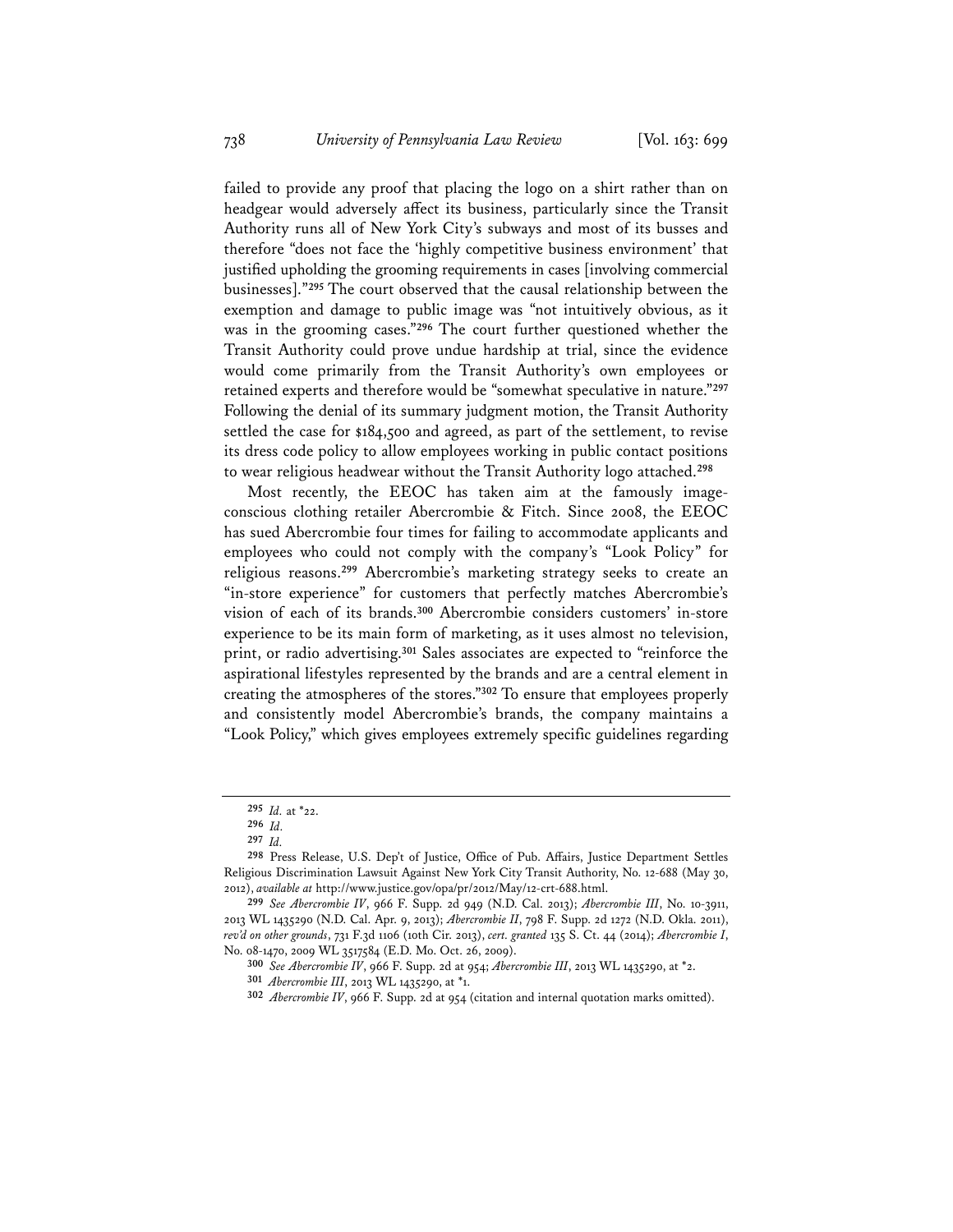failed to provide any proof that placing the logo on a shirt rather than on headgear would adversely affect its business, particularly since the Transit Authority runs all of New York City's subways and most of its busses and therefore "does not face the 'highly competitive business environment' that justified upholding the grooming requirements in cases [involving commercial businesses]."[295] The court observed that the causal relationship between the exemption and damage to public image was "not intuitively obvious, as it was in the grooming cases."[296] The court further questioned whether the Transit Authority could prove undue hardship at trial, since the evidence would come primarily from the Transit Authority's own employees or retained experts and therefore would be "somewhat speculative in nature."[297] Following the denial of its summary judgment motion, the Transit Authority settled the case for $184,500 and agreed, as part of the settlement, to revise its dress code policy to allow employees working in public contact positions to wear religious headwear without the Transit Authority logo attached.[298]

Most recently, the EEOC has taken aim at the famously image-conscious clothing retailer Abercrombie & Fitch. Since 2008, the EEOC has sued Abercrombie four times for failing to accommodate applicants and employees who could not comply with the company's "Look Policy" for religious reasons.[299] Abercrombie's marketing strategy seeks to create an "in-store experience" for customers that perfectly matches Abercrombie's vision of each of its brands.[300] Abercrombie considers customers' in-store experience to be its main form of marketing, as it uses almost no television, print, or radio advertising.[301] Sales associates are expected to "reinforce the aspirational lifestyles represented by the brands and are a central element in creating the atmospheres of the stores."[302] To ensure that employees properly and consistently model Abercrombie's brands, the company maintains a "Look Policy," which gives employees extremely specific guidelines regarding

---

[295] *Id.* at *22.

[296] *Id.*

[297] *Id.*

[298] Press Release, U.S. Dep't of Justice, Office of Pub. Affairs, Justice Department Settles Religious Discrimination Lawsuit Against New York City Transit Authority, No. 12-688 (May 30, 2012), *available at* http://www.justice.gov/opa/pr/2012/May/12-crt-688.html.

[299] *See Abercrombie IV*, 966 F. Supp. 2d 949 (N.D. Cal. 2013); *Abercrombie III*, No. 10-3911, 2013 WL 1435290 (N.D. Cal. Apr. 9, 2013); *Abercrombie II*, 798 F. Supp. 2d 1272 (N.D. Okla. 2011), *rev'd on other grounds*, 731 F.3d 1106 (10th Cir. 2013), *cert. granted* 135 S. Ct. 44 (2014); *Abercrombie I*, No. 08-1470, 2009 WL 3517584 (E.D. Mo. Oct. 26, 2009).

[300] *See Abercrombie IV*, 966 F. Supp. 2d at 954; *Abercrombie III*, 2013 WL 1435290, at *2.

[301] *Abercrombie III*, 2013 WL 1435290, at *1.

[302] *Abercrombie IV*, 966 F. Supp. 2d at 954 (citation and internal quotation marks omitted).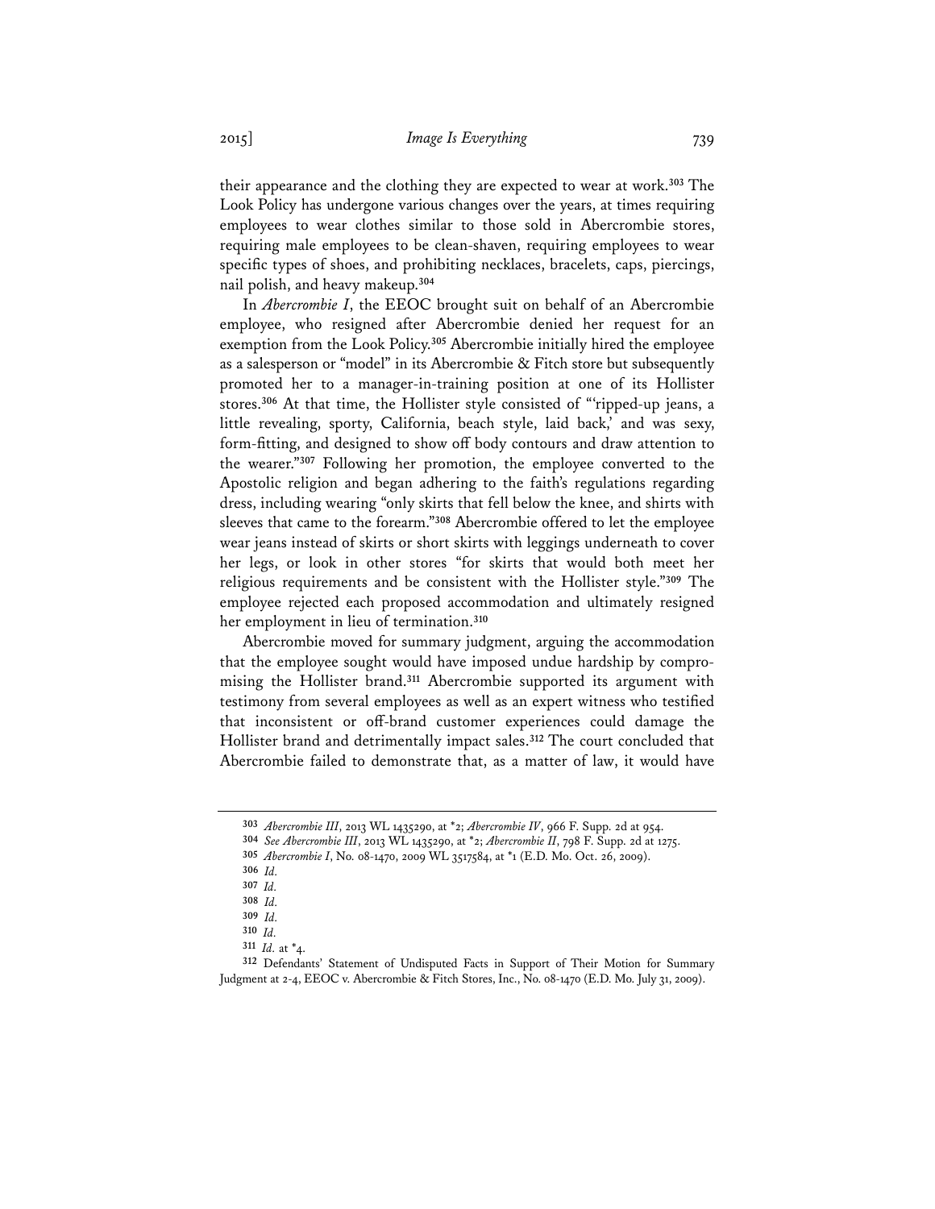their appearance and the clothing they are expected to wear at work.[303] The Look Policy has undergone various changes over the years, at times requiring employees to wear clothes similar to those sold in Abercrombie stores, requiring male employees to be clean-shaven, requiring employees to wear specific types of shoes, and prohibiting necklaces, bracelets, caps, piercings, nail polish, and heavy makeup.[304]

In *Abercrombie I*, the EEOC brought suit on behalf of an Abercrombie employee, who resigned after Abercrombie denied her request for an exemption from the Look Policy.[305] Abercrombie initially hired the employee as a salesperson or "model" in its Abercrombie & Fitch store but subsequently promoted her to a manager-in-training position at one of its Hollister stores.[306] At that time, the Hollister style consisted of "'ripped-up jeans, a little revealing, sporty, California, beach style, laid back,' and was sexy, form-fitting, and designed to show off body contours and draw attention to the wearer."[307] Following her promotion, the employee converted to the Apostolic religion and began adhering to the faith's regulations regarding dress, including wearing "only skirts that fell below the knee, and shirts with sleeves that came to the forearm."[308] Abercrombie offered to let the employee wear jeans instead of skirts or short skirts with leggings underneath to cover her legs, or look in other stores "for skirts that would both meet her religious requirements and be consistent with the Hollister style."[309] The employee rejected each proposed accommodation and ultimately resigned her employment in lieu of termination.[310]

Abercrombie moved for summary judgment, arguing the accommodation that the employee sought would have imposed undue hardship by compromising the Hollister brand.[311] Abercrombie supported its argument with testimony from several employees as well as an expert witness who testified that inconsistent or off-brand customer experiences could damage the Hollister brand and detrimentally impact sales.[312] The court concluded that Abercrombie failed to demonstrate that, as a matter of law, it would have

---

[303] *Abercrombie III*, 2013 WL 1435290, at *2; *Abercrombie IV*, 966 F. Supp. 2d at 954.

[304] *See Abercrombie III*, 2013 WL 1435290, at *2; *Abercrombie II*, 798 F. Supp. 2d at 1275.

[305] *Abercrombie I*, No. 08-1470, 2009 WL 3517584, at *1 (E.D. Mo. Oct. 26, 2009).

[306] *Id.*

[307] *Id.*

[308] *Id.*

[309] *Id.*

[310] *Id.*

[311] *Id.* at *4.

[312] Defendants' Statement of Undisputed Facts in Support of Their Motion for Summary Judgment at 2-4, EEOC v. Abercrombie & Fitch Stores, Inc., No. 08-1470 (E.D. Mo. July 31, 2009).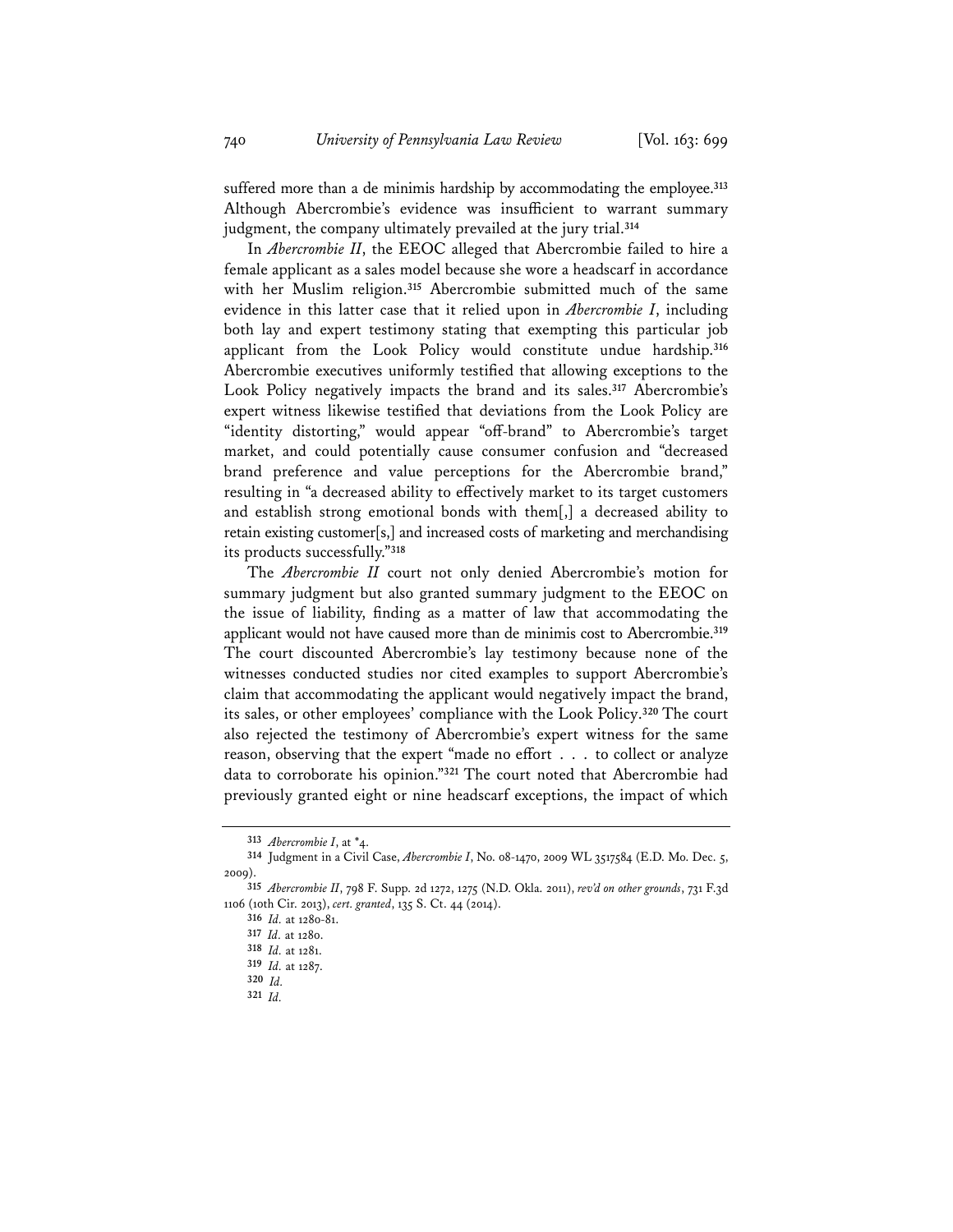suffered more than a de minimis hardship by accommodating the employee.[313] Although Abercrombie's evidence was insufficient to warrant summary judgment, the company ultimately prevailed at the jury trial.[314]

In *Abercrombie II*, the EEOC alleged that Abercrombie failed to hire a female applicant as a sales model because she wore a headscarf in accordance with her Muslim religion.[315] Abercrombie submitted much of the same evidence in this latter case that it relied upon in *Abercrombie I*, including both lay and expert testimony stating that exempting this particular job applicant from the Look Policy would constitute undue hardship.[316] Abercrombie executives uniformly testified that allowing exceptions to the Look Policy negatively impacts the brand and its sales.[317] Abercrombie's expert witness likewise testified that deviations from the Look Policy are "identity distorting," would appear "off-brand" to Abercrombie's target market, and could potentially cause consumer confusion and "decreased brand preference and value perceptions for the Abercrombie brand," resulting in "a decreased ability to effectively market to its target customers and establish strong emotional bonds with them[,] a decreased ability to retain existing customer[s,] and increased costs of marketing and merchandising its products successfully."[318]

The *Abercrombie II* court not only denied Abercrombie's motion for summary judgment but also granted summary judgment to the EEOC on the issue of liability, finding as a matter of law that accommodating the applicant would not have caused more than de minimis cost to Abercrombie.[319] The court discounted Abercrombie's lay testimony because none of the witnesses conducted studies nor cited examples to support Abercrombie's claim that accommodating the applicant would negatively impact the brand, its sales, or other employees' compliance with the Look Policy.[320] The court also rejected the testimony of Abercrombie's expert witness for the same reason, observing that the expert "made no effort . . . to collect or analyze data to corroborate his opinion."[321] The court noted that Abercrombie had previously granted eight or nine headscarf exceptions, the impact of which

---

[313] *Abercrombie I*, at *4.

[314] Judgment in a Civil Case, *Abercrombie I*, No. 08-1470, 2009 WL 3517584 (E.D. Mo. Dec. 5, 2009).

[315] *Abercrombie II*, 798 F. Supp. 2d 1272, 1275 (N.D. Okla. 2011), *rev'd on other grounds*, 731 F.3d 1106 (10th Cir. 2013), *cert. granted*, 135 S. Ct. 44 (2014).

[316] *Id.* at 1280-81.

[317] *Id.* at 1280.

[318] *Id.* at 1281.

[319] *Id.* at 1287.

[320] *Id.*

[321] *Id.*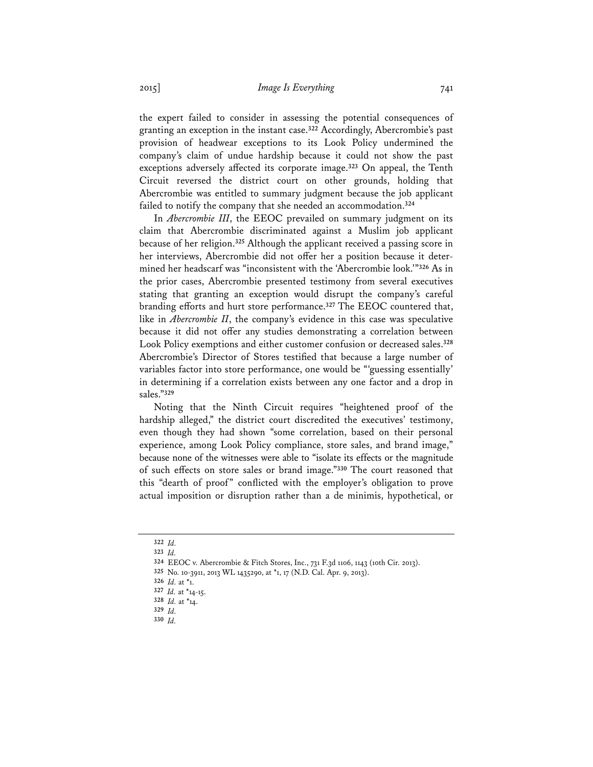the expert failed to consider in assessing the potential consequences of granting an exception in the instant case.[322] Accordingly, Abercrombie's past provision of headwear exceptions to its Look Policy undermined the company's claim of undue hardship because it could not show the past exceptions adversely affected its corporate image.[323] On appeal, the Tenth Circuit reversed the district court on other grounds, holding that Abercrombie was entitled to summary judgment because the job applicant failed to notify the company that she needed an accommodation.[324]

In *Abercrombie III*, the EEOC prevailed on summary judgment on its claim that Abercrombie discriminated against a Muslim job applicant because of her religion.[325] Although the applicant received a passing score in her interviews, Abercrombie did not offer her a position because it determined her headscarf was "inconsistent with the 'Abercrombie look.'"[326] As in the prior cases, Abercrombie presented testimony from several executives stating that granting an exception would disrupt the company's careful branding efforts and hurt store performance.[327] The EEOC countered that, like in *Abercrombie II*, the company's evidence in this case was speculative because it did not offer any studies demonstrating a correlation between Look Policy exemptions and either customer confusion or decreased sales.[328] Abercrombie's Director of Stores testified that because a large number of variables factor into store performance, one would be "'guessing essentially' in determining if a correlation exists between any one factor and a drop in sales."[329]

Noting that the Ninth Circuit requires "heightened proof of the hardship alleged," the district court discredited the executives' testimony, even though they had shown "some correlation, based on their personal experience, among Look Policy compliance, store sales, and brand image," because none of the witnesses were able to "isolate its effects or the magnitude of such effects on store sales or brand image."[330] The court reasoned that this "dearth of proof" conflicted with the employer's obligation to prove actual imposition or disruption rather than a de minimis, hypothetical, or

---

[322] *Id.*

[323] *Id.*

[324] EEOC v. Abercrombie & Fitch Stores, Inc., 731 F.3d 1106, 1143 (10th Cir. 2013).

[325] No. 10-3911, 2013 WL 1435290, at *1, 17 (N.D. Cal. Apr. 9, 2013).

[326] *Id.* at *1.

[327] *Id.* at *14-15.

[328] *Id.* at *14.

[329] *Id.*

[330] *Id.*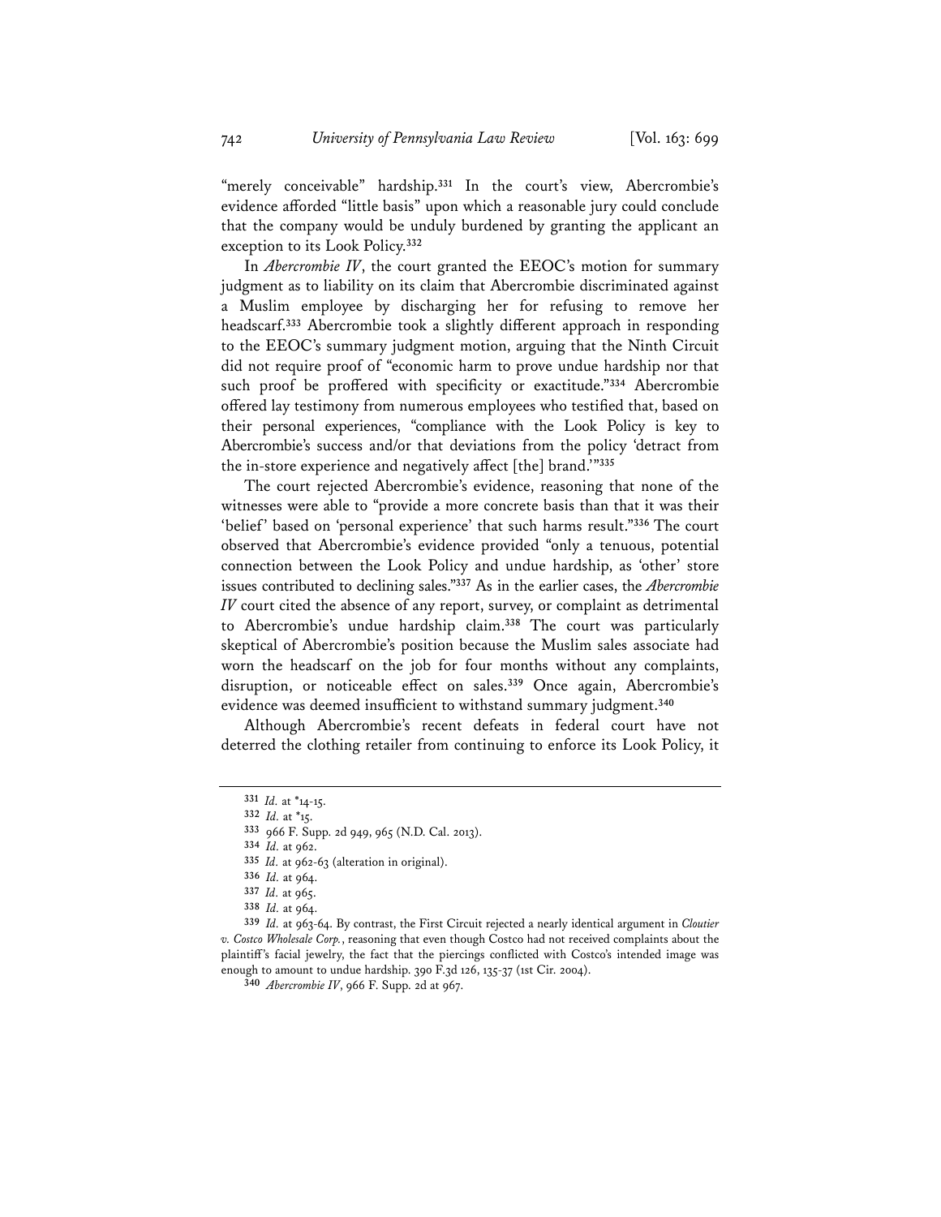"merely conceivable" hardship.[331] In the court's view, Abercrombie's evidence afforded "little basis" upon which a reasonable jury could conclude that the company would be unduly burdened by granting the applicant an exception to its Look Policy.[332]

In *Abercrombie IV*, the court granted the EEOC's motion for summary judgment as to liability on its claim that Abercrombie discriminated against a Muslim employee by discharging her for refusing to remove her headscarf.[333] Abercrombie took a slightly different approach in responding to the EEOC's summary judgment motion, arguing that the Ninth Circuit did not require proof of "economic harm to prove undue hardship nor that such proof be proffered with specificity or exactitude."[334] Abercrombie offered lay testimony from numerous employees who testified that, based on their personal experiences, "compliance with the Look Policy is key to Abercrombie's success and/or that deviations from the policy 'detract from the in-store experience and negatively affect [the] brand.'"[335]

The court rejected Abercrombie's evidence, reasoning that none of the witnesses were able to "provide a more concrete basis than that it was their 'belief' based on 'personal experience' that such harms result."[336] The court observed that Abercrombie's evidence provided "only a tenuous, potential connection between the Look Policy and undue hardship, as 'other' store issues contributed to declining sales."[337] As in the earlier cases, the *Abercrombie IV* court cited the absence of any report, survey, or complaint as detrimental to Abercrombie's undue hardship claim.[338] The court was particularly skeptical of Abercrombie's position because the Muslim sales associate had worn the headscarf on the job for four months without any complaints, disruption, or noticeable effect on sales.[339] Once again, Abercrombie's evidence was deemed insufficient to withstand summary judgment.[340]

Although Abercrombie's recent defeats in federal court have not deterred the clothing retailer from continuing to enforce its Look Policy, it

---

331 *Id.* at *14-15.

332 *Id.* at *15.

333 966 F. Supp. 2d 949, 965 (N.D. Cal. 2013).

334 *Id.* at 962.

335 *Id.* at 962-63 (alteration in original).

336 *Id.* at 964.

337 *Id.* at 965.

338 *Id.* at 964.

339 *Id.* at 963-64. By contrast, the First Circuit rejected a nearly identical argument in *Cloutier v. Costco Wholesale Corp.*, reasoning that even though Costco had not received complaints about the plaintiff's facial jewelry, the fact that the piercings conflicted with Costco's intended image was enough to amount to undue hardship. 390 F.3d 126, 135-37 (1st Cir. 2004).

340 *Abercrombie IV*, 966 F. Supp. 2d at 967.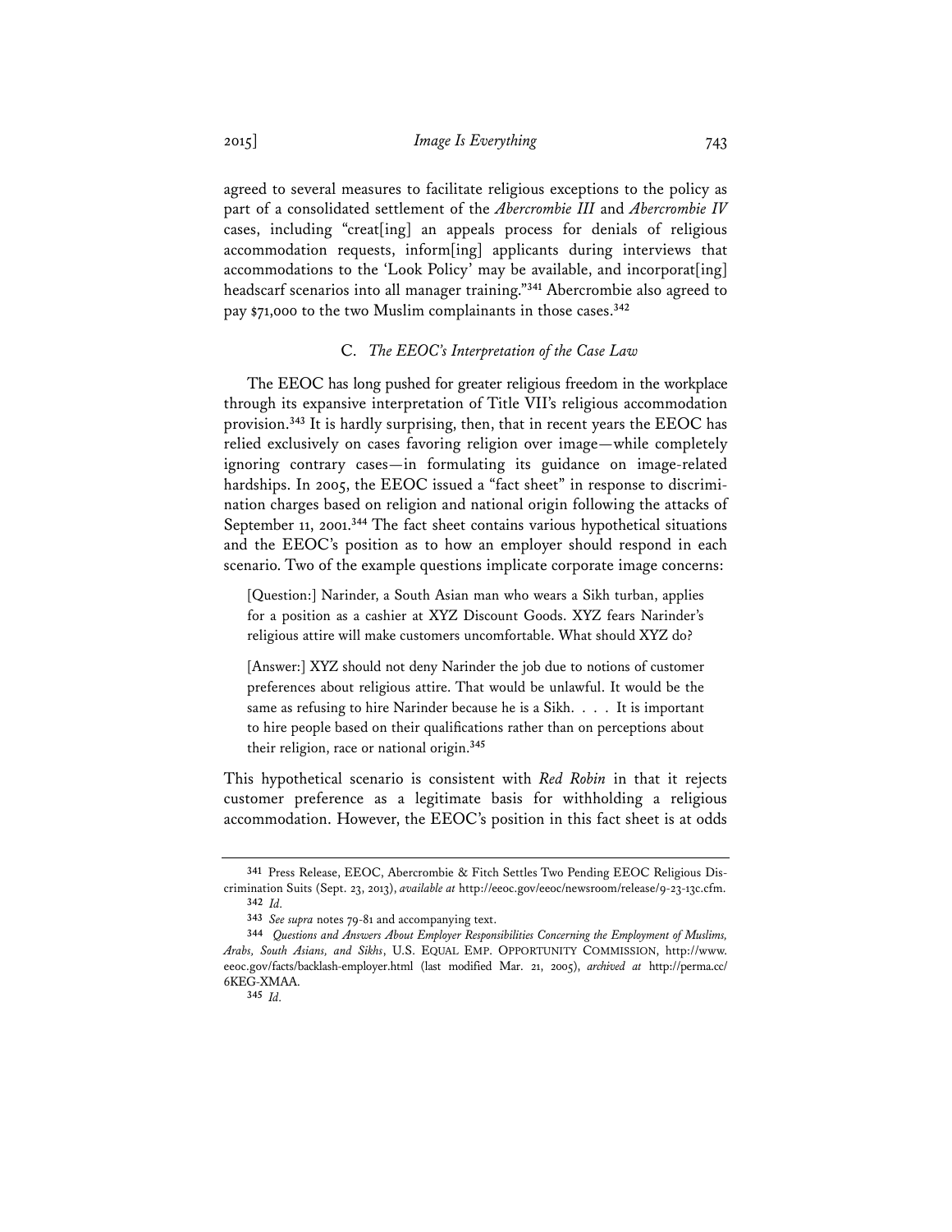agreed to several measures to facilitate religious exceptions to the policy as part of a consolidated settlement of the *Abercrombie III* and *Abercrombie IV* cases, including "creat[ing] an appeals process for denials of religious accommodation requests, inform[ing] applicants during interviews that accommodations to the 'Look Policy' may be available, and incorporat[ing] headscarf scenarios into all manager training."[341] Abercrombie also agreed to pay $71,000 to the two Muslim complainants in those cases.[342]

### C. *The EEOC's Interpretation of the Case Law*

The EEOC has long pushed for greater religious freedom in the workplace through its expansive interpretation of Title VII's religious accommodation provision.[343] It is hardly surprising, then, that in recent years the EEOC has relied exclusively on cases favoring religion over image—while completely ignoring contrary cases—in formulating its guidance on image-related hardships. In 2005, the EEOC issued a "fact sheet" in response to discrimination charges based on religion and national origin following the attacks of September 11, 2001.[344] The fact sheet contains various hypothetical situations and the EEOC's position as to how an employer should respond in each scenario. Two of the example questions implicate corporate image concerns:

> [Question:] Narinder, a South Asian man who wears a Sikh turban, applies for a position as a cashier at XYZ Discount Goods. XYZ fears Narinder's religious attire will make customers uncomfortable. What should XYZ do?
>
> [Answer:] XYZ should not deny Narinder the job due to notions of customer preferences about religious attire. That would be unlawful. It would be the same as refusing to hire Narinder because he is a Sikh. . . . It is important to hire people based on their qualifications rather than on perceptions about their religion, race or national origin.[345]

This hypothetical scenario is consistent with *Red Robin* in that it rejects customer preference as a legitimate basis for withholding a religious accommodation. However, the EEOC's position in this fact sheet is at odds

---

[341] Press Release, EEOC, Abercrombie & Fitch Settles Two Pending EEOC Religious Discrimination Suits (Sept. 23, 2013), *available at* http://eeoc.gov/eeoc/newsroom/release/9-23-13c.cfm.

[342] *Id.*

[343] *See supra* notes 79-81 and accompanying text.

[344] *Questions and Answers About Employer Responsibilities Concerning the Employment of Muslims, Arabs, South Asians, and Sikhs*, U.S. EQUAL EMP. OPPORTUNITY COMMISSION, http://www.eeoc.gov/facts/backlash-employer.html (last modified Mar. 21, 2005), *archived at* http://perma.cc/6KEG-XMAA.

[345] *Id.*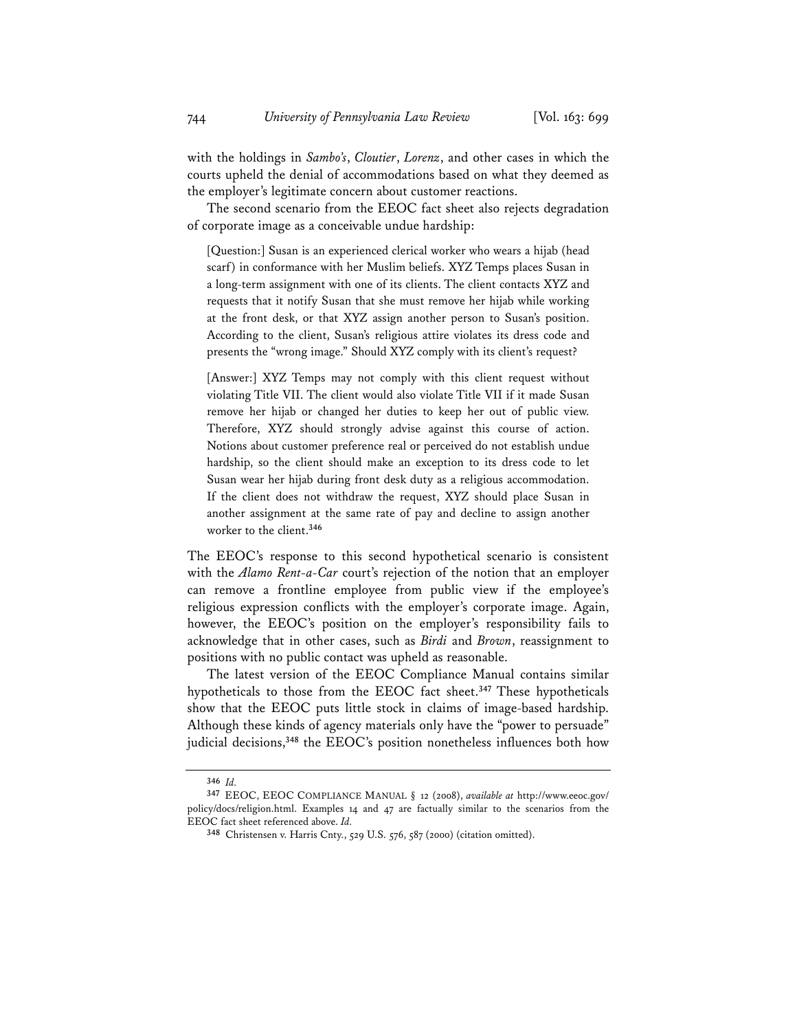with the holdings in *Sambo's*, *Cloutier*, *Lorenz*, and other cases in which the courts upheld the denial of accommodations based on what they deemed as the employer's legitimate concern about customer reactions.

The second scenario from the EEOC fact sheet also rejects degradation of corporate image as a conceivable undue hardship:

> [Question:] Susan is an experienced clerical worker who wears a hijab (head scarf) in conformance with her Muslim beliefs. XYZ Temps places Susan in a long-term assignment with one of its clients. The client contacts XYZ and requests that it notify Susan that she must remove her hijab while working at the front desk, or that XYZ assign another person to Susan's position. According to the client, Susan's religious attire violates its dress code and presents the "wrong image." Should XYZ comply with its client's request?
>
> [Answer:] XYZ Temps may not comply with this client request without violating Title VII. The client would also violate Title VII if it made Susan remove her hijab or changed her duties to keep her out of public view. Therefore, XYZ should strongly advise against this course of action. Notions about customer preference real or perceived do not establish undue hardship, so the client should make an exception to its dress code to let Susan wear her hijab during front desk duty as a religious accommodation. If the client does not withdraw the request, XYZ should place Susan in another assignment at the same rate of pay and decline to assign another worker to the client.[346]

The EEOC's response to this second hypothetical scenario is consistent with the *Alamo Rent-a-Car* court's rejection of the notion that an employer can remove a frontline employee from public view if the employee's religious expression conflicts with the employer's corporate image. Again, however, the EEOC's position on the employer's responsibility fails to acknowledge that in other cases, such as *Birdi* and *Brown*, reassignment to positions with no public contact was upheld as reasonable.

The latest version of the EEOC Compliance Manual contains similar hypotheticals to those from the EEOC fact sheet.[347] These hypotheticals show that the EEOC puts little stock in claims of image-based hardship. Although these kinds of agency materials only have the "power to persuade" judicial decisions,[348] the EEOC's position nonetheless influences both how

---

[346] *Id.*

[347] EEOC, EEOC COMPLIANCE MANUAL § 12 (2008), *available at* http://www.eeoc.gov/policy/docs/religion.html. Examples 14 and 47 are factually similar to the scenarios from the EEOC fact sheet referenced above. *Id.*

[348] Christensen v. Harris Cnty., 529 U.S. 576, 587 (2000) (citation omitted).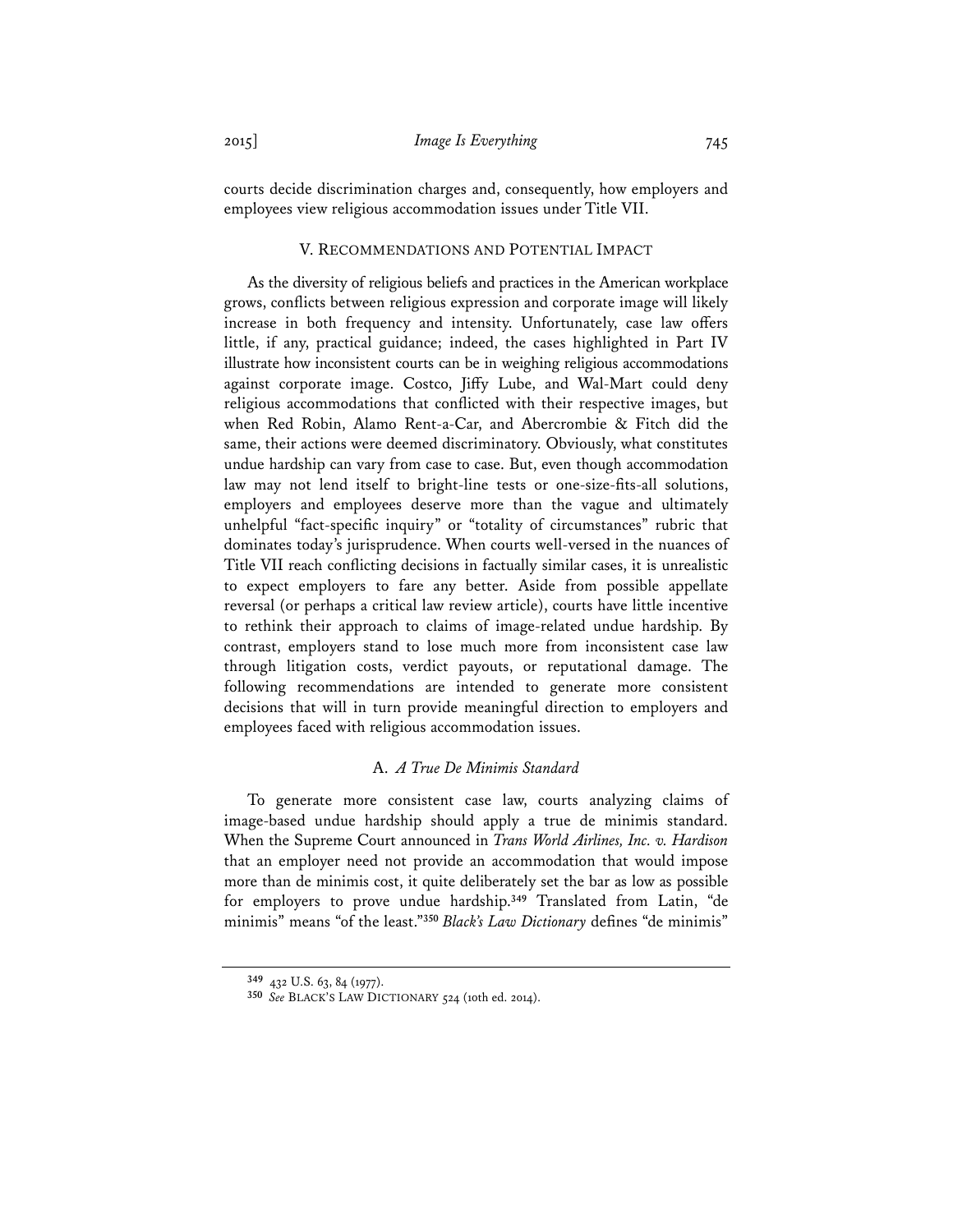courts decide discrimination charges and, consequently, how employers and employees view religious accommodation issues under Title VII.

## V. Recommendations and Potential Impact

As the diversity of religious beliefs and practices in the American workplace grows, conflicts between religious expression and corporate image will likely increase in both frequency and intensity. Unfortunately, case law offers little, if any, practical guidance; indeed, the cases highlighted in Part IV illustrate how inconsistent courts can be in weighing religious accommodations against corporate image. Costco, Jiffy Lube, and Wal-Mart could deny religious accommodations that conflicted with their respective images, but when Red Robin, Alamo Rent-a-Car, and Abercrombie & Fitch did the same, their actions were deemed discriminatory. Obviously, what constitutes undue hardship can vary from case to case. But, even though accommodation law may not lend itself to bright-line tests or one-size-fits-all solutions, employers and employees deserve more than the vague and ultimately unhelpful "fact-specific inquiry" or "totality of circumstances" rubric that dominates today's jurisprudence. When courts well-versed in the nuances of Title VII reach conflicting decisions in factually similar cases, it is unrealistic to expect employers to fare any better. Aside from possible appellate reversal (or perhaps a critical law review article), courts have little incentive to rethink their approach to claims of image-related undue hardship. By contrast, employers stand to lose much more from inconsistent case law through litigation costs, verdict payouts, or reputational damage. The following recommendations are intended to generate more consistent decisions that will in turn provide meaningful direction to employers and employees faced with religious accommodation issues.

### A. *A True De Minimis Standard*

To generate more consistent case law, courts analyzing claims of image-based undue hardship should apply a true de minimis standard. When the Supreme Court announced in *Trans World Airlines, Inc. v. Hardison* that an employer need not provide an accommodation that would impose more than de minimis cost, it quite deliberately set the bar as low as possible for employers to prove undue hardship.[349] Translated from Latin, "de minimis" means "of the least."[350] *Black's Law Dictionary* defines "de minimis"

---

[349] 432 U.S. 63, 84 (1977).

[350] *See* BLACK'S LAW DICTIONARY 524 (10th ed. 2014).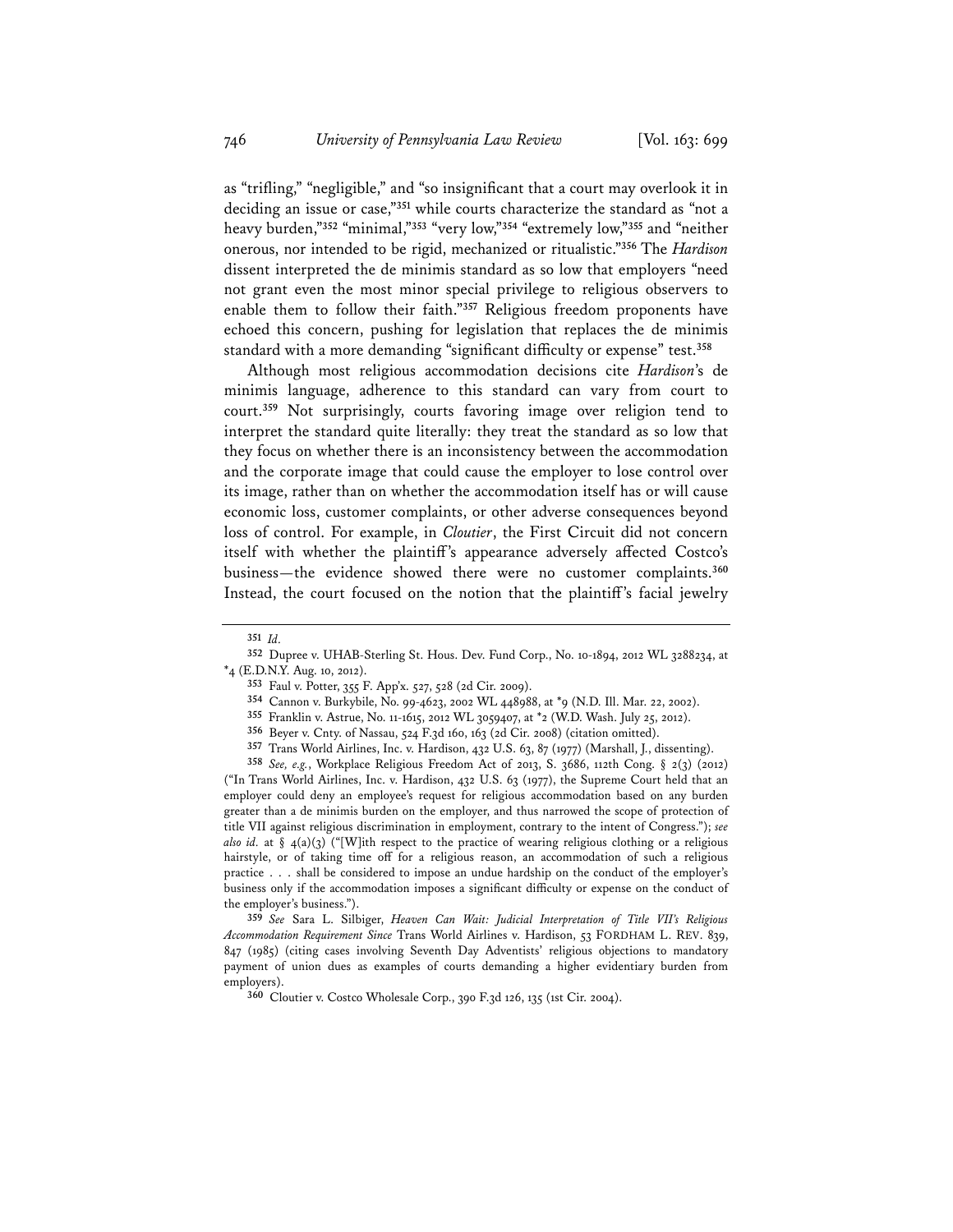as "trifling," "negligible," and "so insignificant that a court may overlook it in deciding an issue or case,"[351] while courts characterize the standard as "not a heavy burden,"[352] "minimal,"[353] "very low,"[354] "extremely low,"[355] and "neither onerous, nor intended to be rigid, mechanized or ritualistic."[356] The *Hardison* dissent interpreted the de minimis standard as so low that employers "need not grant even the most minor special privilege to religious observers to enable them to follow their faith."[357] Religious freedom proponents have echoed this concern, pushing for legislation that replaces the de minimis standard with a more demanding "significant difficulty or expense" test.[358]

Although most religious accommodation decisions cite *Hardison*'s de minimis language, adherence to this standard can vary from court to court.[359] Not surprisingly, courts favoring image over religion tend to interpret the standard quite literally: they treat the standard as so low that they focus on whether there is an inconsistency between the accommodation and the corporate image that could cause the employer to lose control over its image, rather than on whether the accommodation itself has or will cause economic loss, customer complaints, or other adverse consequences beyond loss of control. For example, in *Cloutier*, the First Circuit did not concern itself with whether the plaintiff's appearance adversely affected Costco's business—the evidence showed there were no customer complaints.[360] Instead, the court focused on the notion that the plaintiff's facial jewelry

---

351 *Id.*

352 Dupree v. UHAB-Sterling St. Hous. Dev. Fund Corp., No. 10-1894, 2012 WL 3288234, at *4 (E.D.N.Y. Aug. 10, 2012).

353 Faul v. Potter, 355 F. App'x. 527, 528 (2d Cir. 2009).

354 Cannon v. Burkybile, No. 99-4623, 2002 WL 448988, at *9 (N.D. Ill. Mar. 22, 2002).

355 Franklin v. Astrue, No. 11-1615, 2012 WL 3059407, at *2 (W.D. Wash. July 25, 2012).

356 Beyer v. Cnty. of Nassau, 524 F.3d 160, 163 (2d Cir. 2008) (citation omitted).

357 Trans World Airlines, Inc. v. Hardison, 432 U.S. 63, 87 (1977) (Marshall, J., dissenting).

358 *See, e.g.*, Workplace Religious Freedom Act of 2013, S. 3686, 112th Cong. § 2(3) (2012) ("In Trans World Airlines, Inc. v. Hardison, 432 U.S. 63 (1977), the Supreme Court held that an employer could deny an employee's request for religious accommodation based on any burden greater than a de minimis burden on the employer, and thus narrowed the scope of protection of title VII against religious discrimination in employment, contrary to the intent of Congress."); *see also id.* at § 4(a)(3) ("[W]ith respect to the practice of wearing religious clothing or a religious hairstyle, or of taking time off for a religious reason, an accommodation of such a religious practice . . . shall be considered to impose an undue hardship on the conduct of the employer's business only if the accommodation imposes a significant difficulty or expense on the conduct of the employer's business.").

359 *See* Sara L. Silbiger, *Heaven Can Wait: Judicial Interpretation of Title VII's Religious Accommodation Requirement Since* Trans World Airlines v. Hardison, 53 FORDHAM L. REV. 839, 847 (1985) (citing cases involving Seventh Day Adventists' religious objections to mandatory payment of union dues as examples of courts demanding a higher evidentiary burden from employers).

360 Cloutier v. Costco Wholesale Corp., 390 F.3d 126, 135 (1st Cir. 2004).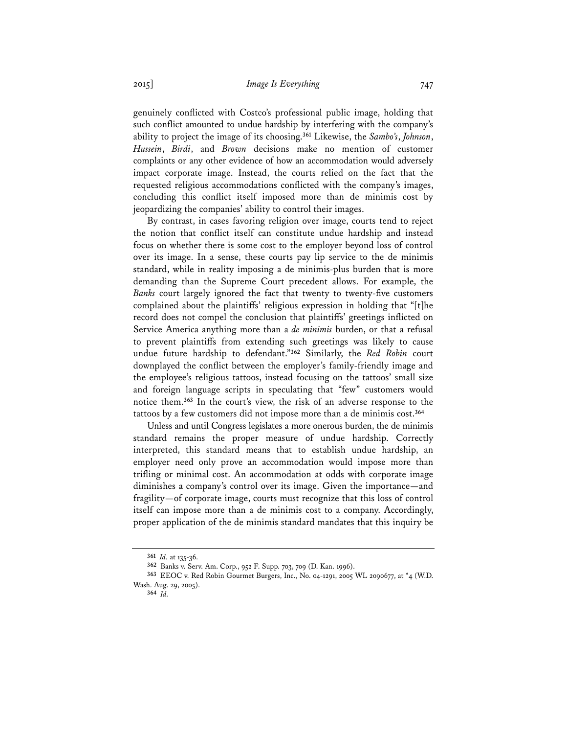genuinely conflicted with Costco's professional public image, holding that such conflict amounted to undue hardship by interfering with the company's ability to project the image of its choosing.[361] Likewise, the *Sambo's*, *Johnson*, *Hussein*, *Birdi*, and *Brown* decisions make no mention of customer complaints or any other evidence of how an accommodation would adversely impact corporate image. Instead, the courts relied on the fact that the requested religious accommodations conflicted with the company's images, concluding this conflict itself imposed more than de minimis cost by jeopardizing the companies' ability to control their images.

By contrast, in cases favoring religion over image, courts tend to reject the notion that conflict itself can constitute undue hardship and instead focus on whether there is some cost to the employer beyond loss of control over its image. In a sense, these courts pay lip service to the de minimis standard, while in reality imposing a de minimis-plus burden that is more demanding than the Supreme Court precedent allows. For example, the *Banks* court largely ignored the fact that twenty to twenty-five customers complained about the plaintiffs' religious expression in holding that "[t]he record does not compel the conclusion that plaintiffs' greetings inflicted on Service America anything more than a *de minimis* burden, or that a refusal to prevent plaintiffs from extending such greetings was likely to cause undue future hardship to defendant."[362] Similarly, the *Red Robin* court downplayed the conflict between the employer's family-friendly image and the employee's religious tattoos, instead focusing on the tattoos' small size and foreign language scripts in speculating that "few" customers would notice them.[363] In the court's view, the risk of an adverse response to the tattoos by a few customers did not impose more than a de minimis cost.[364]

Unless and until Congress legislates a more onerous burden, the de minimis standard remains the proper measure of undue hardship. Correctly interpreted, this standard means that to establish undue hardship, an employer need only prove an accommodation would impose more than trifling or minimal cost. An accommodation at odds with corporate image diminishes a company's control over its image. Given the importance—and fragility—of corporate image, courts must recognize that this loss of control itself can impose more than a de minimis cost to a company. Accordingly, proper application of the de minimis standard mandates that this inquiry be

---

[361] *Id.* at 135-36.

[362] Banks v. Serv. Am. Corp., 952 F. Supp. 703, 709 (D. Kan. 1996).

[363] EEOC v. Red Robin Gourmet Burgers, Inc., No. 04-1291, 2005 WL 2090677, at *4 (W.D. Wash. Aug. 29, 2005).

[364] *Id.*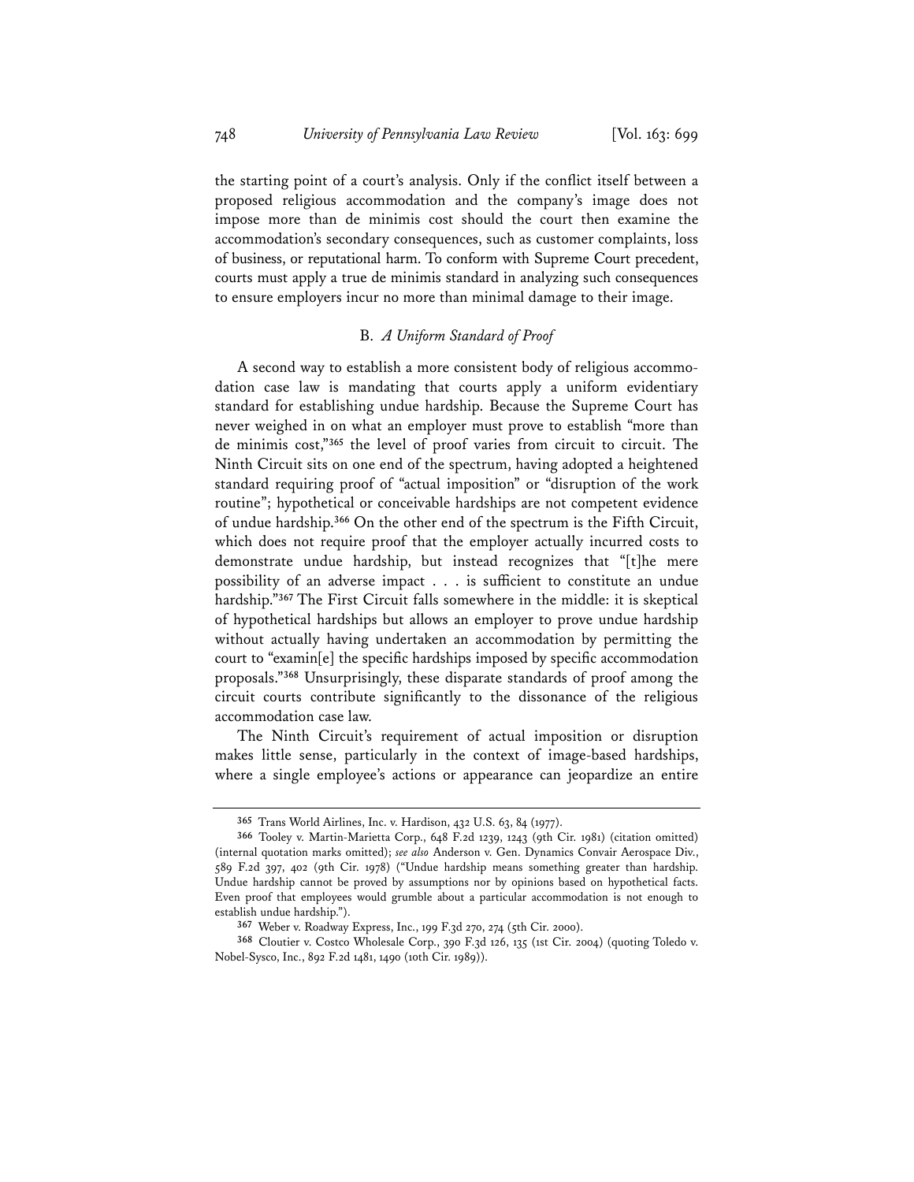the starting point of a court's analysis. Only if the conflict itself between a proposed religious accommodation and the company's image does not impose more than de minimis cost should the court then examine the accommodation's secondary consequences, such as customer complaints, loss of business, or reputational harm. To conform with Supreme Court precedent, courts must apply a true de minimis standard in analyzing such consequences to ensure employers incur no more than minimal damage to their image.

### B. *A Uniform Standard of Proof*

A second way to establish a more consistent body of religious accommodation case law is mandating that courts apply a uniform evidentiary standard for establishing undue hardship. Because the Supreme Court has never weighed in on what an employer must prove to establish "more than de minimis cost,"[365] the level of proof varies from circuit to circuit. The Ninth Circuit sits on one end of the spectrum, having adopted a heightened standard requiring proof of "actual imposition" or "disruption of the work routine"; hypothetical or conceivable hardships are not competent evidence of undue hardship.[366] On the other end of the spectrum is the Fifth Circuit, which does not require proof that the employer actually incurred costs to demonstrate undue hardship, but instead recognizes that "[t]he mere possibility of an adverse impact . . . is sufficient to constitute an undue hardship."[367] The First Circuit falls somewhere in the middle: it is skeptical of hypothetical hardships but allows an employer to prove undue hardship without actually having undertaken an accommodation by permitting the court to "examin[e] the specific hardships imposed by specific accommodation proposals."[368] Unsurprisingly, these disparate standards of proof among the circuit courts contribute significantly to the dissonance of the religious accommodation case law.

The Ninth Circuit's requirement of actual imposition or disruption makes little sense, particularly in the context of image-based hardships, where a single employee's actions or appearance can jeopardize an entire

---

[365] Trans World Airlines, Inc. v. Hardison, 432 U.S. 63, 84 (1977).

[366] Tooley v. Martin-Marietta Corp., 648 F.2d 1239, 1243 (9th Cir. 1981) (citation omitted) (internal quotation marks omitted); *see also* Anderson v. Gen. Dynamics Convair Aerospace Div., 589 F.2d 397, 402 (9th Cir. 1978) ("Undue hardship means something greater than hardship. Undue hardship cannot be proved by assumptions nor by opinions based on hypothetical facts. Even proof that employees would grumble about a particular accommodation is not enough to establish undue hardship.").

[367] Weber v. Roadway Express, Inc., 199 F.3d 270, 274 (5th Cir. 2000).

[368] Cloutier v. Costco Wholesale Corp., 390 F.3d 126, 135 (1st Cir. 2004) (quoting Toledo v. Nobel-Sysco, Inc., 892 F.2d 1481, 1490 (10th Cir. 1989)).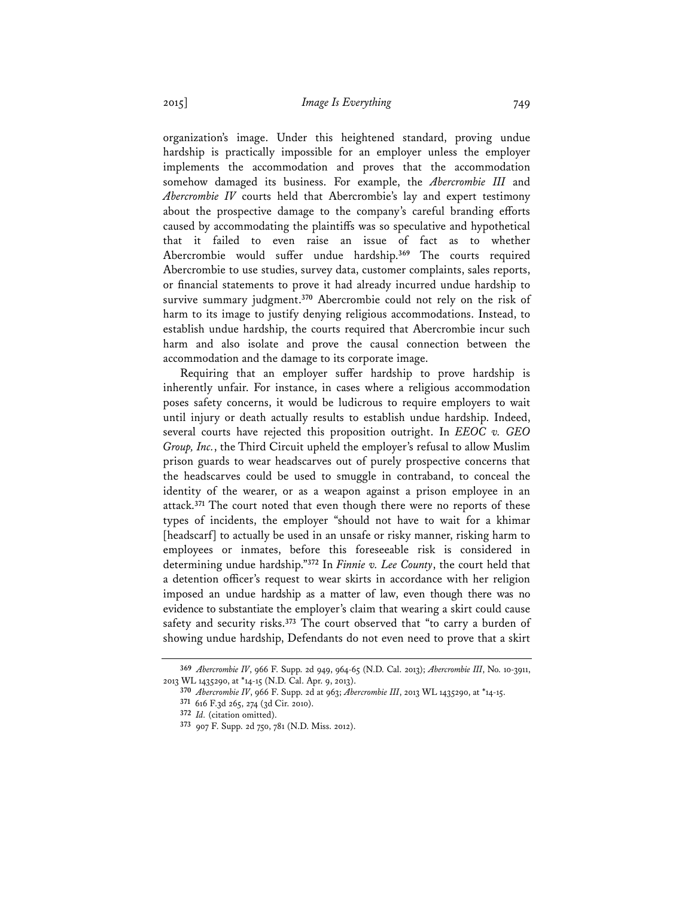organization's image. Under this heightened standard, proving undue hardship is practically impossible for an employer unless the employer implements the accommodation and proves that the accommodation somehow damaged its business. For example, the *Abercrombie III* and *Abercrombie IV* courts held that Abercrombie's lay and expert testimony about the prospective damage to the company's careful branding efforts caused by accommodating the plaintiffs was so speculative and hypothetical that it failed to even raise an issue of fact as to whether Abercrombie would suffer undue hardship.[369] The courts required Abercrombie to use studies, survey data, customer complaints, sales reports, or financial statements to prove it had already incurred undue hardship to survive summary judgment.[370] Abercrombie could not rely on the risk of harm to its image to justify denying religious accommodations. Instead, to establish undue hardship, the courts required that Abercrombie incur such harm and also isolate and prove the causal connection between the accommodation and the damage to its corporate image.

Requiring that an employer suffer hardship to prove hardship is inherently unfair. For instance, in cases where a religious accommodation poses safety concerns, it would be ludicrous to require employers to wait until injury or death actually results to establish undue hardship. Indeed, several courts have rejected this proposition outright. In *EEOC v. GEO Group, Inc.*, the Third Circuit upheld the employer's refusal to allow Muslim prison guards to wear headscarves out of purely prospective concerns that the headscarves could be used to smuggle in contraband, to conceal the identity of the wearer, or as a weapon against a prison employee in an attack.[371] The court noted that even though there were no reports of these types of incidents, the employer "should not have to wait for a khimar [headscarf] to actually be used in an unsafe or risky manner, risking harm to employees or inmates, before this foreseeable risk is considered in determining undue hardship."[372] In *Finnie v. Lee County*, the court held that a detention officer's request to wear skirts in accordance with her religion imposed an undue hardship as a matter of law, even though there was no evidence to substantiate the employer's claim that wearing a skirt could cause safety and security risks.[373] The court observed that "to carry a burden of showing undue hardship, Defendants do not even need to prove that a skirt

---

[369] *Abercrombie IV*, 966 F. Supp. 2d 949, 964-65 (N.D. Cal. 2013); *Abercrombie III*, No. 10-3911, 2013 WL 1435290, at *14-15 (N.D. Cal. Apr. 9, 2013).

[370] *Abercrombie IV*, 966 F. Supp. 2d at 963; *Abercrombie III*, 2013 WL 1435290, at *14-15.

[371] 616 F.3d 265, 274 (3d Cir. 2010).

[372] *Id.* (citation omitted).

[373] 907 F. Supp. 2d 750, 781 (N.D. Miss. 2012).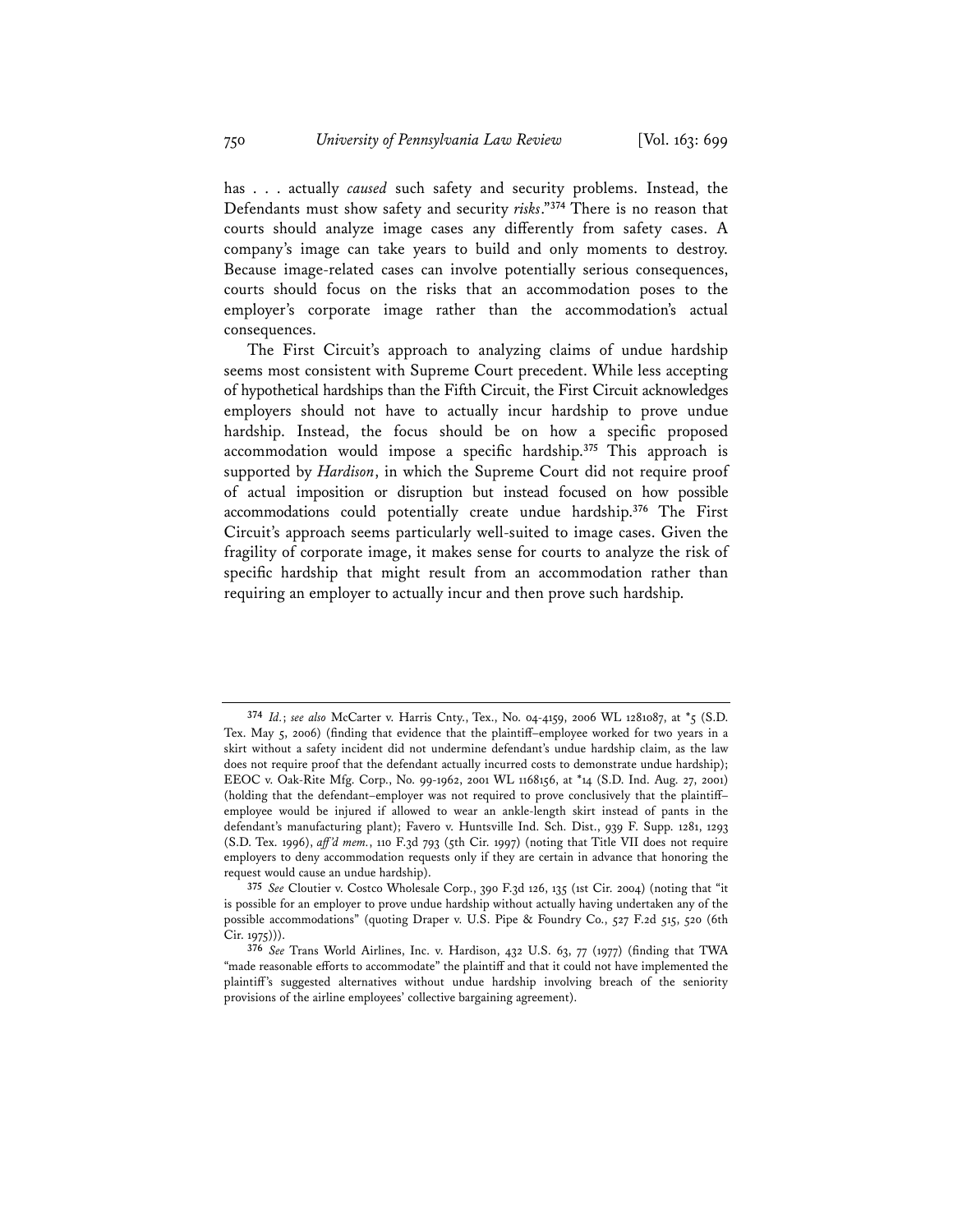has . . . actually *caused* such safety and security problems. Instead, the Defendants must show safety and security *risks*."[374] There is no reason that courts should analyze image cases any differently from safety cases. A company's image can take years to build and only moments to destroy. Because image-related cases can involve potentially serious consequences, courts should focus on the risks that an accommodation poses to the employer's corporate image rather than the accommodation's actual consequences.

The First Circuit's approach to analyzing claims of undue hardship seems most consistent with Supreme Court precedent. While less accepting of hypothetical hardships than the Fifth Circuit, the First Circuit acknowledges employers should not have to actually incur hardship to prove undue hardship. Instead, the focus should be on how a specific proposed accommodation would impose a specific hardship.[375] This approach is supported by *Hardison*, in which the Supreme Court did not require proof of actual imposition or disruption but instead focused on how possible accommodations could potentially create undue hardship.[376] The First Circuit's approach seems particularly well-suited to image cases. Given the fragility of corporate image, it makes sense for courts to analyze the risk of specific hardship that might result from an accommodation rather than requiring an employer to actually incur and then prove such hardship.

---

[374] *Id.*; *see also* McCarter v. Harris Cnty., Tex., No. 04-4159, 2006 WL 1281087, at *5 (S.D. Tex. May 5, 2006) (finding that evidence that the plaintiff–employee worked for two years in a skirt without a safety incident did not undermine defendant's undue hardship claim, as the law does not require proof that the defendant actually incurred costs to demonstrate undue hardship); EEOC v. Oak-Rite Mfg. Corp., No. 99-1962, 2001 WL 1168156, at *14 (S.D. Ind. Aug. 27, 2001) (holding that the defendant–employer was not required to prove conclusively that the plaintiff–employee would be injured if allowed to wear an ankle-length skirt instead of pants in the defendant's manufacturing plant); Favero v. Huntsville Ind. Sch. Dist., 939 F. Supp. 1281, 1293 (S.D. Tex. 1996), *aff'd mem.*, 110 F.3d 793 (5th Cir. 1997) (noting that Title VII does not require employers to deny accommodation requests only if they are certain in advance that honoring the request would cause an undue hardship).

[375] *See* Cloutier v. Costco Wholesale Corp., 390 F.3d 126, 135 (1st Cir. 2004) (noting that "it is possible for an employer to prove undue hardship without actually having undertaken any of the possible accommodations" (quoting Draper v. U.S. Pipe & Foundry Co., 527 F.2d 515, 520 (6th Cir. 1975))).

[376] *See* Trans World Airlines, Inc. v. Hardison, 432 U.S. 63, 77 (1977) (finding that TWA "made reasonable efforts to accommodate" the plaintiff and that it could not have implemented the plaintiff's suggested alternatives without undue hardship involving breach of the seniority provisions of the airline employees' collective bargaining agreement).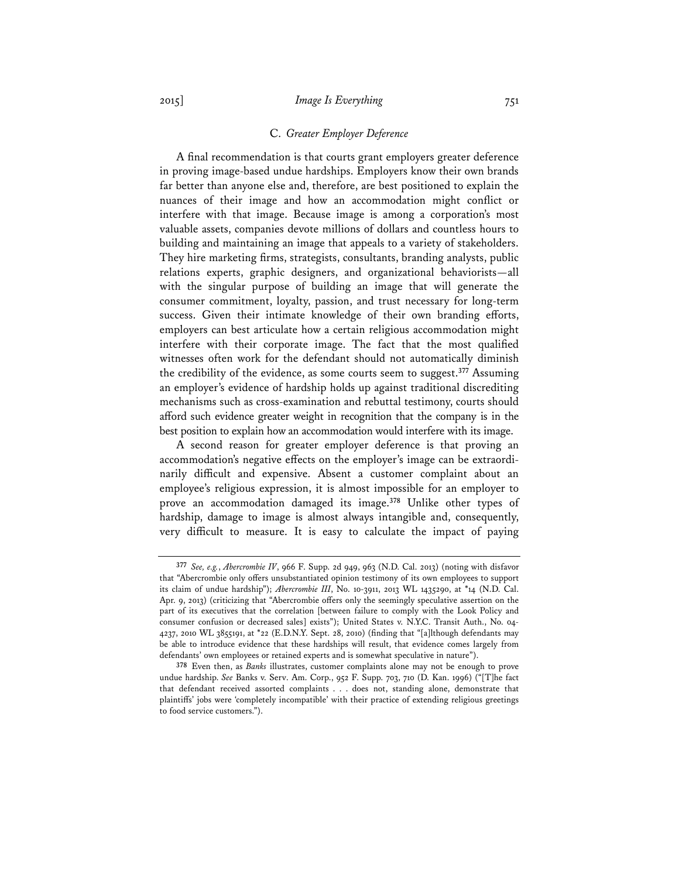### C. *Greater Employer Deference*

A final recommendation is that courts grant employers greater deference in proving image-based undue hardships. Employers know their own brands far better than anyone else and, therefore, are best positioned to explain the nuances of their image and how an accommodation might conflict or interfere with that image. Because image is among a corporation's most valuable assets, companies devote millions of dollars and countless hours to building and maintaining an image that appeals to a variety of stakeholders. They hire marketing firms, strategists, consultants, branding analysts, public relations experts, graphic designers, and organizational behaviorists—all with the singular purpose of building an image that will generate the consumer commitment, loyalty, passion, and trust necessary for long-term success. Given their intimate knowledge of their own branding efforts, employers can best articulate how a certain religious accommodation might interfere with their corporate image. The fact that the most qualified witnesses often work for the defendant should not automatically diminish the credibility of the evidence, as some courts seem to suggest.[377] Assuming an employer's evidence of hardship holds up against traditional discrediting mechanisms such as cross-examination and rebuttal testimony, courts should afford such evidence greater weight in recognition that the company is in the best position to explain how an accommodation would interfere with its image.

A second reason for greater employer deference is that proving an accommodation's negative effects on the employer's image can be extraordinarily difficult and expensive. Absent a customer complaint about an employee's religious expression, it is almost impossible for an employer to prove an accommodation damaged its image.[378] Unlike other types of hardship, damage to image is almost always intangible and, consequently, very difficult to measure. It is easy to calculate the impact of paying

---

[377] *See, e.g.*, *Abercrombie IV*, 966 F. Supp. 2d 949, 963 (N.D. Cal. 2013) (noting with disfavor that "Abercrombie only offers unsubstantiated opinion testimony of its own employees to support its claim of undue hardship"); *Abercrombie III*, No. 10-3911, 2013 WL 1435290, at *14 (N.D. Cal. Apr. 9, 2013) (criticizing that "Abercrombie offers only the seemingly speculative assertion on the part of its executives that the correlation [between failure to comply with the Look Policy and consumer confusion or decreased sales] exists"); United States v. N.Y.C. Transit Auth., No. 04-4237, 2010 WL 3855191, at *22 (E.D.N.Y. Sept. 28, 2010) (finding that "[a]lthough defendants may be able to introduce evidence that these hardships will result, that evidence comes largely from defendants' own employees or retained experts and is somewhat speculative in nature").

[378] Even then, as *Banks* illustrates, customer complaints alone may not be enough to prove undue hardship. *See* Banks v. Serv. Am. Corp., 952 F. Supp. 703, 710 (D. Kan. 1996) ("[T]he fact that defendant received assorted complaints . . . does not, standing alone, demonstrate that plaintiffs' jobs were 'completely incompatible' with their practice of extending religious greetings to food service customers.").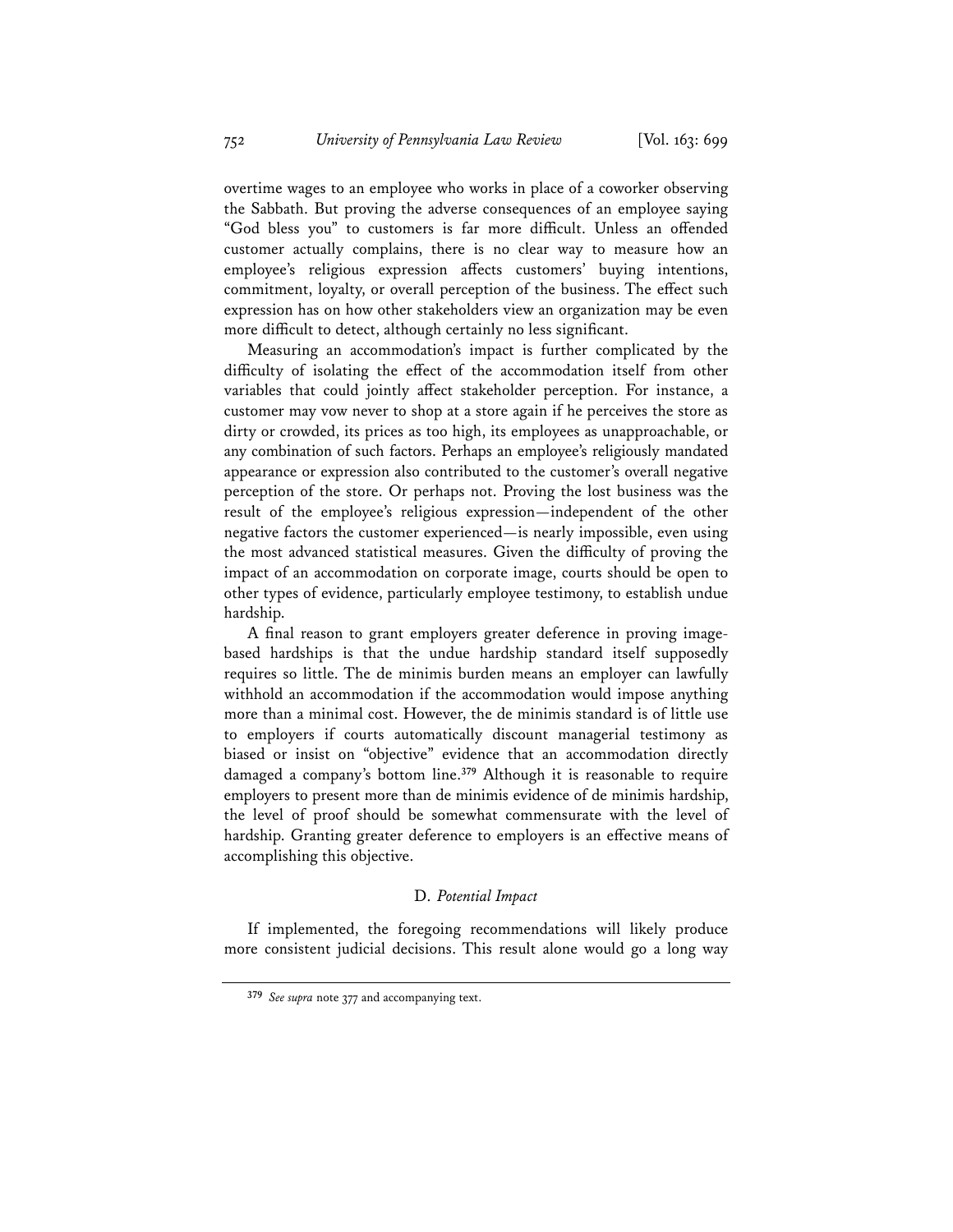overtime wages to an employee who works in place of a coworker observing the Sabbath. But proving the adverse consequences of an employee saying "God bless you" to customers is far more difficult. Unless an offended customer actually complains, there is no clear way to measure how an employee's religious expression affects customers' buying intentions, commitment, loyalty, or overall perception of the business. The effect such expression has on how other stakeholders view an organization may be even more difficult to detect, although certainly no less significant.

Measuring an accommodation's impact is further complicated by the difficulty of isolating the effect of the accommodation itself from other variables that could jointly affect stakeholder perception. For instance, a customer may vow never to shop at a store again if he perceives the store as dirty or crowded, its prices as too high, its employees as unapproachable, or any combination of such factors. Perhaps an employee's religiously mandated appearance or expression also contributed to the customer's overall negative perception of the store. Or perhaps not. Proving the lost business was the result of the employee's religious expression—independent of the other negative factors the customer experienced—is nearly impossible, even using the most advanced statistical measures. Given the difficulty of proving the impact of an accommodation on corporate image, courts should be open to other types of evidence, particularly employee testimony, to establish undue hardship.

A final reason to grant employers greater deference in proving image-based hardships is that the undue hardship standard itself supposedly requires so little. The de minimis burden means an employer can lawfully withhold an accommodation if the accommodation would impose anything more than a minimal cost. However, the de minimis standard is of little use to employers if courts automatically discount managerial testimony as biased or insist on "objective" evidence that an accommodation directly damaged a company's bottom line.[379] Although it is reasonable to require employers to present more than de minimis evidence of de minimis hardship, the level of proof should be somewhat commensurate with the level of hardship. Granting greater deference to employers is an effective means of accomplishing this objective.

### D. *Potential Impact*

If implemented, the foregoing recommendations will likely produce more consistent judicial decisions. This result alone would go a long way

---

[379] *See supra* note 377 and accompanying text.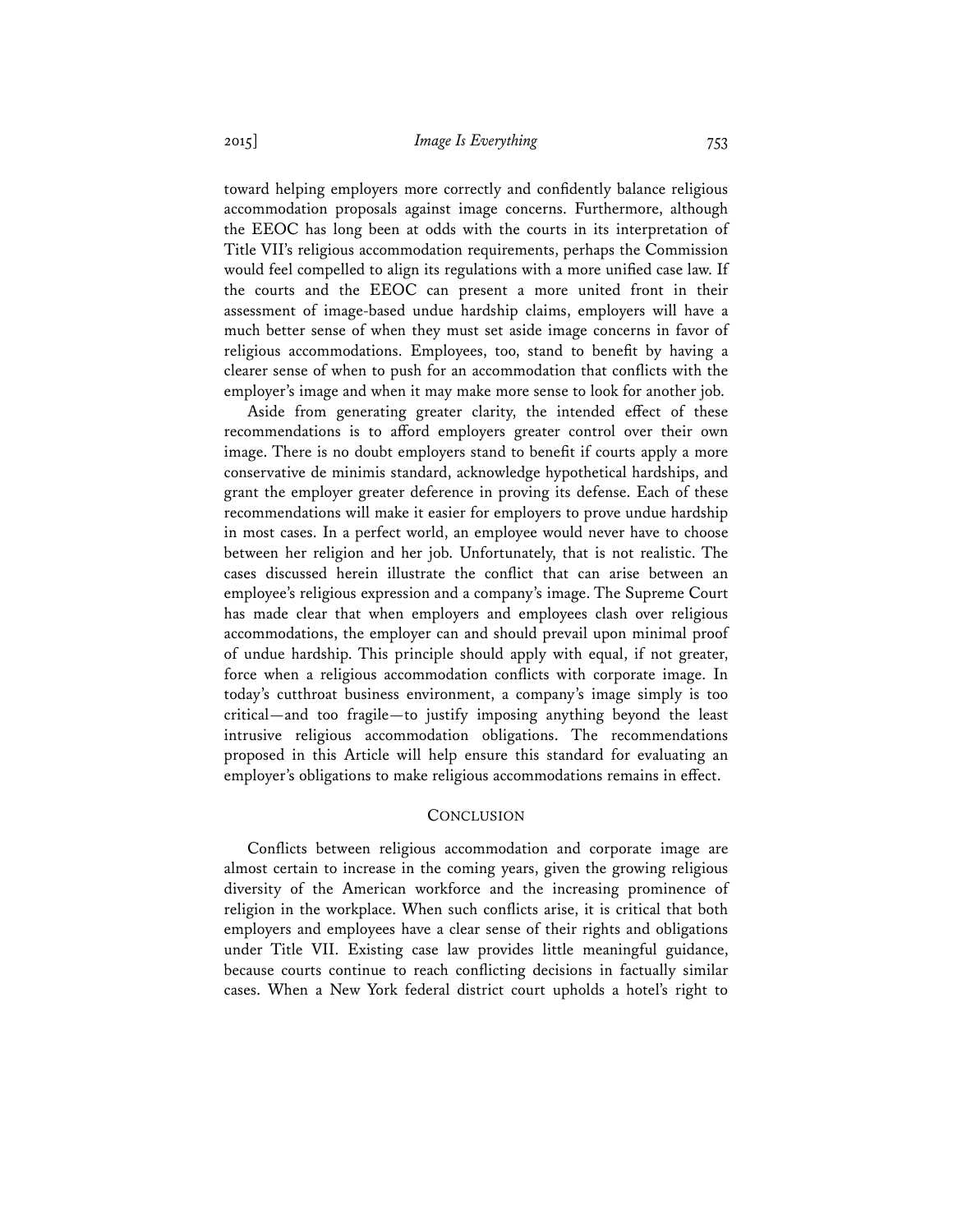toward helping employers more correctly and confidently balance religious accommodation proposals against image concerns. Furthermore, although the EEOC has long been at odds with the courts in its interpretation of Title VII's religious accommodation requirements, perhaps the Commission would feel compelled to align its regulations with a more unified case law. If the courts and the EEOC can present a more united front in their assessment of image-based undue hardship claims, employers will have a much better sense of when they must set aside image concerns in favor of religious accommodations. Employees, too, stand to benefit by having a clearer sense of when to push for an accommodation that conflicts with the employer's image and when it may make more sense to look for another job.

Aside from generating greater clarity, the intended effect of these recommendations is to afford employers greater control over their own image. There is no doubt employers stand to benefit if courts apply a more conservative de minimis standard, acknowledge hypothetical hardships, and grant the employer greater deference in proving its defense. Each of these recommendations will make it easier for employers to prove undue hardship in most cases. In a perfect world, an employee would never have to choose between her religion and her job. Unfortunately, that is not realistic. The cases discussed herein illustrate the conflict that can arise between an employee's religious expression and a company's image. The Supreme Court has made clear that when employers and employees clash over religious accommodations, the employer can and should prevail upon minimal proof of undue hardship. This principle should apply with equal, if not greater, force when a religious accommodation conflicts with corporate image. In today's cutthroat business environment, a company's image simply is too critical—and too fragile—to justify imposing anything beyond the least intrusive religious accommodation obligations. The recommendations proposed in this Article will help ensure this standard for evaluating an employer's obligations to make religious accommodations remains in effect.

## CONCLUSION

Conflicts between religious accommodation and corporate image are almost certain to increase in the coming years, given the growing religious diversity of the American workforce and the increasing prominence of religion in the workplace. When such conflicts arise, it is critical that both employers and employees have a clear sense of their rights and obligations under Title VII. Existing case law provides little meaningful guidance, because courts continue to reach conflicting decisions in factually similar cases. When a New York federal district court upholds a hotel's right to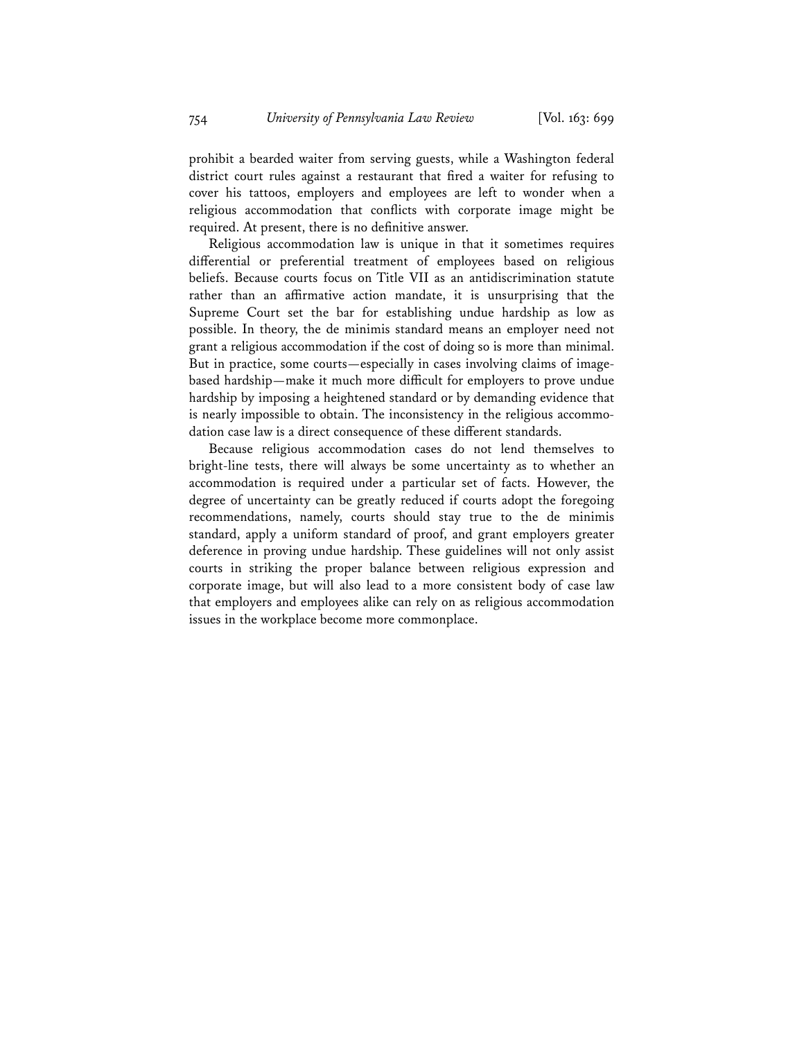prohibit a bearded waiter from serving guests, while a Washington federal district court rules against a restaurant that fired a waiter for refusing to cover his tattoos, employers and employees are left to wonder when a religious accommodation that conflicts with corporate image might be required. At present, there is no definitive answer.

Religious accommodation law is unique in that it sometimes requires differential or preferential treatment of employees based on religious beliefs. Because courts focus on Title VII as an antidiscrimination statute rather than an affirmative action mandate, it is unsurprising that the Supreme Court set the bar for establishing undue hardship as low as possible. In theory, the de minimis standard means an employer need not grant a religious accommodation if the cost of doing so is more than minimal. But in practice, some courts—especially in cases involving claims of image-based hardship—make it much more difficult for employers to prove undue hardship by imposing a heightened standard or by demanding evidence that is nearly impossible to obtain. The inconsistency in the religious accommodation case law is a direct consequence of these different standards.

Because religious accommodation cases do not lend themselves to bright-line tests, there will always be some uncertainty as to whether an accommodation is required under a particular set of facts. However, the degree of uncertainty can be greatly reduced if courts adopt the foregoing recommendations, namely, courts should stay true to the de minimis standard, apply a uniform standard of proof, and grant employers greater deference in proving undue hardship. These guidelines will not only assist courts in striking the proper balance between religious expression and corporate image, but will also lead to a more consistent body of case law that employers and employees alike can rely on as religious accommodation issues in the workplace become more commonplace.